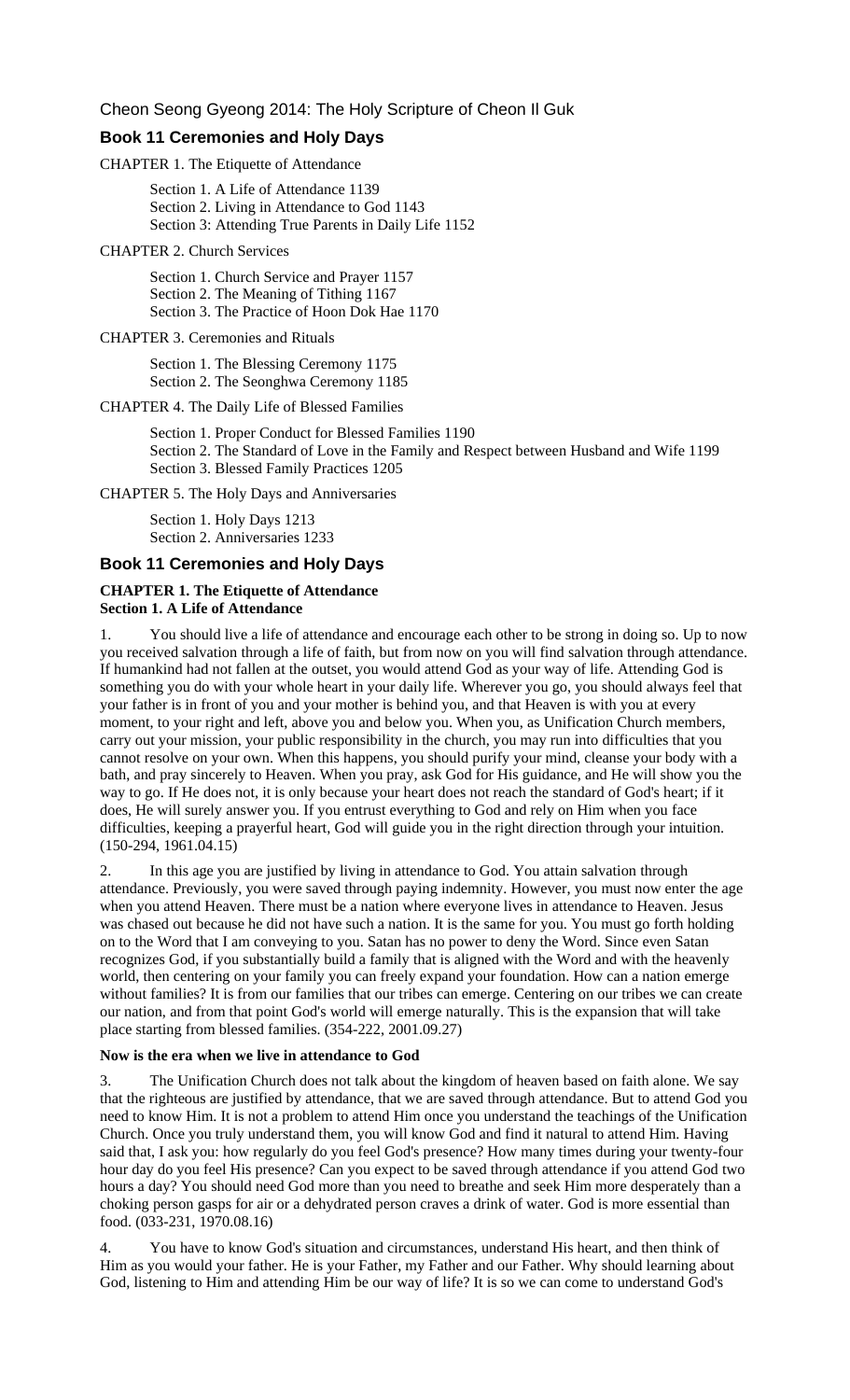Cheon Seong Gyeong 2014: The Holy Scripture of Cheon Il Guk

## Book 11 Ceremonies and Holy Days

CHAPTER 1. The Etiquette of Attendance

Section 1. A Life of Attendance 1139
Section 2. Living in Attendance to God 1143
Section 3: Attending True Parents in Daily Life 1152

CHAPTER 2. Church Services

Section 1. Church Service and Prayer 1157
Section 2. The Meaning of Tithing 1167
Section 3. The Practice of Hoon Dok Hae 1170

CHAPTER 3. Ceremonies and Rituals

Section 1. The Blessing Ceremony 1175
Section 2. The Seonghwa Ceremony 1185

CHAPTER 4. The Daily Life of Blessed Families

Section 1. Proper Conduct for Blessed Families 1190
Section 2. The Standard of Love in the Family and Respect between Husband and Wife 1199
Section 3. Blessed Family Practices 1205

CHAPTER 5. The Holy Days and Anniversaries

Section 1. Holy Days 1213
Section 2. Anniversaries 1233

## Book 11 Ceremonies and Holy Days

**CHAPTER 1. The Etiquette of Attendance**
**Section 1. A Life of Attendance**

1. You should live a life of attendance and encourage each other to be strong in doing so. Up to now you received salvation through a life of faith, but from now on you will find salvation through attendance. If humankind had not fallen at the outset, you would attend God as your way of life. Attending God is something you do with your whole heart in your daily life. Wherever you go, you should always feel that your father is in front of you and your mother is behind you, and that Heaven is with you at every moment, to your right and left, above you and below you. When you, as Unification Church members, carry out your mission, your public responsibility in the church, you may run into difficulties that you cannot resolve on your own. When this happens, you should purify your mind, cleanse your body with a bath, and pray sincerely to Heaven. When you pray, ask God for His guidance, and He will show you the way to go. If He does not, it is only because your heart does not reach the standard of God's heart; if it does, He will surely answer you. If you entrust everything to God and rely on Him when you face difficulties, keeping a prayerful heart, God will guide you in the right direction through your intuition. (150-294, 1961.04.15)

2. In this age you are justified by living in attendance to God. You attain salvation through attendance. Previously, you were saved through paying indemnity. However, you must now enter the age when you attend Heaven. There must be a nation where everyone lives in attendance to Heaven. Jesus was chased out because he did not have such a nation. It is the same for you. You must go forth holding on to the Word that I am conveying to you. Satan has no power to deny the Word. Since even Satan recognizes God, if you substantially build a family that is aligned with the Word and with the heavenly world, then centering on your family you can freely expand your foundation. How can a nation emerge without families? It is from our families that our tribes can emerge. Centering on our tribes we can create our nation, and from that point God's world will emerge naturally. This is the expansion that will take place starting from blessed families. (354-222, 2001.09.27)

**Now is the era when we live in attendance to God**

3. The Unification Church does not talk about the kingdom of heaven based on faith alone. We say that the righteous are justified by attendance, that we are saved through attendance. But to attend God you need to know Him. It is not a problem to attend Him once you understand the teachings of the Unification Church. Once you truly understand them, you will know God and find it natural to attend Him. Having said that, I ask you: how regularly do you feel God's presence? How many times during your twenty-four hour day do you feel His presence? Can you expect to be saved through attendance if you attend God two hours a day? You should need God more than you need to breathe and seek Him more desperately than a choking person gasps for air or a dehydrated person craves a drink of water. God is more essential than food. (033-231, 1970.08.16)

4. You have to know God's situation and circumstances, understand His heart, and then think of Him as you would your father. He is your Father, my Father and our Father. Why should learning about God, listening to Him and attending Him be our way of life? It is so we can come to understand God's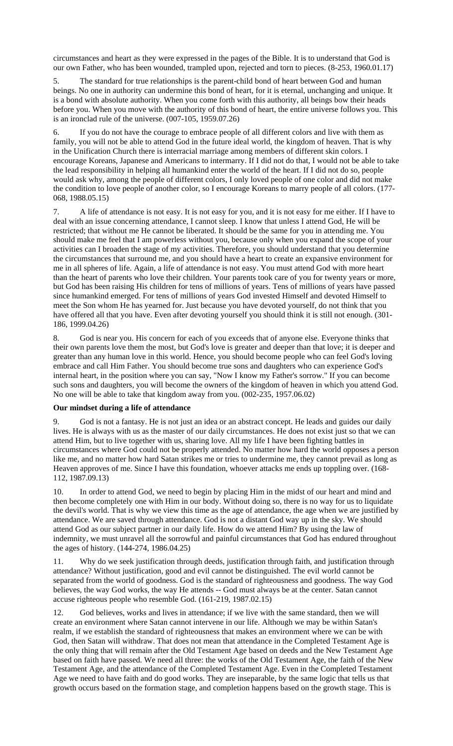circumstances and heart as they were expressed in the pages of the Bible. It is to understand that God is our own Father, who has been wounded, trampled upon, rejected and torn to pieces. (8-253, 1960.01.17)

5. The standard for true relationships is the parent-child bond of heart between God and human beings. No one in authority can undermine this bond of heart, for it is eternal, unchanging and unique. It is a bond with absolute authority. When you come forth with this authority, all beings bow their heads before you. When you move with the authority of this bond of heart, the entire universe follows you. This is an ironclad rule of the universe. (007-105, 1959.07.26)

6. If you do not have the courage to embrace people of all different colors and live with them as family, you will not be able to attend God in the future ideal world, the kingdom of heaven. That is why in the Unification Church there is interracial marriage among members of different skin colors. I encourage Koreans, Japanese and Americans to intermarry. If I did not do that, I would not be able to take the lead responsibility in helping all humankind enter the world of the heart. If I did not do so, people would ask why, among the people of different colors, I only loved people of one color and did not make the condition to love people of another color, so I encourage Koreans to marry people of all colors. (177-068, 1988.05.15)

7. A life of attendance is not easy. It is not easy for you, and it is not easy for me either. If I have to deal with an issue concerning attendance, I cannot sleep. I know that unless I attend God, He will be restricted; that without me He cannot be liberated. It should be the same for you in attending me. You should make me feel that I am powerless without you, because only when you expand the scope of your activities can I broaden the stage of my activities. Therefore, you should understand that you determine the circumstances that surround me, and you should have a heart to create an expansive environment for me in all spheres of life. Again, a life of attendance is not easy. You must attend God with more heart than the heart of parents who love their children. Your parents took care of you for twenty years or more, but God has been raising His children for tens of millions of years. Tens of millions of years have passed since humankind emerged. For tens of millions of years God invested Himself and devoted Himself to meet the Son whom He has yearned for. Just because you have devoted yourself, do not think that you have offered all that you have. Even after devoting yourself you should think it is still not enough. (301-186, 1999.04.26)

8. God is near you. His concern for each of you exceeds that of anyone else. Everyone thinks that their own parents love them the most, but God's love is greater and deeper than that love; it is deeper and greater than any human love in this world. Hence, you should become people who can feel God's loving embrace and call Him Father. You should become true sons and daughters who can experience God's internal heart, in the position where you can say, "Now I know my Father's sorrow." If you can become such sons and daughters, you will become the owners of the kingdom of heaven in which you attend God. No one will be able to take that kingdom away from you. (002-235, 1957.06.02)

**Our mindset during a life of attendance**

9. God is not a fantasy. He is not just an idea or an abstract concept. He leads and guides our daily lives. He is always with us as the master of our daily circumstances. He does not exist just so that we can attend Him, but to live together with us, sharing love. All my life I have been fighting battles in circumstances where God could not be properly attended. No matter how hard the world opposes a person like me, and no matter how hard Satan strikes me or tries to undermine me, they cannot prevail as long as Heaven approves of me. Since I have this foundation, whoever attacks me ends up toppling over. (168-112, 1987.09.13)

10. In order to attend God, we need to begin by placing Him in the midst of our heart and mind and then become completely one with Him in our body. Without doing so, there is no way for us to liquidate the devil's world. That is why we view this time as the age of attendance, the age when we are justified by attendance. We are saved through attendance. God is not a distant God way up in the sky. We should attend God as our subject partner in our daily life. How do we attend Him? By using the law of indemnity, we must unravel all the sorrowful and painful circumstances that God has endured throughout the ages of history. (144-274, 1986.04.25)

11. Why do we seek justification through deeds, justification through faith, and justification through attendance? Without justification, good and evil cannot be distinguished. The evil world cannot be separated from the world of goodness. God is the standard of righteousness and goodness. The way God believes, the way God works, the way He attends -- God must always be at the center. Satan cannot accuse righteous people who resemble God. (161-219, 1987.02.15)

12. God believes, works and lives in attendance; if we live with the same standard, then we will create an environment where Satan cannot intervene in our life. Although we may be within Satan's realm, if we establish the standard of righteousness that makes an environment where we can be with God, then Satan will withdraw. That does not mean that attendance in the Completed Testament Age is the only thing that will remain after the Old Testament Age based on deeds and the New Testament Age based on faith have passed. We need all three: the works of the Old Testament Age, the faith of the New Testament Age, and the attendance of the Completed Testament Age. Even in the Completed Testament Age we need to have faith and do good works. They are inseparable, by the same logic that tells us that growth occurs based on the formation stage, and completion happens based on the growth stage. This is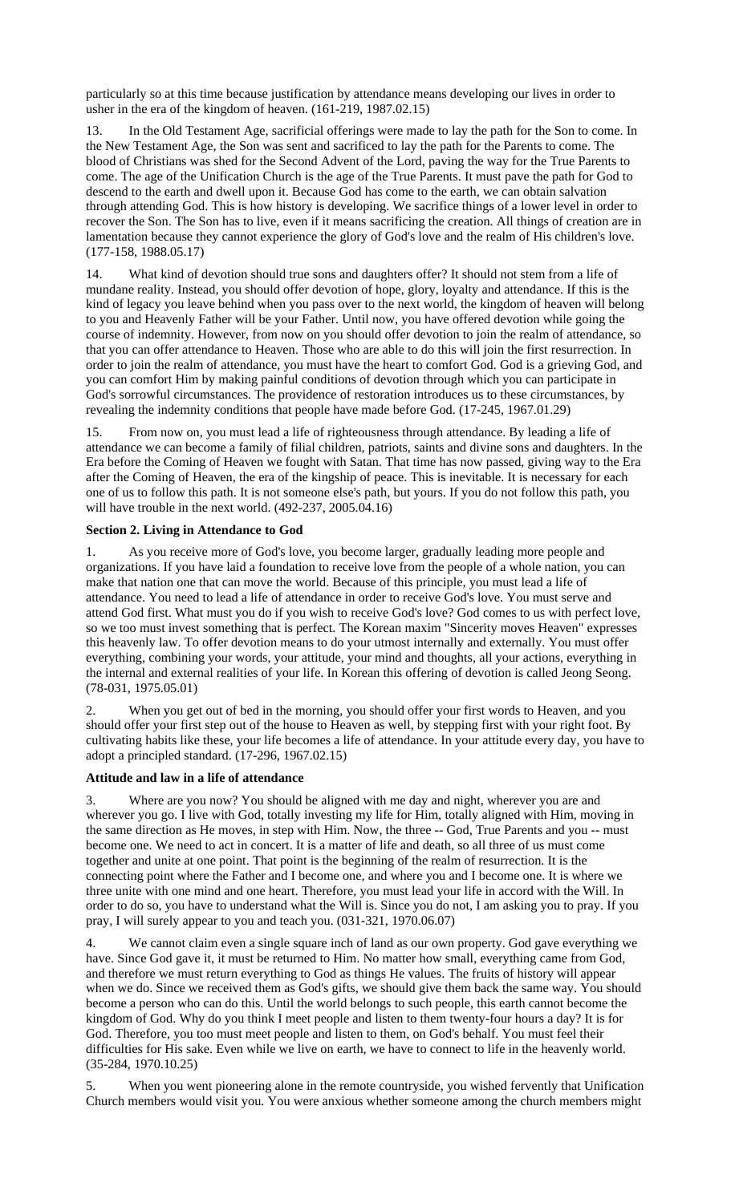particularly so at this time because justification by attendance means developing our lives in order to usher in the era of the kingdom of heaven. (161-219, 1987.02.15)

13. In the Old Testament Age, sacrificial offerings were made to lay the path for the Son to come. In the New Testament Age, the Son was sent and sacrificed to lay the path for the Parents to come. The blood of Christians was shed for the Second Advent of the Lord, paving the way for the True Parents to come. The age of the Unification Church is the age of the True Parents. It must pave the path for God to descend to the earth and dwell upon it. Because God has come to the earth, we can obtain salvation through attending God. This is how history is developing. We sacrifice things of a lower level in order to recover the Son. The Son has to live, even if it means sacrificing the creation. All things of creation are in lamentation because they cannot experience the glory of God's love and the realm of His children's love. (177-158, 1988.05.17)

14. What kind of devotion should true sons and daughters offer? It should not stem from a life of mundane reality. Instead, you should offer devotion of hope, glory, loyalty and attendance. If this is the kind of legacy you leave behind when you pass over to the next world, the kingdom of heaven will belong to you and Heavenly Father will be your Father. Until now, you have offered devotion while going the course of indemnity. However, from now on you should offer devotion to join the realm of attendance, so that you can offer attendance to Heaven. Those who are able to do this will join the first resurrection. In order to join the realm of attendance, you must have the heart to comfort God. God is a grieving God, and you can comfort Him by making painful conditions of devotion through which you can participate in God's sorrowful circumstances. The providence of restoration introduces us to these circumstances, by revealing the indemnity conditions that people have made before God. (17-245, 1967.01.29)

15. From now on, you must lead a life of righteousness through attendance. By leading a life of attendance we can become a family of filial children, patriots, saints and divine sons and daughters. In the Era before the Coming of Heaven we fought with Satan. That time has now passed, giving way to the Era after the Coming of Heaven, the era of the kingship of peace. This is inevitable. It is necessary for each one of us to follow this path. It is not someone else's path, but yours. If you do not follow this path, you will have trouble in the next world. (492-237, 2005.04.16)

**Section 2. Living in Attendance to God**

1. As you receive more of God's love, you become larger, gradually leading more people and organizations. If you have laid a foundation to receive love from the people of a whole nation, you can make that nation one that can move the world. Because of this principle, you must lead a life of attendance. You need to lead a life of attendance in order to receive God's love. You must serve and attend God first. What must you do if you wish to receive God's love? God comes to us with perfect love, so we too must invest something that is perfect. The Korean maxim "Sincerity moves Heaven" expresses this heavenly law. To offer devotion means to do your utmost internally and externally. You must offer everything, combining your words, your attitude, your mind and thoughts, all your actions, everything in the internal and external realities of your life. In Korean this offering of devotion is called Jeong Seong. (78-031, 1975.05.01)

2. When you get out of bed in the morning, you should offer your first words to Heaven, and you should offer your first step out of the house to Heaven as well, by stepping first with your right foot. By cultivating habits like these, your life becomes a life of attendance. In your attitude every day, you have to adopt a principled standard. (17-296, 1967.02.15)

**Attitude and law in a life of attendance**

3. Where are you now? You should be aligned with me day and night, wherever you are and wherever you go. I live with God, totally investing my life for Him, totally aligned with Him, moving in the same direction as He moves, in step with Him. Now, the three -- God, True Parents and you -- must become one. We need to act in concert. It is a matter of life and death, so all three of us must come together and unite at one point. That point is the beginning of the realm of resurrection. It is the connecting point where the Father and I become one, and where you and I become one. It is where we three unite with one mind and one heart. Therefore, you must lead your life in accord with the Will. In order to do so, you have to understand what the Will is. Since you do not, I am asking you to pray. If you pray, I will surely appear to you and teach you. (031-321, 1970.06.07)

4. We cannot claim even a single square inch of land as our own property. God gave everything we have. Since God gave it, it must be returned to Him. No matter how small, everything came from God, and therefore we must return everything to God as things He values. The fruits of history will appear when we do. Since we received them as God's gifts, we should give them back the same way. You should become a person who can do this. Until the world belongs to such people, this earth cannot become the kingdom of God. Why do you think I meet people and listen to them twenty-four hours a day? It is for God. Therefore, you too must meet people and listen to them, on God's behalf. You must feel their difficulties for His sake. Even while we live on earth, we have to connect to life in the heavenly world. (35-284, 1970.10.25)

5. When you went pioneering alone in the remote countryside, you wished fervently that Unification Church members would visit you. You were anxious whether someone among the church members might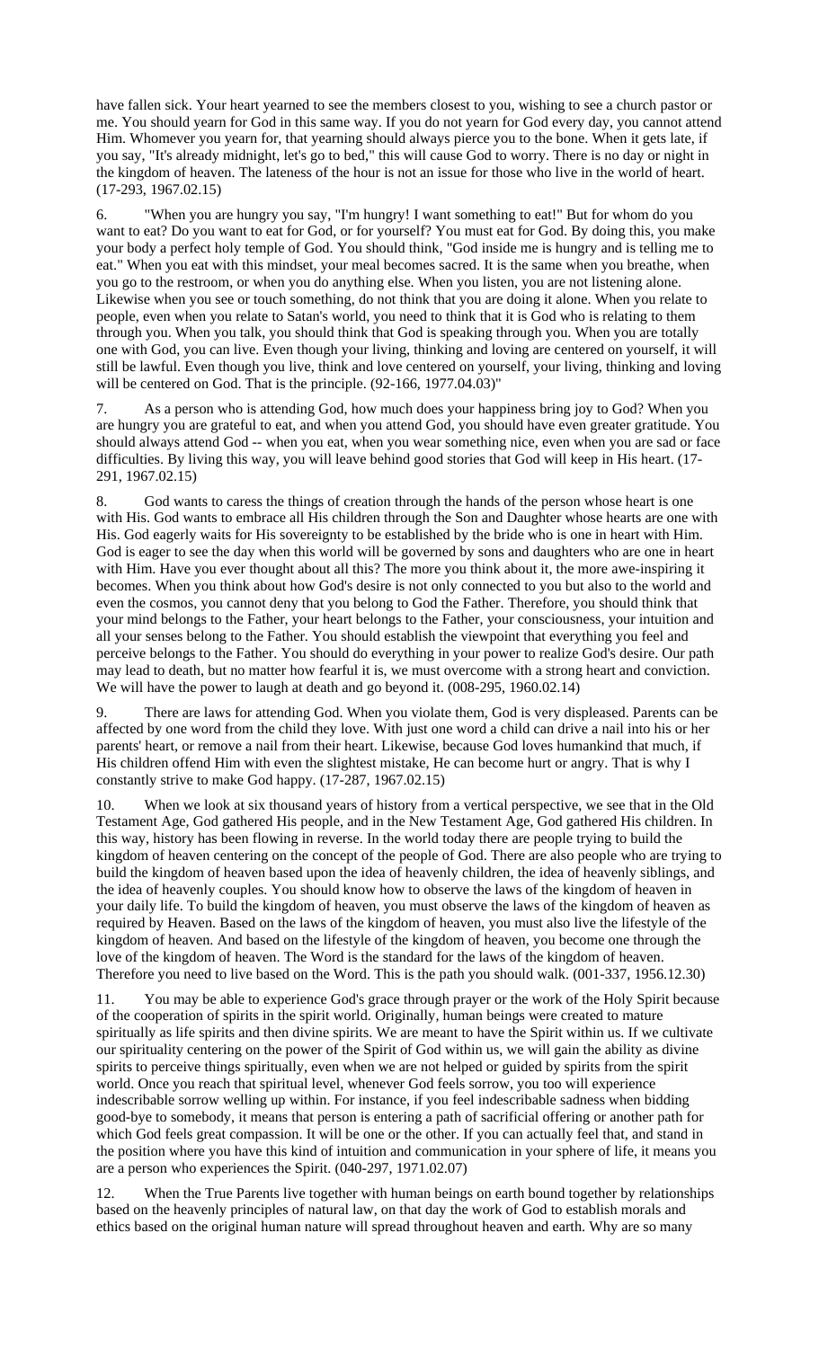have fallen sick. Your heart yearned to see the members closest to you, wishing to see a church pastor or me. You should yearn for God in this same way. If you do not yearn for God every day, you cannot attend Him. Whomever you yearn for, that yearning should always pierce you to the bone. When it gets late, if you say, "It's already midnight, let's go to bed," this will cause God to worry. There is no day or night in the kingdom of heaven. The lateness of the hour is not an issue for those who live in the world of heart. (17-293, 1967.02.15)

6. "When you are hungry you say, "I'm hungry! I want something to eat!" But for whom do you want to eat? Do you want to eat for God, or for yourself? You must eat for God. By doing this, you make your body a perfect holy temple of God. You should think, "God inside me is hungry and is telling me to eat." When you eat with this mindset, your meal becomes sacred. It is the same when you breathe, when you go to the restroom, or when you do anything else. When you listen, you are not listening alone. Likewise when you see or touch something, do not think that you are doing it alone. When you relate to people, even when you relate to Satan's world, you need to think that it is God who is relating to them through you. When you talk, you should think that God is speaking through you. When you are totally one with God, you can live. Even though your living, thinking and loving are centered on yourself, it will still be lawful. Even though you live, think and love centered on yourself, your living, thinking and loving will be centered on God. That is the principle. (92-166, 1977.04.03)"

7. As a person who is attending God, how much does your happiness bring joy to God? When you are hungry you are grateful to eat, and when you attend God, you should have even greater gratitude. You should always attend God -- when you eat, when you wear something nice, even when you are sad or face difficulties. By living this way, you will leave behind good stories that God will keep in His heart. (17-291, 1967.02.15)

8. God wants to caress the things of creation through the hands of the person whose heart is one with His. God wants to embrace all His children through the Son and Daughter whose hearts are one with His. God eagerly waits for His sovereignty to be established by the bride who is one in heart with Him. God is eager to see the day when this world will be governed by sons and daughters who are one in heart with Him. Have you ever thought about all this? The more you think about it, the more awe-inspiring it becomes. When you think about how God's desire is not only connected to you but also to the world and even the cosmos, you cannot deny that you belong to God the Father. Therefore, you should think that your mind belongs to the Father, your heart belongs to the Father, your consciousness, your intuition and all your senses belong to the Father. You should establish the viewpoint that everything you feel and perceive belongs to the Father. You should do everything in your power to realize God's desire. Our path may lead to death, but no matter how fearful it is, we must overcome with a strong heart and conviction. We will have the power to laugh at death and go beyond it. (008-295, 1960.02.14)

9. There are laws for attending God. When you violate them, God is very displeased. Parents can be affected by one word from the child they love. With just one word a child can drive a nail into his or her parents' heart, or remove a nail from their heart. Likewise, because God loves humankind that much, if His children offend Him with even the slightest mistake, He can become hurt or angry. That is why I constantly strive to make God happy. (17-287, 1967.02.15)

10. When we look at six thousand years of history from a vertical perspective, we see that in the Old Testament Age, God gathered His people, and in the New Testament Age, God gathered His children. In this way, history has been flowing in reverse. In the world today there are people trying to build the kingdom of heaven centering on the concept of the people of God. There are also people who are trying to build the kingdom of heaven based upon the idea of heavenly children, the idea of heavenly siblings, and the idea of heavenly couples. You should know how to observe the laws of the kingdom of heaven in your daily life. To build the kingdom of heaven, you must observe the laws of the kingdom of heaven as required by Heaven. Based on the laws of the kingdom of heaven, you must also live the lifestyle of the kingdom of heaven. And based on the lifestyle of the kingdom of heaven, you become one through the love of the kingdom of heaven. The Word is the standard for the laws of the kingdom of heaven. Therefore you need to live based on the Word. This is the path you should walk. (001-337, 1956.12.30)

11. You may be able to experience God's grace through prayer or the work of the Holy Spirit because of the cooperation of spirits in the spirit world. Originally, human beings were created to mature spiritually as life spirits and then divine spirits. We are meant to have the Spirit within us. If we cultivate our spirituality centering on the power of the Spirit of God within us, we will gain the ability as divine spirits to perceive things spiritually, even when we are not helped or guided by spirits from the spirit world. Once you reach that spiritual level, whenever God feels sorrow, you too will experience indescribable sorrow welling up within. For instance, if you feel indescribable sadness when bidding good-bye to somebody, it means that person is entering a path of sacrificial offering or another path for which God feels great compassion. It will be one or the other. If you can actually feel that, and stand in the position where you have this kind of intuition and communication in your sphere of life, it means you are a person who experiences the Spirit. (040-297, 1971.02.07)

12. When the True Parents live together with human beings on earth bound together by relationships based on the heavenly principles of natural law, on that day the work of God to establish morals and ethics based on the original human nature will spread throughout heaven and earth. Why are so many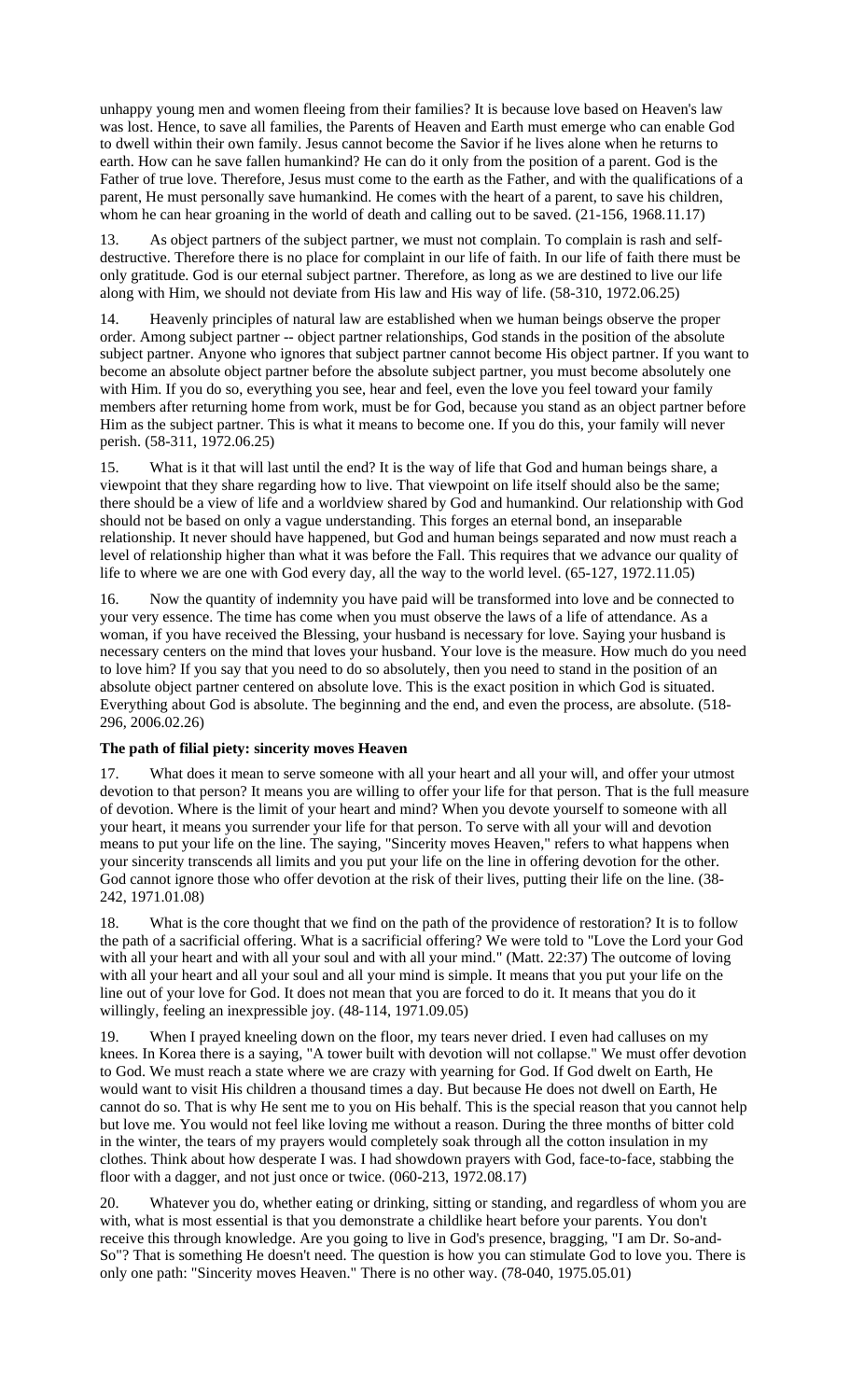unhappy young men and women fleeing from their families? It is because love based on Heaven's law was lost. Hence, to save all families, the Parents of Heaven and Earth must emerge who can enable God to dwell within their own family. Jesus cannot become the Savior if he lives alone when he returns to earth. How can he save fallen humankind? He can do it only from the position of a parent. God is the Father of true love. Therefore, Jesus must come to the earth as the Father, and with the qualifications of a parent, He must personally save humankind. He comes with the heart of a parent, to save his children, whom he can hear groaning in the world of death and calling out to be saved. (21-156, 1968.11.17)

13. As object partners of the subject partner, we must not complain. To complain is rash and self-destructive. Therefore there is no place for complaint in our life of faith. In our life of faith there must be only gratitude. God is our eternal subject partner. Therefore, as long as we are destined to live our life along with Him, we should not deviate from His law and His way of life. (58-310, 1972.06.25)

14. Heavenly principles of natural law are established when we human beings observe the proper order. Among subject partner -- object partner relationships, God stands in the position of the absolute subject partner. Anyone who ignores that subject partner cannot become His object partner. If you want to become an absolute object partner before the absolute subject partner, you must become absolutely one with Him. If you do so, everything you see, hear and feel, even the love you feel toward your family members after returning home from work, must be for God, because you stand as an object partner before Him as the subject partner. This is what it means to become one. If you do this, your family will never perish. (58-311, 1972.06.25)

15. What is it that will last until the end? It is the way of life that God and human beings share, a viewpoint that they share regarding how to live. That viewpoint on life itself should also be the same; there should be a view of life and a worldview shared by God and humankind. Our relationship with God should not be based on only a vague understanding. This forges an eternal bond, an inseparable relationship. It never should have happened, but God and human beings separated and now must reach a level of relationship higher than what it was before the Fall. This requires that we advance our quality of life to where we are one with God every day, all the way to the world level. (65-127, 1972.11.05)

16. Now the quantity of indemnity you have paid will be transformed into love and be connected to your very essence. The time has come when you must observe the laws of a life of attendance. As a woman, if you have received the Blessing, your husband is necessary for love. Saying your husband is necessary centers on the mind that loves your husband. Your love is the measure. How much do you need to love him? If you say that you need to do so absolutely, then you need to stand in the position of an absolute object partner centered on absolute love. This is the exact position in which God is situated. Everything about God is absolute. The beginning and the end, and even the process, are absolute. (518-296, 2006.02.26)

**The path of filial piety: sincerity moves Heaven**

17. What does it mean to serve someone with all your heart and all your will, and offer your utmost devotion to that person? It means you are willing to offer your life for that person. That is the full measure of devotion. Where is the limit of your heart and mind? When you devote yourself to someone with all your heart, it means you surrender your life for that person. To serve with all your will and devotion means to put your life on the line. The saying, "Sincerity moves Heaven," refers to what happens when your sincerity transcends all limits and you put your life on the line in offering devotion for the other. God cannot ignore those who offer devotion at the risk of their lives, putting their life on the line. (38-242, 1971.01.08)

18. What is the core thought that we find on the path of the providence of restoration? It is to follow the path of a sacrificial offering. What is a sacrificial offering? We were told to "Love the Lord your God with all your heart and with all your soul and with all your mind." (Matt. 22:37) The outcome of loving with all your heart and all your soul and all your mind is simple. It means that you put your life on the line out of your love for God. It does not mean that you are forced to do it. It means that you do it willingly, feeling an inexpressible joy. (48-114, 1971.09.05)

19. When I prayed kneeling down on the floor, my tears never dried. I even had calluses on my knees. In Korea there is a saying, "A tower built with devotion will not collapse." We must offer devotion to God. We must reach a state where we are crazy with yearning for God. If God dwelt on Earth, He would want to visit His children a thousand times a day. But because He does not dwell on Earth, He cannot do so. That is why He sent me to you on His behalf. This is the special reason that you cannot help but love me. You would not feel like loving me without a reason. During the three months of bitter cold in the winter, the tears of my prayers would completely soak through all the cotton insulation in my clothes. Think about how desperate I was. I had showdown prayers with God, face-to-face, stabbing the floor with a dagger, and not just once or twice. (060-213, 1972.08.17)

20. Whatever you do, whether eating or drinking, sitting or standing, and regardless of whom you are with, what is most essential is that you demonstrate a childlike heart before your parents. You don't receive this through knowledge. Are you going to live in God's presence, bragging, "I am Dr. So-and-So"? That is something He doesn't need. The question is how you can stimulate God to love you. There is only one path: "Sincerity moves Heaven." There is no other way. (78-040, 1975.05.01)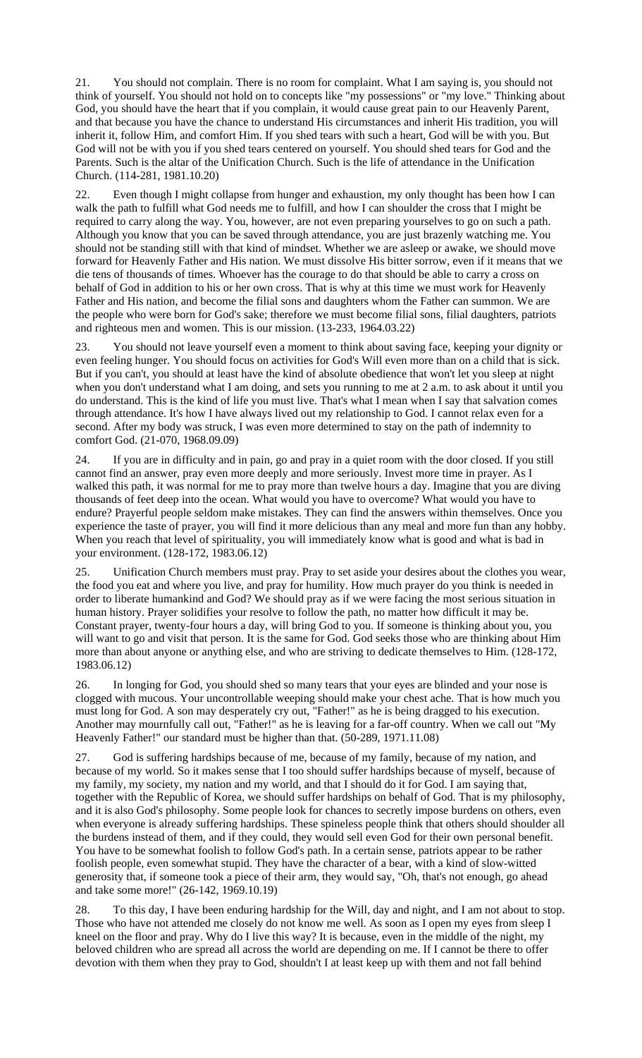21. You should not complain. There is no room for complaint. What I am saying is, you should not think of yourself. You should not hold on to concepts like "my possessions" or "my love." Thinking about God, you should have the heart that if you complain, it would cause great pain to our Heavenly Parent, and that because you have the chance to understand His circumstances and inherit His tradition, you will inherit it, follow Him, and comfort Him. If you shed tears with such a heart, God will be with you. But God will not be with you if you shed tears centered on yourself. You should shed tears for God and the Parents. Such is the altar of the Unification Church. Such is the life of attendance in the Unification Church. (114-281, 1981.10.20)

22. Even though I might collapse from hunger and exhaustion, my only thought has been how I can walk the path to fulfill what God needs me to fulfill, and how I can shoulder the cross that I might be required to carry along the way. You, however, are not even preparing yourselves to go on such a path. Although you know that you can be saved through attendance, you are just brazenly watching me. You should not be standing still with that kind of mindset. Whether we are asleep or awake, we should move forward for Heavenly Father and His nation. We must dissolve His bitter sorrow, even if it means that we die tens of thousands of times. Whoever has the courage to do that should be able to carry a cross on behalf of God in addition to his or her own cross. That is why at this time we must work for Heavenly Father and His nation, and become the filial sons and daughters whom the Father can summon. We are the people who were born for God's sake; therefore we must become filial sons, filial daughters, patriots and righteous men and women. This is our mission. (13-233, 1964.03.22)

23. You should not leave yourself even a moment to think about saving face, keeping your dignity or even feeling hunger. You should focus on activities for God's Will even more than on a child that is sick. But if you can't, you should at least have the kind of absolute obedience that won't let you sleep at night when you don't understand what I am doing, and sets you running to me at 2 a.m. to ask about it until you do understand. This is the kind of life you must live. That's what I mean when I say that salvation comes through attendance. It's how I have always lived out my relationship to God. I cannot relax even for a second. After my body was struck, I was even more determined to stay on the path of indemnity to comfort God. (21-070, 1968.09.09)

24. If you are in difficulty and in pain, go and pray in a quiet room with the door closed. If you still cannot find an answer, pray even more deeply and more seriously. Invest more time in prayer. As I walked this path, it was normal for me to pray more than twelve hours a day. Imagine that you are diving thousands of feet deep into the ocean. What would you have to overcome? What would you have to endure? Prayerful people seldom make mistakes. They can find the answers within themselves. Once you experience the taste of prayer, you will find it more delicious than any meal and more fun than any hobby. When you reach that level of spirituality, you will immediately know what is good and what is bad in your environment. (128-172, 1983.06.12)

25. Unification Church members must pray. Pray to set aside your desires about the clothes you wear, the food you eat and where you live, and pray for humility. How much prayer do you think is needed in order to liberate humankind and God? We should pray as if we were facing the most serious situation in human history. Prayer solidifies your resolve to follow the path, no matter how difficult it may be. Constant prayer, twenty-four hours a day, will bring God to you. If someone is thinking about you, you will want to go and visit that person. It is the same for God. God seeks those who are thinking about Him more than about anyone or anything else, and who are striving to dedicate themselves to Him. (128-172, 1983.06.12)

26. In longing for God, you should shed so many tears that your eyes are blinded and your nose is clogged with mucous. Your uncontrollable weeping should make your chest ache. That is how much you must long for God. A son may desperately cry out, "Father!" as he is being dragged to his execution. Another may mournfully call out, "Father!" as he is leaving for a far-off country. When we call out "My Heavenly Father!" our standard must be higher than that. (50-289, 1971.11.08)

27. God is suffering hardships because of me, because of my family, because of my nation, and because of my world. So it makes sense that I too should suffer hardships because of myself, because of my family, my society, my nation and my world, and that I should do it for God. I am saying that, together with the Republic of Korea, we should suffer hardships on behalf of God. That is my philosophy, and it is also God's philosophy. Some people look for chances to secretly impose burdens on others, even when everyone is already suffering hardships. These spineless people think that others should shoulder all the burdens instead of them, and if they could, they would sell even God for their own personal benefit. You have to be somewhat foolish to follow God's path. In a certain sense, patriots appear to be rather foolish people, even somewhat stupid. They have the character of a bear, with a kind of slow-witted generosity that, if someone took a piece of their arm, they would say, "Oh, that's not enough, go ahead and take some more!" (26-142, 1969.10.19)

28. To this day, I have been enduring hardship for the Will, day and night, and I am not about to stop. Those who have not attended me closely do not know me well. As soon as I open my eyes from sleep I kneel on the floor and pray. Why do I live this way? It is because, even in the middle of the night, my beloved children who are spread all across the world are depending on me. If I cannot be there to offer devotion with them when they pray to God, shouldn't I at least keep up with them and not fall behind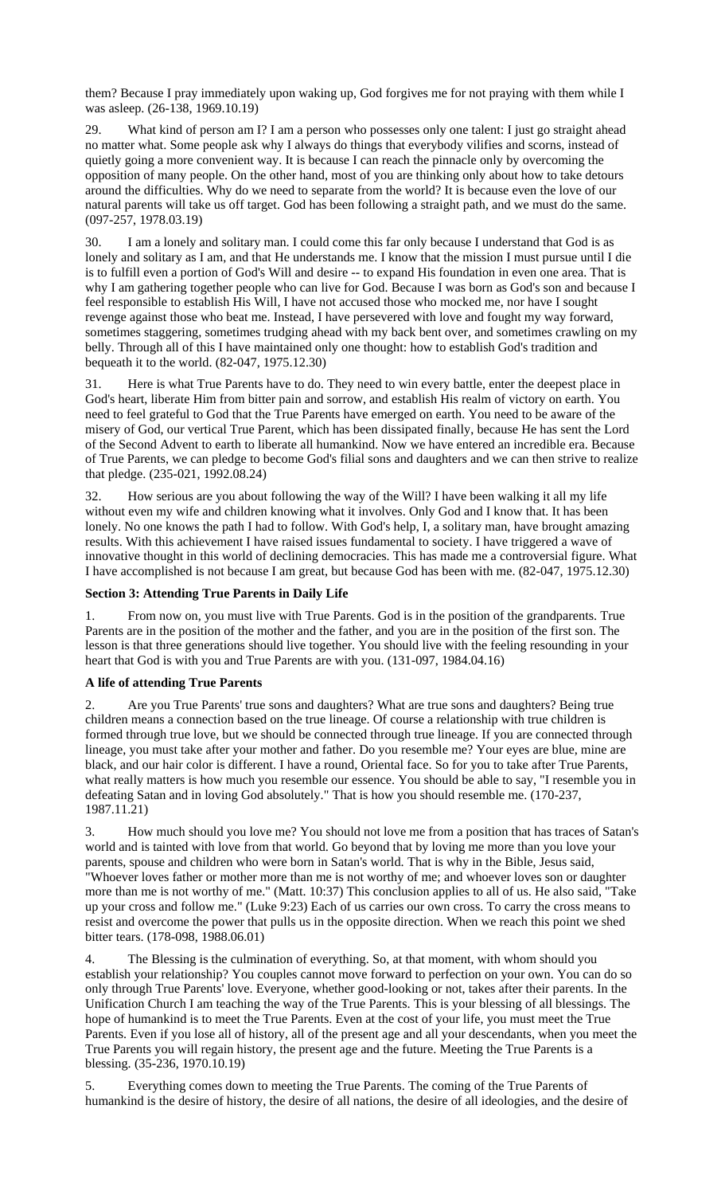them? Because I pray immediately upon waking up, God forgives me for not praying with them while I was asleep. (26-138, 1969.10.19)

29. What kind of person am I? I am a person who possesses only one talent: I just go straight ahead no matter what. Some people ask why I always do things that everybody vilifies and scorns, instead of quietly going a more convenient way. It is because I can reach the pinnacle only by overcoming the opposition of many people. On the other hand, most of you are thinking only about how to take detours around the difficulties. Why do we need to separate from the world? It is because even the love of our natural parents will take us off target. God has been following a straight path, and we must do the same. (097-257, 1978.03.19)

30. I am a lonely and solitary man. I could come this far only because I understand that God is as lonely and solitary as I am, and that He understands me. I know that the mission I must pursue until I die is to fulfill even a portion of God's Will and desire -- to expand His foundation in even one area. That is why I am gathering together people who can live for God. Because I was born as God's son and because I feel responsible to establish His Will, I have not accused those who mocked me, nor have I sought revenge against those who beat me. Instead, I have persevered with love and fought my way forward, sometimes staggering, sometimes trudging ahead with my back bent over, and sometimes crawling on my belly. Through all of this I have maintained only one thought: how to establish God's tradition and bequeath it to the world. (82-047, 1975.12.30)

31. Here is what True Parents have to do. They need to win every battle, enter the deepest place in God's heart, liberate Him from bitter pain and sorrow, and establish His realm of victory on earth. You need to feel grateful to God that the True Parents have emerged on earth. You need to be aware of the misery of God, our vertical True Parent, which has been dissipated finally, because He has sent the Lord of the Second Advent to earth to liberate all humankind. Now we have entered an incredible era. Because of True Parents, we can pledge to become God's filial sons and daughters and we can then strive to realize that pledge. (235-021, 1992.08.24)

32. How serious are you about following the way of the Will? I have been walking it all my life without even my wife and children knowing what it involves. Only God and I know that. It has been lonely. No one knows the path I had to follow. With God's help, I, a solitary man, have brought amazing results. With this achievement I have raised issues fundamental to society. I have triggered a wave of innovative thought in this world of declining democracies. This has made me a controversial figure. What I have accomplished is not because I am great, but because God has been with me. (82-047, 1975.12.30)

**Section 3: Attending True Parents in Daily Life**

1. From now on, you must live with True Parents. God is in the position of the grandparents. True Parents are in the position of the mother and the father, and you are in the position of the first son. The lesson is that three generations should live together. You should live with the feeling resounding in your heart that God is with you and True Parents are with you. (131-097, 1984.04.16)

**A life of attending True Parents**

2. Are you True Parents' true sons and daughters? What are true sons and daughters? Being true children means a connection based on the true lineage. Of course a relationship with true children is formed through true love, but we should be connected through true lineage. If you are connected through lineage, you must take after your mother and father. Do you resemble me? Your eyes are blue, mine are black, and our hair color is different. I have a round, Oriental face. So for you to take after True Parents, what really matters is how much you resemble our essence. You should be able to say, "I resemble you in defeating Satan and in loving God absolutely." That is how you should resemble me. (170-237, 1987.11.21)

3. How much should you love me? You should not love me from a position that has traces of Satan's world and is tainted with love from that world. Go beyond that by loving me more than you love your parents, spouse and children who were born in Satan's world. That is why in the Bible, Jesus said, "Whoever loves father or mother more than me is not worthy of me; and whoever loves son or daughter more than me is not worthy of me." (Matt. 10:37) This conclusion applies to all of us. He also said, "Take up your cross and follow me." (Luke 9:23) Each of us carries our own cross. To carry the cross means to resist and overcome the power that pulls us in the opposite direction. When we reach this point we shed bitter tears. (178-098, 1988.06.01)

4. The Blessing is the culmination of everything. So, at that moment, with whom should you establish your relationship? You couples cannot move forward to perfection on your own. You can do so only through True Parents' love. Everyone, whether good-looking or not, takes after their parents. In the Unification Church I am teaching the way of the True Parents. This is your blessing of all blessings. The hope of humankind is to meet the True Parents. Even at the cost of your life, you must meet the True Parents. Even if you lose all of history, all of the present age and all your descendants, when you meet the True Parents you will regain history, the present age and the future. Meeting the True Parents is a blessing. (35-236, 1970.10.19)

5. Everything comes down to meeting the True Parents. The coming of the True Parents of humankind is the desire of history, the desire of all nations, the desire of all ideologies, and the desire of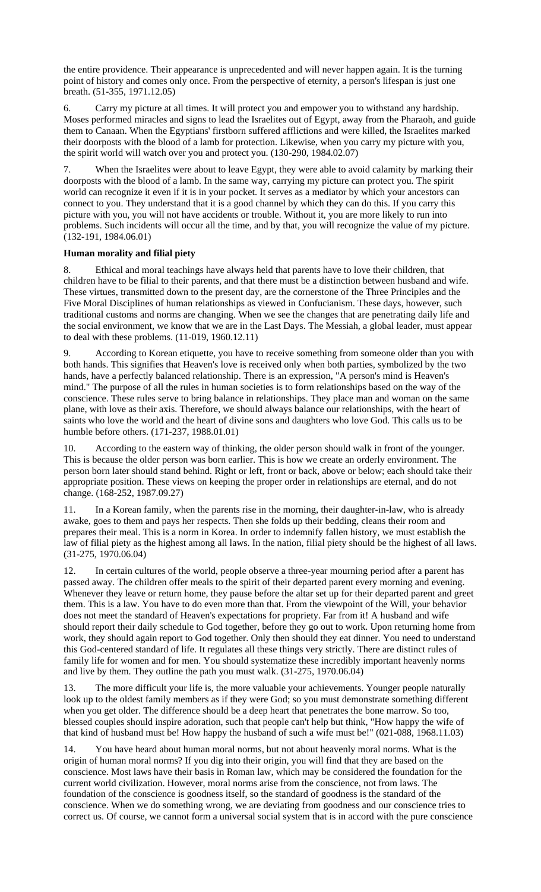the entire providence. Their appearance is unprecedented and will never happen again. It is the turning point of history and comes only once. From the perspective of eternity, a person's lifespan is just one breath. (51-355, 1971.12.05)

6. Carry my picture at all times. It will protect you and empower you to withstand any hardship. Moses performed miracles and signs to lead the Israelites out of Egypt, away from the Pharaoh, and guide them to Canaan. When the Egyptians' firstborn suffered afflictions and were killed, the Israelites marked their doorposts with the blood of a lamb for protection. Likewise, when you carry my picture with you, the spirit world will watch over you and protect you. (130-290, 1984.02.07)

7. When the Israelites were about to leave Egypt, they were able to avoid calamity by marking their doorposts with the blood of a lamb. In the same way, carrying my picture can protect you. The spirit world can recognize it even if it is in your pocket. It serves as a mediator by which your ancestors can connect to you. They understand that it is a good channel by which they can do this. If you carry this picture with you, you will not have accidents or trouble. Without it, you are more likely to run into problems. Such incidents will occur all the time, and by that, you will recognize the value of my picture. (132-191, 1984.06.01)

**Human morality and filial piety**

8. Ethical and moral teachings have always held that parents have to love their children, that children have to be filial to their parents, and that there must be a distinction between husband and wife. These virtues, transmitted down to the present day, are the cornerstone of the Three Principles and the Five Moral Disciplines of human relationships as viewed in Confucianism. These days, however, such traditional customs and norms are changing. When we see the changes that are penetrating daily life and the social environment, we know that we are in the Last Days. The Messiah, a global leader, must appear to deal with these problems. (11-019, 1960.12.11)

9. According to Korean etiquette, you have to receive something from someone older than you with both hands. This signifies that Heaven's love is received only when both parties, symbolized by the two hands, have a perfectly balanced relationship. There is an expression, "A person's mind is Heaven's mind." The purpose of all the rules in human societies is to form relationships based on the way of the conscience. These rules serve to bring balance in relationships. They place man and woman on the same plane, with love as their axis. Therefore, we should always balance our relationships, with the heart of saints who love the world and the heart of divine sons and daughters who love God. This calls us to be humble before others. (171-237, 1988.01.01)

10. According to the eastern way of thinking, the older person should walk in front of the younger. This is because the older person was born earlier. This is how we create an orderly environment. The person born later should stand behind. Right or left, front or back, above or below; each should take their appropriate position. These views on keeping the proper order in relationships are eternal, and do not change. (168-252, 1987.09.27)

11. In a Korean family, when the parents rise in the morning, their daughter-in-law, who is already awake, goes to them and pays her respects. Then she folds up their bedding, cleans their room and prepares their meal. This is a norm in Korea. In order to indemnify fallen history, we must establish the law of filial piety as the highest among all laws. In the nation, filial piety should be the highest of all laws. (31-275, 1970.06.04)

12. In certain cultures of the world, people observe a three-year mourning period after a parent has passed away. The children offer meals to the spirit of their departed parent every morning and evening. Whenever they leave or return home, they pause before the altar set up for their departed parent and greet them. This is a law. You have to do even more than that. From the viewpoint of the Will, your behavior does not meet the standard of Heaven's expectations for propriety. Far from it! A husband and wife should report their daily schedule to God together, before they go out to work. Upon returning home from work, they should again report to God together. Only then should they eat dinner. You need to understand this God-centered standard of life. It regulates all these things very strictly. There are distinct rules of family life for women and for men. You should systematize these incredibly important heavenly norms and live by them. They outline the path you must walk. (31-275, 1970.06.04)

13. The more difficult your life is, the more valuable your achievements. Younger people naturally look up to the oldest family members as if they were God; so you must demonstrate something different when you get older. The difference should be a deep heart that penetrates the bone marrow. So too, blessed couples should inspire adoration, such that people can't help but think, "How happy the wife of that kind of husband must be! How happy the husband of such a wife must be!" (021-088, 1968.11.03)

14. You have heard about human moral norms, but not about heavenly moral norms. What is the origin of human moral norms? If you dig into their origin, you will find that they are based on the conscience. Most laws have their basis in Roman law, which may be considered the foundation for the current world civilization. However, moral norms arise from the conscience, not from laws. The foundation of the conscience is goodness itself, so the standard of goodness is the standard of the conscience. When we do something wrong, we are deviating from goodness and our conscience tries to correct us. Of course, we cannot form a universal social system that is in accord with the pure conscience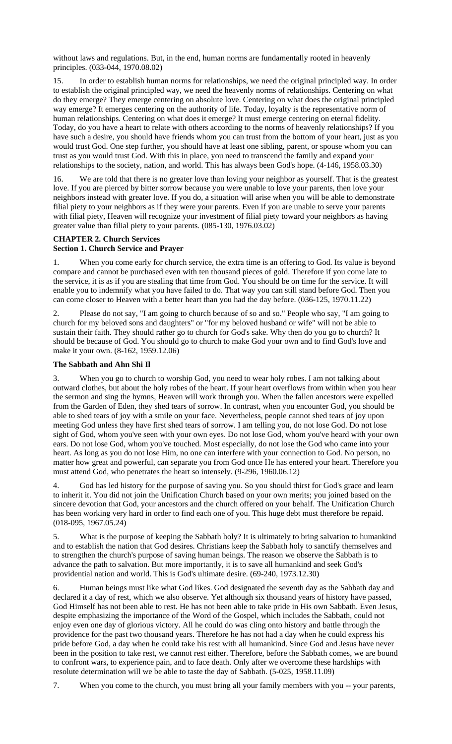without laws and regulations. But, in the end, human norms are fundamentally rooted in heavenly principles. (033-044, 1970.08.02)

15. In order to establish human norms for relationships, we need the original principled way. In order to establish the original principled way, we need the heavenly norms of relationships. Centering on what do they emerge? They emerge centering on absolute love. Centering on what does the original principled way emerge? It emerges centering on the authority of life. Today, loyalty is the representative norm of human relationships. Centering on what does it emerge? It must emerge centering on eternal fidelity. Today, do you have a heart to relate with others according to the norms of heavenly relationships? If you have such a desire, you should have friends whom you can trust from the bottom of your heart, just as you would trust God. One step further, you should have at least one sibling, parent, or spouse whom you can trust as you would trust God. With this in place, you need to transcend the family and expand your relationships to the society, nation, and world. This has always been God's hope. (4-146, 1958.03.30)

16. We are told that there is no greater love than loving your neighbor as yourself. That is the greatest love. If you are pierced by bitter sorrow because you were unable to love your parents, then love your neighbors instead with greater love. If you do, a situation will arise when you will be able to demonstrate filial piety to your neighbors as if they were your parents. Even if you are unable to serve your parents with filial piety, Heaven will recognize your investment of filial piety toward your neighbors as having greater value than filial piety to your parents. (085-130, 1976.03.02)

## CHAPTER 2. Church Services

### Section 1. Church Service and Prayer

1. When you come early for church service, the extra time is an offering to God. Its value is beyond compare and cannot be purchased even with ten thousand pieces of gold. Therefore if you come late to the service, it is as if you are stealing that time from God. You should be on time for the service. It will enable you to indemnify what you have failed to do. That way you can still stand before God. Then you can come closer to Heaven with a better heart than you had the day before. (036-125, 1970.11.22)

2. Please do not say, "I am going to church because of so and so." People who say, "I am going to church for my beloved sons and daughters" or "for my beloved husband or wife" will not be able to sustain their faith. They should rather go to church for God's sake. Why then do you go to church? It should be because of God. You should go to church to make God your own and to find God's love and make it your own. (8-162, 1959.12.06)

#### The Sabbath and Ahn Shi Il

3. When you go to church to worship God, you need to wear holy robes. I am not talking about outward clothes, but about the holy robes of the heart. If your heart overflows from within when you hear the sermon and sing the hymns, Heaven will work through you. When the fallen ancestors were expelled from the Garden of Eden, they shed tears of sorrow. In contrast, when you encounter God, you should be able to shed tears of joy with a smile on your face. Nevertheless, people cannot shed tears of joy upon meeting God unless they have first shed tears of sorrow. I am telling you, do not lose God. Do not lose sight of God, whom you've seen with your own eyes. Do not lose God, whom you've heard with your own ears. Do not lose God, whom you've touched. Most especially, do not lose the God who came into your heart. As long as you do not lose Him, no one can interfere with your connection to God. No person, no matter how great and powerful, can separate you from God once He has entered your heart. Therefore you must attend God, who penetrates the heart so intensely. (9-296, 1960.06.12)

4. God has led history for the purpose of saving you. So you should thirst for God's grace and learn to inherit it. You did not join the Unification Church based on your own merits; you joined based on the sincere devotion that God, your ancestors and the church offered on your behalf. The Unification Church has been working very hard in order to find each one of you. This huge debt must therefore be repaid. (018-095, 1967.05.24)

5. What is the purpose of keeping the Sabbath holy? It is ultimately to bring salvation to humankind and to establish the nation that God desires. Christians keep the Sabbath holy to sanctify themselves and to strengthen the church's purpose of saving human beings. The reason we observe the Sabbath is to advance the path to salvation. But more importantly, it is to save all humankind and seek God's providential nation and world. This is God's ultimate desire. (69-240, 1973.12.30)

6. Human beings must like what God likes. God designated the seventh day as the Sabbath day and declared it a day of rest, which we also observe. Yet although six thousand years of history have passed, God Himself has not been able to rest. He has not been able to take pride in His own Sabbath. Even Jesus, despite emphasizing the importance of the Word of the Gospel, which includes the Sabbath, could not enjoy even one day of glorious victory. All he could do was cling onto history and battle through the providence for the past two thousand years. Therefore he has not had a day when he could express his pride before God, a day when he could take his rest with all humankind. Since God and Jesus have never been in the position to take rest, we cannot rest either. Therefore, before the Sabbath comes, we are bound to confront wars, to experience pain, and to face death. Only after we overcome these hardships with resolute determination will we be able to taste the day of Sabbath. (5-025, 1958.11.09)

7. When you come to the church, you must bring all your family members with you -- your parents,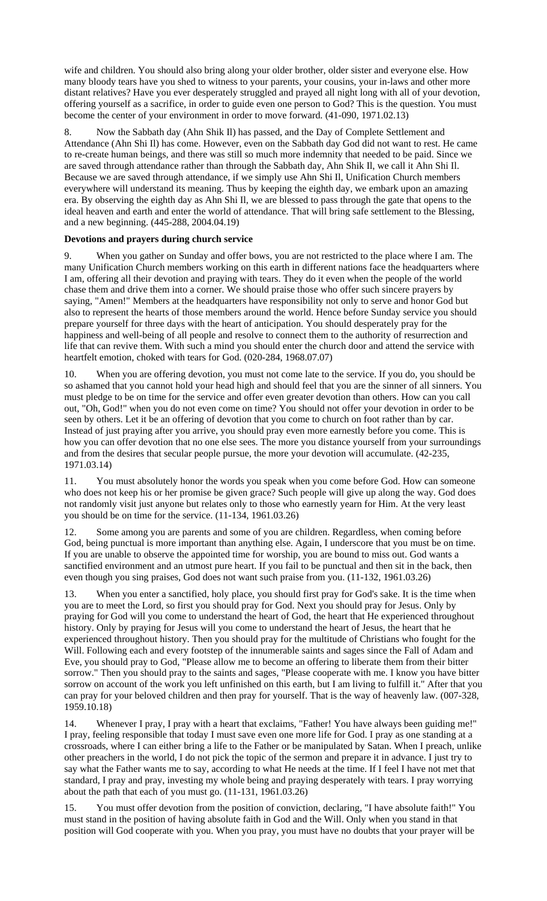wife and children. You should also bring along your older brother, older sister and everyone else. How many bloody tears have you shed to witness to your parents, your cousins, your in-laws and other more distant relatives? Have you ever desperately struggled and prayed all night long with all of your devotion, offering yourself as a sacrifice, in order to guide even one person to God? This is the question. You must become the center of your environment in order to move forward. (41-090, 1971.02.13)

8. Now the Sabbath day (Ahn Shik Il) has passed, and the Day of Complete Settlement and Attendance (Ahn Shi Il) has come. However, even on the Sabbath day God did not want to rest. He came to re-create human beings, and there was still so much more indemnity that needed to be paid. Since we are saved through attendance rather than through the Sabbath day, Ahn Shik Il, we call it Ahn Shi Il. Because we are saved through attendance, if we simply use Ahn Shi Il, Unification Church members everywhere will understand its meaning. Thus by keeping the eighth day, we embark upon an amazing era. By observing the eighth day as Ahn Shi Il, we are blessed to pass through the gate that opens to the ideal heaven and earth and enter the world of attendance. That will bring safe settlement to the Blessing, and a new beginning. (445-288, 2004.04.19)

**Devotions and prayers during church service**

9. When you gather on Sunday and offer bows, you are not restricted to the place where I am. The many Unification Church members working on this earth in different nations face the headquarters where I am, offering all their devotion and praying with tears. They do it even when the people of the world chase them and drive them into a corner. We should praise those who offer such sincere prayers by saying, "Amen!" Members at the headquarters have responsibility not only to serve and honor God but also to represent the hearts of those members around the world. Hence before Sunday service you should prepare yourself for three days with the heart of anticipation. You should desperately pray for the happiness and well-being of all people and resolve to connect them to the authority of resurrection and life that can revive them. With such a mind you should enter the church door and attend the service with heartfelt emotion, choked with tears for God. (020-284, 1968.07.07)

10. When you are offering devotion, you must not come late to the service. If you do, you should be so ashamed that you cannot hold your head high and should feel that you are the sinner of all sinners. You must pledge to be on time for the service and offer even greater devotion than others. How can you call out, "Oh, God!" when you do not even come on time? You should not offer your devotion in order to be seen by others. Let it be an offering of devotion that you come to church on foot rather than by car. Instead of just praying after you arrive, you should pray even more earnestly before you come. This is how you can offer devotion that no one else sees. The more you distance yourself from your surroundings and from the desires that secular people pursue, the more your devotion will accumulate. (42-235, 1971.03.14)

11. You must absolutely honor the words you speak when you come before God. How can someone who does not keep his or her promise be given grace? Such people will give up along the way. God does not randomly visit just anyone but relates only to those who earnestly yearn for Him. At the very least you should be on time for the service. (11-134, 1961.03.26)

12. Some among you are parents and some of you are children. Regardless, when coming before God, being punctual is more important than anything else. Again, I underscore that you must be on time. If you are unable to observe the appointed time for worship, you are bound to miss out. God wants a sanctified environment and an utmost pure heart. If you fail to be punctual and then sit in the back, then even though you sing praises, God does not want such praise from you. (11-132, 1961.03.26)

13. When you enter a sanctified, holy place, you should first pray for God's sake. It is the time when you are to meet the Lord, so first you should pray for God. Next you should pray for Jesus. Only by praying for God will you come to understand the heart of God, the heart that He experienced throughout history. Only by praying for Jesus will you come to understand the heart of Jesus, the heart that he experienced throughout history. Then you should pray for the multitude of Christians who fought for the Will. Following each and every footstep of the innumerable saints and sages since the Fall of Adam and Eve, you should pray to God, "Please allow me to become an offering to liberate them from their bitter sorrow." Then you should pray to the saints and sages, "Please cooperate with me. I know you have bitter sorrow on account of the work you left unfinished on this earth, but I am living to fulfill it." After that you can pray for your beloved children and then pray for yourself. That is the way of heavenly law. (007-328, 1959.10.18)

14. Whenever I pray, I pray with a heart that exclaims, "Father! You have always been guiding me!" I pray, feeling responsible that today I must save even one more life for God. I pray as one standing at a crossroads, where I can either bring a life to the Father or be manipulated by Satan. When I preach, unlike other preachers in the world, I do not pick the topic of the sermon and prepare it in advance. I just try to say what the Father wants me to say, according to what He needs at the time. If I feel I have not met that standard, I pray and pray, investing my whole being and praying desperately with tears. I pray worrying about the path that each of you must go. (11-131, 1961.03.26)

15. You must offer devotion from the position of conviction, declaring, "I have absolute faith!" You must stand in the position of having absolute faith in God and the Will. Only when you stand in that position will God cooperate with you. When you pray, you must have no doubts that your prayer will be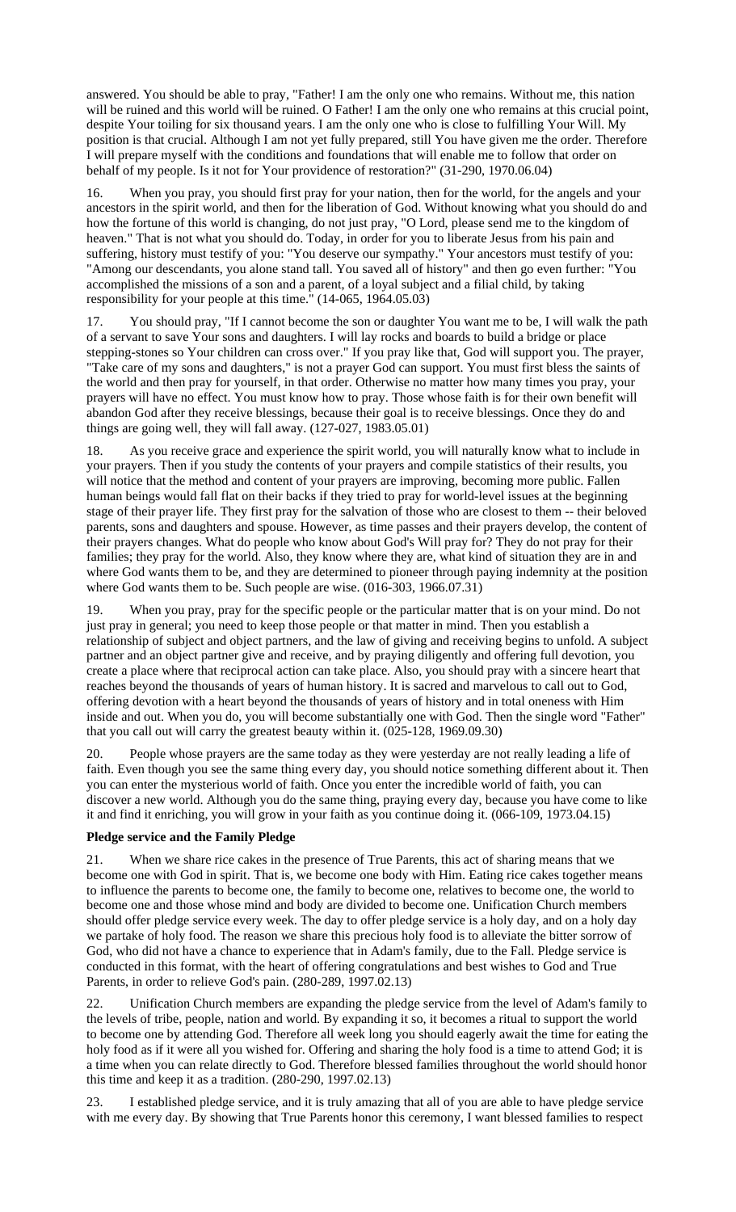answered. You should be able to pray, "Father! I am the only one who remains. Without me, this nation will be ruined and this world will be ruined. O Father! I am the only one who remains at this crucial point, despite Your toiling for six thousand years. I am the only one who is close to fulfilling Your Will. My position is that crucial. Although I am not yet fully prepared, still You have given me the order. Therefore I will prepare myself with the conditions and foundations that will enable me to follow that order on behalf of my people. Is it not for Your providence of restoration?" (31-290, 1970.06.04)

16. When you pray, you should first pray for your nation, then for the world, for the angels and your ancestors in the spirit world, and then for the liberation of God. Without knowing what you should do and how the fortune of this world is changing, do not just pray, "O Lord, please send me to the kingdom of heaven." That is not what you should do. Today, in order for you to liberate Jesus from his pain and suffering, history must testify of you: "You deserve our sympathy." Your ancestors must testify of you: "Among our descendants, you alone stand tall. You saved all of history" and then go even further: "You accomplished the missions of a son and a parent, of a loyal subject and a filial child, by taking responsibility for your people at this time." (14-065, 1964.05.03)

17. You should pray, "If I cannot become the son or daughter You want me to be, I will walk the path of a servant to save Your sons and daughters. I will lay rocks and boards to build a bridge or place stepping-stones so Your children can cross over." If you pray like that, God will support you. The prayer, "Take care of my sons and daughters," is not a prayer God can support. You must first bless the saints of the world and then pray for yourself, in that order. Otherwise no matter how many times you pray, your prayers will have no effect. You must know how to pray. Those whose faith is for their own benefit will abandon God after they receive blessings, because their goal is to receive blessings. Once they do and things are going well, they will fall away. (127-027, 1983.05.01)

18. As you receive grace and experience the spirit world, you will naturally know what to include in your prayers. Then if you study the contents of your prayers and compile statistics of their results, you will notice that the method and content of your prayers are improving, becoming more public. Fallen human beings would fall flat on their backs if they tried to pray for world-level issues at the beginning stage of their prayer life. They first pray for the salvation of those who are closest to them -- their beloved parents, sons and daughters and spouse. However, as time passes and their prayers develop, the content of their prayers changes. What do people who know about God's Will pray for? They do not pray for their families; they pray for the world. Also, they know where they are, what kind of situation they are in and where God wants them to be, and they are determined to pioneer through paying indemnity at the position where God wants them to be. Such people are wise. (016-303, 1966.07.31)

19. When you pray, pray for the specific people or the particular matter that is on your mind. Do not just pray in general; you need to keep those people or that matter in mind. Then you establish a relationship of subject and object partners, and the law of giving and receiving begins to unfold. A subject partner and an object partner give and receive, and by praying diligently and offering full devotion, you create a place where that reciprocal action can take place. Also, you should pray with a sincere heart that reaches beyond the thousands of years of human history. It is sacred and marvelous to call out to God, offering devotion with a heart beyond the thousands of years of history and in total oneness with Him inside and out. When you do, you will become substantially one with God. Then the single word "Father" that you call out will carry the greatest beauty within it. (025-128, 1969.09.30)

20. People whose prayers are the same today as they were yesterday are not really leading a life of faith. Even though you see the same thing every day, you should notice something different about it. Then you can enter the mysterious world of faith. Once you enter the incredible world of faith, you can discover a new world. Although you do the same thing, praying every day, because you have come to like it and find it enriching, you will grow in your faith as you continue doing it. (066-109, 1973.04.15)

**Pledge service and the Family Pledge**

21. When we share rice cakes in the presence of True Parents, this act of sharing means that we become one with God in spirit. That is, we become one body with Him. Eating rice cakes together means to influence the parents to become one, the family to become one, relatives to become one, the world to become one and those whose mind and body are divided to become one. Unification Church members should offer pledge service every week. The day to offer pledge service is a holy day, and on a holy day we partake of holy food. The reason we share this precious holy food is to alleviate the bitter sorrow of God, who did not have a chance to experience that in Adam's family, due to the Fall. Pledge service is conducted in this format, with the heart of offering congratulations and best wishes to God and True Parents, in order to relieve God's pain. (280-289, 1997.02.13)

22. Unification Church members are expanding the pledge service from the level of Adam's family to the levels of tribe, people, nation and world. By expanding it so, it becomes a ritual to support the world to become one by attending God. Therefore all week long you should eagerly await the time for eating the holy food as if it were all you wished for. Offering and sharing the holy food is a time to attend God; it is a time when you can relate directly to God. Therefore blessed families throughout the world should honor this time and keep it as a tradition. (280-290, 1997.02.13)

23. I established pledge service, and it is truly amazing that all of you are able to have pledge service with me every day. By showing that True Parents honor this ceremony, I want blessed families to respect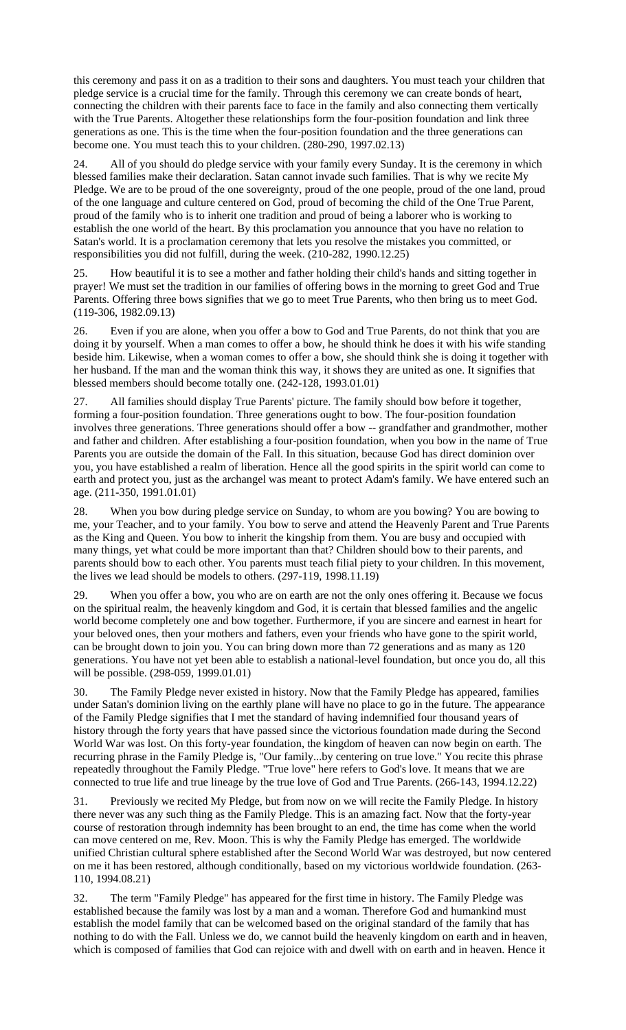this ceremony and pass it on as a tradition to their sons and daughters. You must teach your children that pledge service is a crucial time for the family. Through this ceremony we can create bonds of heart, connecting the children with their parents face to face in the family and also connecting them vertically with the True Parents. Altogether these relationships form the four-position foundation and link three generations as one. This is the time when the four-position foundation and the three generations can become one. You must teach this to your children. (280-290, 1997.02.13)

24. All of you should do pledge service with your family every Sunday. It is the ceremony in which blessed families make their declaration. Satan cannot invade such families. That is why we recite My Pledge. We are to be proud of the one sovereignty, proud of the one people, proud of the one land, proud of the one language and culture centered on God, proud of becoming the child of the One True Parent, proud of the family who is to inherit one tradition and proud of being a laborer who is working to establish the one world of the heart. By this proclamation you announce that you have no relation to Satan's world. It is a proclamation ceremony that lets you resolve the mistakes you committed, or responsibilities you did not fulfill, during the week. (210-282, 1990.12.25)

25. How beautiful it is to see a mother and father holding their child's hands and sitting together in prayer! We must set the tradition in our families of offering bows in the morning to greet God and True Parents. Offering three bows signifies that we go to meet True Parents, who then bring us to meet God. (119-306, 1982.09.13)

26. Even if you are alone, when you offer a bow to God and True Parents, do not think that you are doing it by yourself. When a man comes to offer a bow, he should think he does it with his wife standing beside him. Likewise, when a woman comes to offer a bow, she should think she is doing it together with her husband. If the man and the woman think this way, it shows they are united as one. It signifies that blessed members should become totally one. (242-128, 1993.01.01)

27. All families should display True Parents' picture. The family should bow before it together, forming a four-position foundation. Three generations ought to bow. The four-position foundation involves three generations. Three generations should offer a bow -- grandfather and grandmother, mother and father and children. After establishing a four-position foundation, when you bow in the name of True Parents you are outside the domain of the Fall. In this situation, because God has direct dominion over you, you have established a realm of liberation. Hence all the good spirits in the spirit world can come to earth and protect you, just as the archangel was meant to protect Adam's family. We have entered such an age. (211-350, 1991.01.01)

28. When you bow during pledge service on Sunday, to whom are you bowing? You are bowing to me, your Teacher, and to your family. You bow to serve and attend the Heavenly Parent and True Parents as the King and Queen. You bow to inherit the kingship from them. You are busy and occupied with many things, yet what could be more important than that? Children should bow to their parents, and parents should bow to each other. You parents must teach filial piety to your children. In this movement, the lives we lead should be models to others. (297-119, 1998.11.19)

29. When you offer a bow, you who are on earth are not the only ones offering it. Because we focus on the spiritual realm, the heavenly kingdom and God, it is certain that blessed families and the angelic world become completely one and bow together. Furthermore, if you are sincere and earnest in heart for your beloved ones, then your mothers and fathers, even your friends who have gone to the spirit world, can be brought down to join you. You can bring down more than 72 generations and as many as 120 generations. You have not yet been able to establish a national-level foundation, but once you do, all this will be possible. (298-059, 1999.01.01)

30. The Family Pledge never existed in history. Now that the Family Pledge has appeared, families under Satan's dominion living on the earthly plane will have no place to go in the future. The appearance of the Family Pledge signifies that I met the standard of having indemnified four thousand years of history through the forty years that have passed since the victorious foundation made during the Second World War was lost. On this forty-year foundation, the kingdom of heaven can now begin on earth. The recurring phrase in the Family Pledge is, "Our family...by centering on true love." You recite this phrase repeatedly throughout the Family Pledge. "True love" here refers to God's love. It means that we are connected to true life and true lineage by the true love of God and True Parents. (266-143, 1994.12.22)

31. Previously we recited My Pledge, but from now on we will recite the Family Pledge. In history there never was any such thing as the Family Pledge. This is an amazing fact. Now that the forty-year course of restoration through indemnity has been brought to an end, the time has come when the world can move centered on me, Rev. Moon. This is why the Family Pledge has emerged. The worldwide unified Christian cultural sphere established after the Second World War was destroyed, but now centered on me it has been restored, although conditionally, based on my victorious worldwide foundation. (263-110, 1994.08.21)

32. The term "Family Pledge" has appeared for the first time in history. The Family Pledge was established because the family was lost by a man and a woman. Therefore God and humankind must establish the model family that can be welcomed based on the original standard of the family that has nothing to do with the Fall. Unless we do, we cannot build the heavenly kingdom on earth and in heaven, which is composed of families that God can rejoice with and dwell with on earth and in heaven. Hence it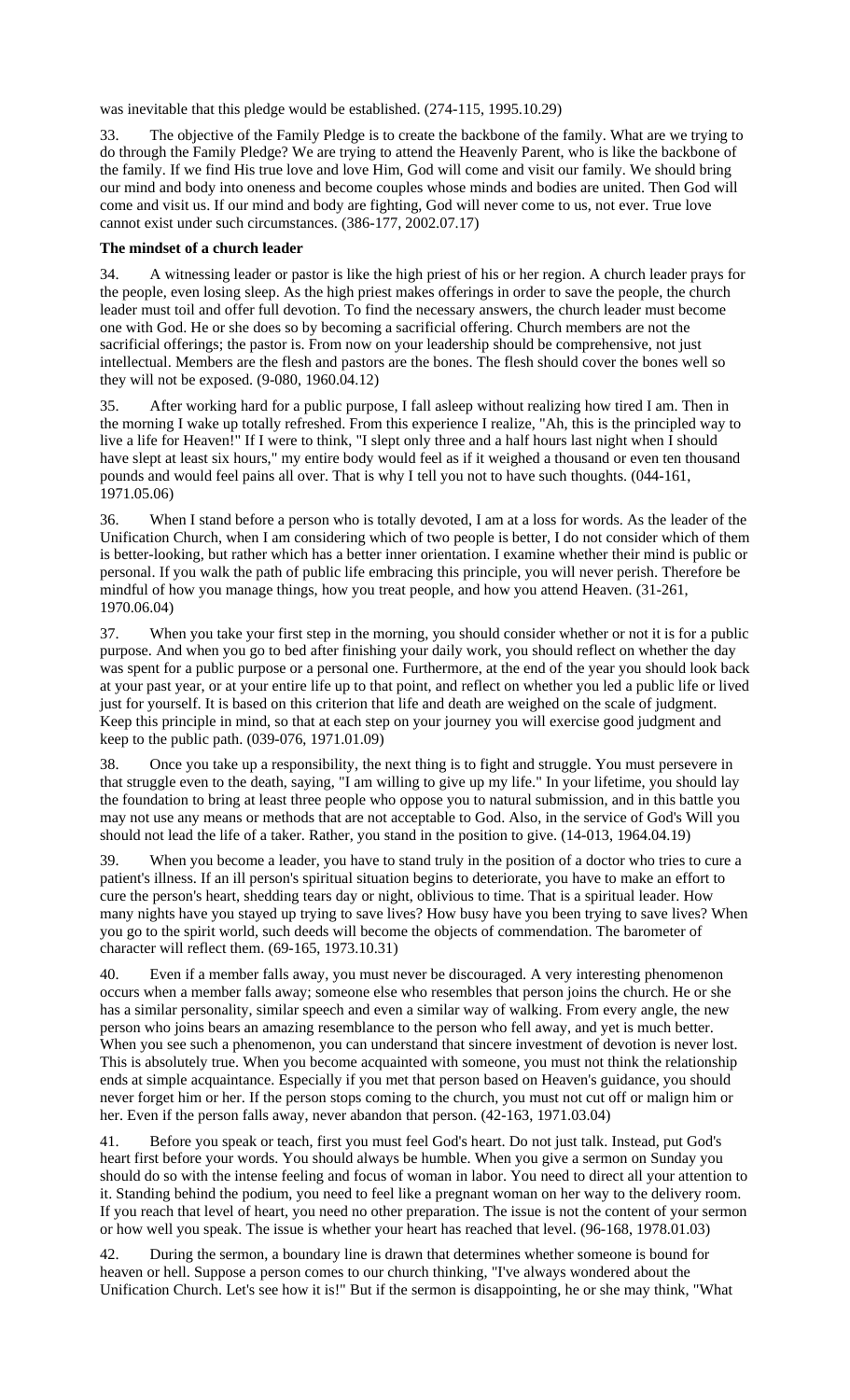was inevitable that this pledge would be established. (274-115, 1995.10.29)

33. The objective of the Family Pledge is to create the backbone of the family. What are we trying to do through the Family Pledge? We are trying to attend the Heavenly Parent, who is like the backbone of the family. If we find His true love and love Him, God will come and visit our family. We should bring our mind and body into oneness and become couples whose minds and bodies are united. Then God will come and visit us. If our mind and body are fighting, God will never come to us, not ever. True love cannot exist under such circumstances. (386-177, 2002.07.17)

**The mindset of a church leader**

34. A witnessing leader or pastor is like the high priest of his or her region. A church leader prays for the people, even losing sleep. As the high priest makes offerings in order to save the people, the church leader must toil and offer full devotion. To find the necessary answers, the church leader must become one with God. He or she does so by becoming a sacrificial offering. Church members are not the sacrificial offerings; the pastor is. From now on your leadership should be comprehensive, not just intellectual. Members are the flesh and pastors are the bones. The flesh should cover the bones well so they will not be exposed. (9-080, 1960.04.12)

35. After working hard for a public purpose, I fall asleep without realizing how tired I am. Then in the morning I wake up totally refreshed. From this experience I realize, "Ah, this is the principled way to live a life for Heaven!" If I were to think, "I slept only three and a half hours last night when I should have slept at least six hours," my entire body would feel as if it weighed a thousand or even ten thousand pounds and would feel pains all over. That is why I tell you not to have such thoughts. (044-161, 1971.05.06)

36. When I stand before a person who is totally devoted, I am at a loss for words. As the leader of the Unification Church, when I am considering which of two people is better, I do not consider which of them is better-looking, but rather which has a better inner orientation. I examine whether their mind is public or personal. If you walk the path of public life embracing this principle, you will never perish. Therefore be mindful of how you manage things, how you treat people, and how you attend Heaven. (31-261, 1970.06.04)

37. When you take your first step in the morning, you should consider whether or not it is for a public purpose. And when you go to bed after finishing your daily work, you should reflect on whether the day was spent for a public purpose or a personal one. Furthermore, at the end of the year you should look back at your past year, or at your entire life up to that point, and reflect on whether you led a public life or lived just for yourself. It is based on this criterion that life and death are weighed on the scale of judgment. Keep this principle in mind, so that at each step on your journey you will exercise good judgment and keep to the public path. (039-076, 1971.01.09)

38. Once you take up a responsibility, the next thing is to fight and struggle. You must persevere in that struggle even to the death, saying, "I am willing to give up my life." In your lifetime, you should lay the foundation to bring at least three people who oppose you to natural submission, and in this battle you may not use any means or methods that are not acceptable to God. Also, in the service of God's Will you should not lead the life of a taker. Rather, you stand in the position to give. (14-013, 1964.04.19)

39. When you become a leader, you have to stand truly in the position of a doctor who tries to cure a patient's illness. If an ill person's spiritual situation begins to deteriorate, you have to make an effort to cure the person's heart, shedding tears day or night, oblivious to time. That is a spiritual leader. How many nights have you stayed up trying to save lives? How busy have you been trying to save lives? When you go to the spirit world, such deeds will become the objects of commendation. The barometer of character will reflect them. (69-165, 1973.10.31)

40. Even if a member falls away, you must never be discouraged. A very interesting phenomenon occurs when a member falls away; someone else who resembles that person joins the church. He or she has a similar personality, similar speech and even a similar way of walking. From every angle, the new person who joins bears an amazing resemblance to the person who fell away, and yet is much better. When you see such a phenomenon, you can understand that sincere investment of devotion is never lost. This is absolutely true. When you become acquainted with someone, you must not think the relationship ends at simple acquaintance. Especially if you met that person based on Heaven's guidance, you should never forget him or her. If the person stops coming to the church, you must not cut off or malign him or her. Even if the person falls away, never abandon that person. (42-163, 1971.03.04)

41. Before you speak or teach, first you must feel God's heart. Do not just talk. Instead, put God's heart first before your words. You should always be humble. When you give a sermon on Sunday you should do so with the intense feeling and focus of woman in labor. You need to direct all your attention to it. Standing behind the podium, you need to feel like a pregnant woman on her way to the delivery room. If you reach that level of heart, you need no other preparation. The issue is not the content of your sermon or how well you speak. The issue is whether your heart has reached that level. (96-168, 1978.01.03)

42. During the sermon, a boundary line is drawn that determines whether someone is bound for heaven or hell. Suppose a person comes to our church thinking, "I've always wondered about the Unification Church. Let's see how it is!" But if the sermon is disappointing, he or she may think, "What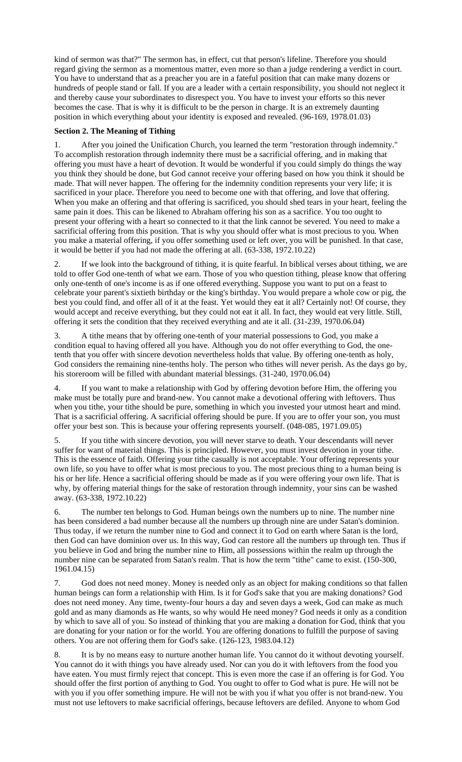kind of sermon was that?" The sermon has, in effect, cut that person's lifeline. Therefore you should regard giving the sermon as a momentous matter, even more so than a judge rendering a verdict in court. You have to understand that as a preacher you are in a fateful position that can make many dozens or hundreds of people stand or fall. If you are a leader with a certain responsibility, you should not neglect it and thereby cause your subordinates to disrespect you. You have to invest your efforts so this never becomes the case. That is why it is difficult to be the person in charge. It is an extremely daunting position in which everything about your identity is exposed and revealed. (96-169, 1978.01.03)

**Section 2. The Meaning of Tithing**

1. After you joined the Unification Church, you learned the term "restoration through indemnity." To accomplish restoration through indemnity there must be a sacrificial offering, and in making that offering you must have a heart of devotion. It would be wonderful if you could simply do things the way you think they should be done, but God cannot receive your offering based on how you think it should be made. That will never happen. The offering for the indemnity condition represents your very life; it is sacrificed in your place. Therefore you need to become one with that offering, and love that offering. When you make an offering and that offering is sacrificed, you should shed tears in your heart, feeling the same pain it does. This can be likened to Abraham offering his son as a sacrifice. You too ought to present your offering with a heart so connected to it that the link cannot be severed. You need to make a sacrificial offering from this position. That is why you should offer what is most precious to you. When you make a material offering, if you offer something used or left over, you will be punished. In that case, it would be better if you had not made the offering at all. (63-338, 1972.10.22)

2. If we look into the background of tithing, it is quite fearful. In biblical verses about tithing, we are told to offer God one-tenth of what we earn. Those of you who question tithing, please know that offering only one-tenth of one's income is as if one offered everything. Suppose you want to put on a feast to celebrate your parent's sixtieth birthday or the king's birthday. You would prepare a whole cow or pig, the best you could find, and offer all of it at the feast. Yet would they eat it all? Certainly not! Of course, they would accept and receive everything, but they could not eat it all. In fact, they would eat very little. Still, offering it sets the condition that they received everything and ate it all. (31-239, 1970.06.04)

3. A tithe means that by offering one-tenth of your material possessions to God, you make a condition equal to having offered all you have. Although you do not offer everything to God, the one-tenth that you offer with sincere devotion nevertheless holds that value. By offering one-tenth as holy, God considers the remaining nine-tenths holy. The person who tithes will never perish. As the days go by, his storeroom will be filled with abundant material blessings. (31-240, 1970.06.04)

4. If you want to make a relationship with God by offering devotion before Him, the offering you make must be totally pure and brand-new. You cannot make a devotional offering with leftovers. Thus when you tithe, your tithe should be pure, something in which you invested your utmost heart and mind. That is a sacrificial offering. A sacrificial offering should be pure. If you are to offer your son, you must offer your best son. This is because your offering represents yourself. (048-085, 1971.09.05)

5. If you tithe with sincere devotion, you will never starve to death. Your descendants will never suffer for want of material things. This is principled. However, you must invest devotion in your tithe. This is the essence of faith. Offering your tithe casually is not acceptable. Your offering represents your own life, so you have to offer what is most precious to you. The most precious thing to a human being is his or her life. Hence a sacrificial offering should be made as if you were offering your own life. That is why, by offering material things for the sake of restoration through indemnity, your sins can be washed away. (63-338, 1972.10.22)

6. The number ten belongs to God. Human beings own the numbers up to nine. The number nine has been considered a bad number because all the numbers up through nine are under Satan's dominion. Thus today, if we return the number nine to God and connect it to God on earth where Satan is the lord, then God can have dominion over us. In this way, God can restore all the numbers up through ten. Thus if you believe in God and bring the number nine to Him, all possessions within the realm up through the number nine can be separated from Satan's realm. That is how the term "tithe" came to exist. (150-300, 1961.04.15)

7. God does not need money. Money is needed only as an object for making conditions so that fallen human beings can form a relationship with Him. Is it for God's sake that you are making donations? God does not need money. Any time, twenty-four hours a day and seven days a week, God can make as much gold and as many diamonds as He wants, so why would He need money? God needs it only as a condition by which to save all of you. So instead of thinking that you are making a donation for God, think that you are donating for your nation or for the world. You are offering donations to fulfill the purpose of saving others. You are not offering them for God's sake. (126-123, 1983.04.12)

8. It is by no means easy to nurture another human life. You cannot do it without devoting yourself. You cannot do it with things you have already used. Nor can you do it with leftovers from the food you have eaten. You must firmly reject that concept. This is even more the case if an offering is for God. You should offer the first portion of anything to God. You ought to offer to God what is pure. He will not be with you if you offer something impure. He will not be with you if what you offer is not brand-new. You must not use leftovers to make sacrificial offerings, because leftovers are defiled. Anyone to whom God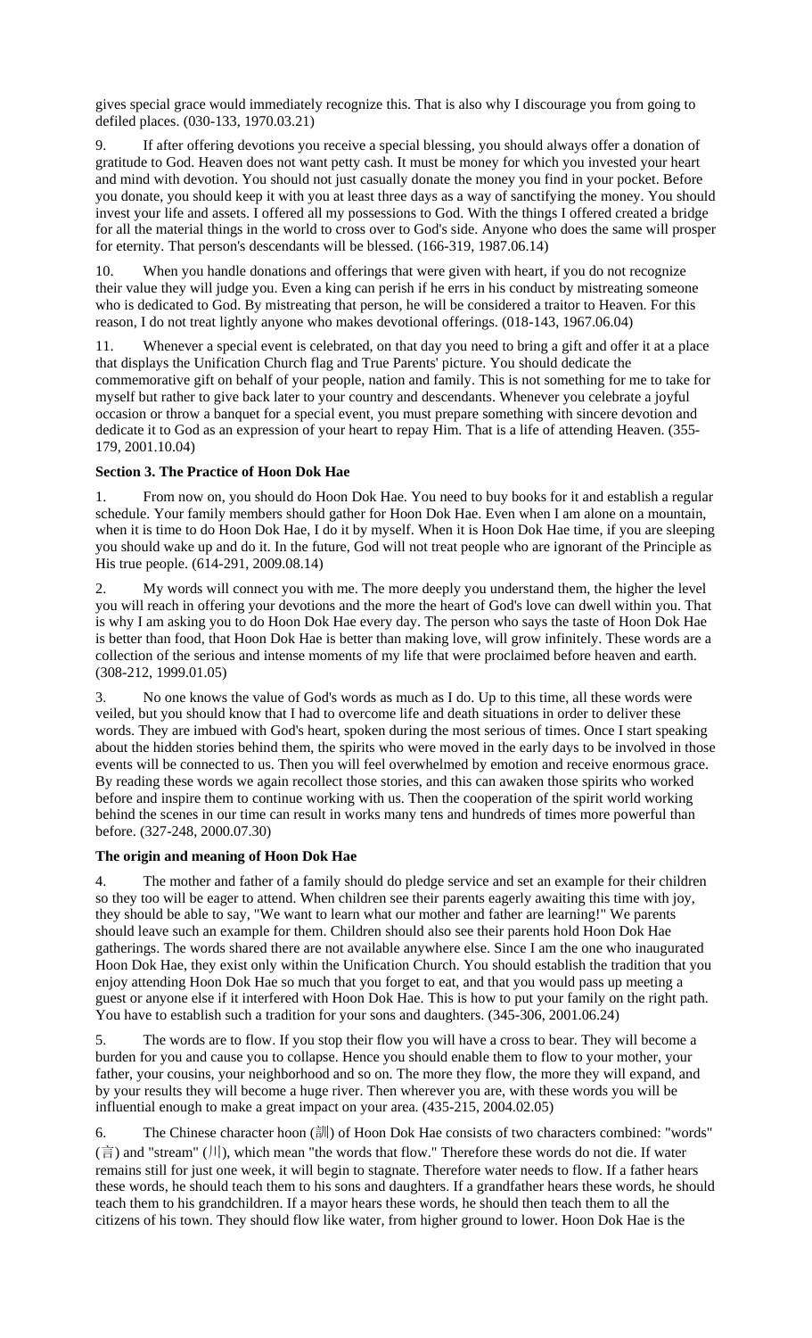gives special grace would immediately recognize this. That is also why I discourage you from going to defiled places. (030-133, 1970.03.21)

9. If after offering devotions you receive a special blessing, you should always offer a donation of gratitude to God. Heaven does not want petty cash. It must be money for which you invested your heart and mind with devotion. You should not just casually donate the money you find in your pocket. Before you donate, you should keep it with you at least three days as a way of sanctifying the money. You should invest your life and assets. I offered all my possessions to God. With the things I offered created a bridge for all the material things in the world to cross over to God's side. Anyone who does the same will prosper for eternity. That person's descendants will be blessed. (166-319, 1987.06.14)

10. When you handle donations and offerings that were given with heart, if you do not recognize their value they will judge you. Even a king can perish if he errs in his conduct by mistreating someone who is dedicated to God. By mistreating that person, he will be considered a traitor to Heaven. For this reason, I do not treat lightly anyone who makes devotional offerings. (018-143, 1967.06.04)

11. Whenever a special event is celebrated, on that day you need to bring a gift and offer it at a place that displays the Unification Church flag and True Parents' picture. You should dedicate the commemorative gift on behalf of your people, nation and family. This is not something for me to take for myself but rather to give back later to your country and descendants. Whenever you celebrate a joyful occasion or throw a banquet for a special event, you must prepare something with sincere devotion and dedicate it to God as an expression of your heart to repay Him. That is a life of attending Heaven. (355-179, 2001.10.04)

**Section 3. The Practice of Hoon Dok Hae**

1. From now on, you should do Hoon Dok Hae. You need to buy books for it and establish a regular schedule. Your family members should gather for Hoon Dok Hae. Even when I am alone on a mountain, when it is time to do Hoon Dok Hae, I do it by myself. When it is Hoon Dok Hae time, if you are sleeping you should wake up and do it. In the future, God will not treat people who are ignorant of the Principle as His true people. (614-291, 2009.08.14)

2. My words will connect you with me. The more deeply you understand them, the higher the level you will reach in offering your devotions and the more the heart of God's love can dwell within you. That is why I am asking you to do Hoon Dok Hae every day. The person who says the taste of Hoon Dok Hae is better than food, that Hoon Dok Hae is better than making love, will grow infinitely. These words are a collection of the serious and intense moments of my life that were proclaimed before heaven and earth. (308-212, 1999.01.05)

3. No one knows the value of God's words as much as I do. Up to this time, all these words were veiled, but you should know that I had to overcome life and death situations in order to deliver these words. They are imbued with God's heart, spoken during the most serious of times. Once I start speaking about the hidden stories behind them, the spirits who were moved in the early days to be involved in those events will be connected to us. Then you will feel overwhelmed by emotion and receive enormous grace. By reading these words we again recollect those stories, and this can awaken those spirits who worked before and inspire them to continue working with us. Then the cooperation of the spirit world working behind the scenes in our time can result in works many tens and hundreds of times more powerful than before. (327-248, 2000.07.30)

**The origin and meaning of Hoon Dok Hae**

4. The mother and father of a family should do pledge service and set an example for their children so they too will be eager to attend. When children see their parents eagerly awaiting this time with joy, they should be able to say, "We want to learn what our mother and father are learning!" We parents should leave such an example for them. Children should also see their parents hold Hoon Dok Hae gatherings. The words shared there are not available anywhere else. Since I am the one who inaugurated Hoon Dok Hae, they exist only within the Unification Church. You should establish the tradition that you enjoy attending Hoon Dok Hae so much that you forget to eat, and that you would pass up meeting a guest or anyone else if it interfered with Hoon Dok Hae. This is how to put your family on the right path. You have to establish such a tradition for your sons and daughters. (345-306, 2001.06.24)

5. The words are to flow. If you stop their flow you will have a cross to bear. They will become a burden for you and cause you to collapse. Hence you should enable them to flow to your mother, your father, your cousins, your neighborhood and so on. The more they flow, the more they will expand, and by your results they will become a huge river. Then wherever you are, with these words you will be influential enough to make a great impact on your area. (435-215, 2004.02.05)

6. The Chinese character hoon (訓) of Hoon Dok Hae consists of two characters combined: "words" (言) and "stream" (川), which mean "the words that flow." Therefore these words do not die. If water remains still for just one week, it will begin to stagnate. Therefore water needs to flow. If a father hears these words, he should teach them to his sons and daughters. If a grandfather hears these words, he should teach them to his grandchildren. If a mayor hears these words, he should then teach them to all the citizens of his town. They should flow like water, from higher ground to lower. Hoon Dok Hae is the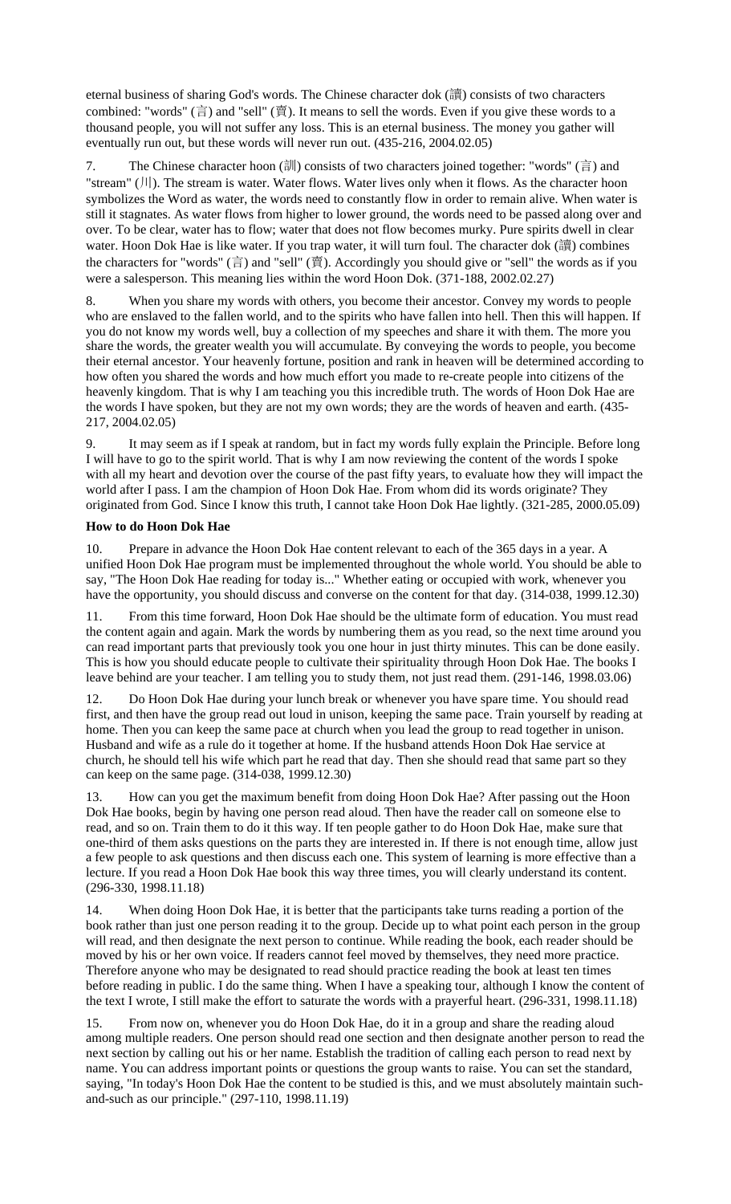eternal business of sharing God's words. The Chinese character dok (讀) consists of two characters combined: "words" (言) and "sell" (賣). It means to sell the words. Even if you give these words to a thousand people, you will not suffer any loss. This is an eternal business. The money you gather will eventually run out, but these words will never run out. (435-216, 2004.02.05)

7. The Chinese character hoon (訓) consists of two characters joined together: "words" (言) and "stream" (川). The stream is water. Water flows. Water lives only when it flows. As the character hoon symbolizes the Word as water, the words need to constantly flow in order to remain alive. When water is still it stagnates. As water flows from higher to lower ground, the words need to be passed along over and over. To be clear, water has to flow; water that does not flow becomes murky. Pure spirits dwell in clear water. Hoon Dok Hae is like water. If you trap water, it will turn foul. The character dok (讀) combines the characters for "words" (言) and "sell" (賣). Accordingly you should give or "sell" the words as if you were a salesperson. This meaning lies within the word Hoon Dok. (371-188, 2002.02.27)

8. When you share my words with others, you become their ancestor. Convey my words to people who are enslaved to the fallen world, and to the spirits who have fallen into hell. Then this will happen. If you do not know my words well, buy a collection of my speeches and share it with them. The more you share the words, the greater wealth you will accumulate. By conveying the words to people, you become their eternal ancestor. Your heavenly fortune, position and rank in heaven will be determined according to how often you shared the words and how much effort you made to re-create people into citizens of the heavenly kingdom. That is why I am teaching you this incredible truth. The words of Hoon Dok Hae are the words I have spoken, but they are not my own words; they are the words of heaven and earth. (435-217, 2004.02.05)

9. It may seem as if I speak at random, but in fact my words fully explain the Principle. Before long I will have to go to the spirit world. That is why I am now reviewing the content of the words I spoke with all my heart and devotion over the course of the past fifty years, to evaluate how they will impact the world after I pass. I am the champion of Hoon Dok Hae. From whom did its words originate? They originated from God. Since I know this truth, I cannot take Hoon Dok Hae lightly. (321-285, 2000.05.09)

**How to do Hoon Dok Hae**

10. Prepare in advance the Hoon Dok Hae content relevant to each of the 365 days in a year. A unified Hoon Dok Hae program must be implemented throughout the whole world. You should be able to say, "The Hoon Dok Hae reading for today is..." Whether eating or occupied with work, whenever you have the opportunity, you should discuss and converse on the content for that day. (314-038, 1999.12.30)

11. From this time forward, Hoon Dok Hae should be the ultimate form of education. You must read the content again and again. Mark the words by numbering them as you read, so the next time around you can read important parts that previously took you one hour in just thirty minutes. This can be done easily. This is how you should educate people to cultivate their spirituality through Hoon Dok Hae. The books I leave behind are your teacher. I am telling you to study them, not just read them. (291-146, 1998.03.06)

12. Do Hoon Dok Hae during your lunch break or whenever you have spare time. You should read first, and then have the group read out loud in unison, keeping the same pace. Train yourself by reading at home. Then you can keep the same pace at church when you lead the group to read together in unison. Husband and wife as a rule do it together at home. If the husband attends Hoon Dok Hae service at church, he should tell his wife which part he read that day. Then she should read that same part so they can keep on the same page. (314-038, 1999.12.30)

13. How can you get the maximum benefit from doing Hoon Dok Hae? After passing out the Hoon Dok Hae books, begin by having one person read aloud. Then have the reader call on someone else to read, and so on. Train them to do it this way. If ten people gather to do Hoon Dok Hae, make sure that one-third of them asks questions on the parts they are interested in. If there is not enough time, allow just a few people to ask questions and then discuss each one. This system of learning is more effective than a lecture. If you read a Hoon Dok Hae book this way three times, you will clearly understand its content. (296-330, 1998.11.18)

14. When doing Hoon Dok Hae, it is better that the participants take turns reading a portion of the book rather than just one person reading it to the group. Decide up to what point each person in the group will read, and then designate the next person to continue. While reading the book, each reader should be moved by his or her own voice. If readers cannot feel moved by themselves, they need more practice. Therefore anyone who may be designated to read should practice reading the book at least ten times before reading in public. I do the same thing. When I have a speaking tour, although I know the content of the text I wrote, I still make the effort to saturate the words with a prayerful heart. (296-331, 1998.11.18)

15. From now on, whenever you do Hoon Dok Hae, do it in a group and share the reading aloud among multiple readers. One person should read one section and then designate another person to read the next section by calling out his or her name. Establish the tradition of calling each person to read next by name. You can address important points or questions the group wants to raise. You can set the standard, saying, "In today's Hoon Dok Hae the content to be studied is this, and we must absolutely maintain such-and-such as our principle." (297-110, 1998.11.19)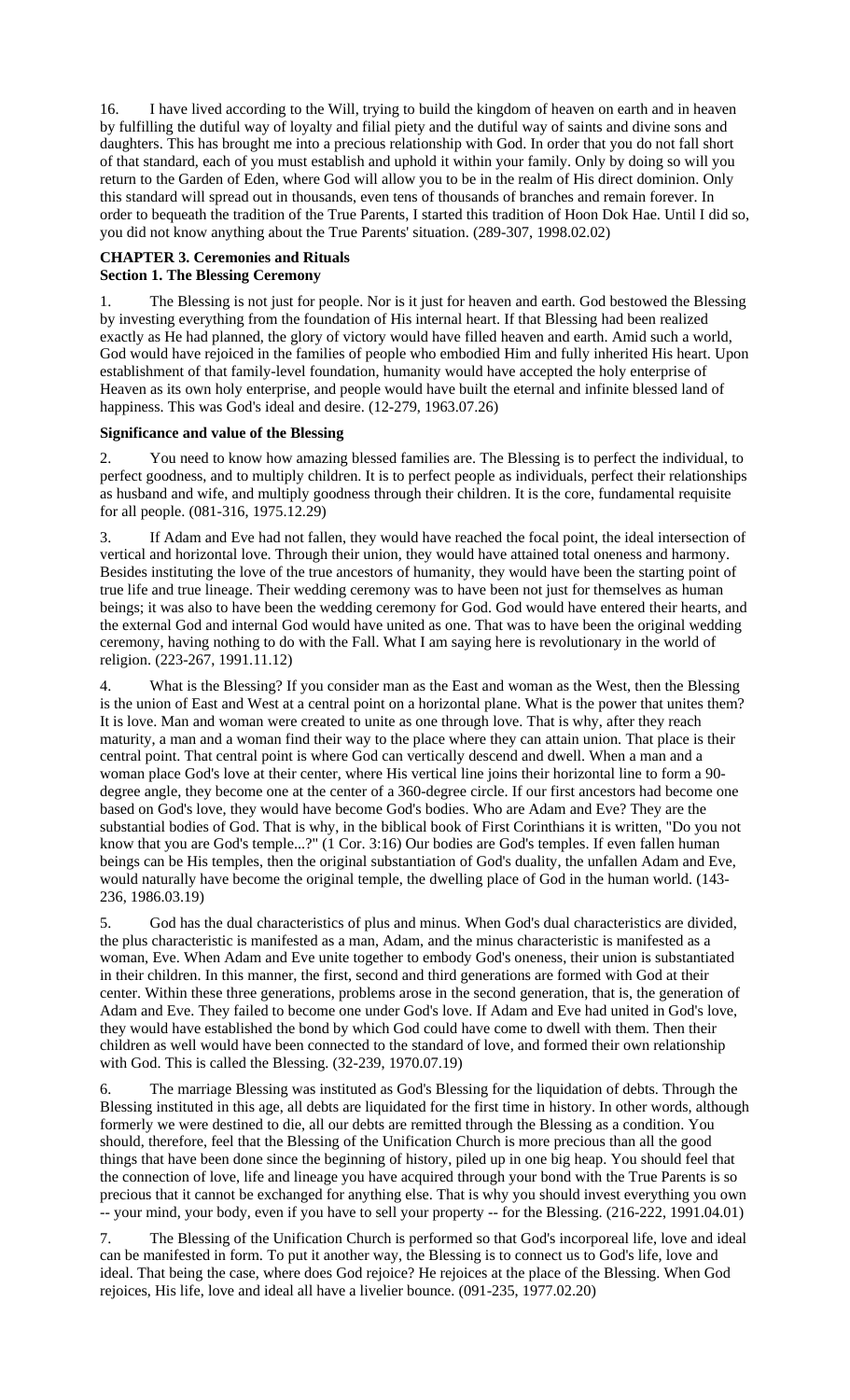16. I have lived according to the Will, trying to build the kingdom of heaven on earth and in heaven by fulfilling the dutiful way of loyalty and filial piety and the dutiful way of saints and divine sons and daughters. This has brought me into a precious relationship with God. In order that you do not fall short of that standard, each of you must establish and uphold it within your family. Only by doing so will you return to the Garden of Eden, where God will allow you to be in the realm of His direct dominion. Only this standard will spread out in thousands, even tens of thousands of branches and remain forever. In order to bequeath the tradition of the True Parents, I started this tradition of Hoon Dok Hae. Until I did so, you did not know anything about the True Parents' situation. (289-307, 1998.02.02)

## CHAPTER 3. Ceremonies and Rituals

## Section 1. The Blessing Ceremony

1. The Blessing is not just for people. Nor is it just for heaven and earth. God bestowed the Blessing by investing everything from the foundation of His internal heart. If that Blessing had been realized exactly as He had planned, the glory of victory would have filled heaven and earth. Amid such a world, God would have rejoiced in the families of people who embodied Him and fully inherited His heart. Upon establishment of that family-level foundation, humanity would have accepted the holy enterprise of Heaven as its own holy enterprise, and people would have built the eternal and infinite blessed land of happiness. This was God's ideal and desire. (12-279, 1963.07.26)

### Significance and value of the Blessing

2. You need to know how amazing blessed families are. The Blessing is to perfect the individual, to perfect goodness, and to multiply children. It is to perfect people as individuals, perfect their relationships as husband and wife, and multiply goodness through their children. It is the core, fundamental requisite for all people. (081-316, 1975.12.29)

3. If Adam and Eve had not fallen, they would have reached the focal point, the ideal intersection of vertical and horizontal love. Through their union, they would have attained total oneness and harmony. Besides instituting the love of the true ancestors of humanity, they would have been the starting point of true life and true lineage. Their wedding ceremony was to have been not just for themselves as human beings; it was also to have been the wedding ceremony for God. God would have entered their hearts, and the external God and internal God would have united as one. That was to have been the original wedding ceremony, having nothing to do with the Fall. What I am saying here is revolutionary in the world of religion. (223-267, 1991.11.12)

4. What is the Blessing? If you consider man as the East and woman as the West, then the Blessing is the union of East and West at a central point on a horizontal plane. What is the power that unites them? It is love. Man and woman were created to unite as one through love. That is why, after they reach maturity, a man and a woman find their way to the place where they can attain union. That place is their central point. That central point is where God can vertically descend and dwell. When a man and a woman place God's love at their center, where His vertical line joins their horizontal line to form a 90-degree angle, they become one at the center of a 360-degree circle. If our first ancestors had become one based on God's love, they would have become God's bodies. Who are Adam and Eve? They are the substantial bodies of God. That is why, in the biblical book of First Corinthians it is written, "Do you not know that you are God's temple...?" (1 Cor. 3:16) Our bodies are God's temples. If even fallen human beings can be His temples, then the original substantiation of God's duality, the unfallen Adam and Eve, would naturally have become the original temple, the dwelling place of God in the human world. (143-236, 1986.03.19)

5. God has the dual characteristics of plus and minus. When God's dual characteristics are divided, the plus characteristic is manifested as a man, Adam, and the minus characteristic is manifested as a woman, Eve. When Adam and Eve unite together to embody God's oneness, their union is substantiated in their children. In this manner, the first, second and third generations are formed with God at their center. Within these three generations, problems arose in the second generation, that is, the generation of Adam and Eve. They failed to become one under God's love. If Adam and Eve had united in God's love, they would have established the bond by which God could have come to dwell with them. Then their children as well would have been connected to the standard of love, and formed their own relationship with God. This is called the Blessing. (32-239, 1970.07.19)

6. The marriage Blessing was instituted as God's Blessing for the liquidation of debts. Through the Blessing instituted in this age, all debts are liquidated for the first time in history. In other words, although formerly we were destined to die, all our debts are remitted through the Blessing as a condition. You should, therefore, feel that the Blessing of the Unification Church is more precious than all the good things that have been done since the beginning of history, piled up in one big heap. You should feel that the connection of love, life and lineage you have acquired through your bond with the True Parents is so precious that it cannot be exchanged for anything else. That is why you should invest everything you own -- your mind, your body, even if you have to sell your property -- for the Blessing. (216-222, 1991.04.01)

7. The Blessing of the Unification Church is performed so that God's incorporeal life, love and ideal can be manifested in form. To put it another way, the Blessing is to connect us to God's life, love and ideal. That being the case, where does God rejoice? He rejoices at the place of the Blessing. When God rejoices, His life, love and ideal all have a livelier bounce. (091-235, 1977.02.20)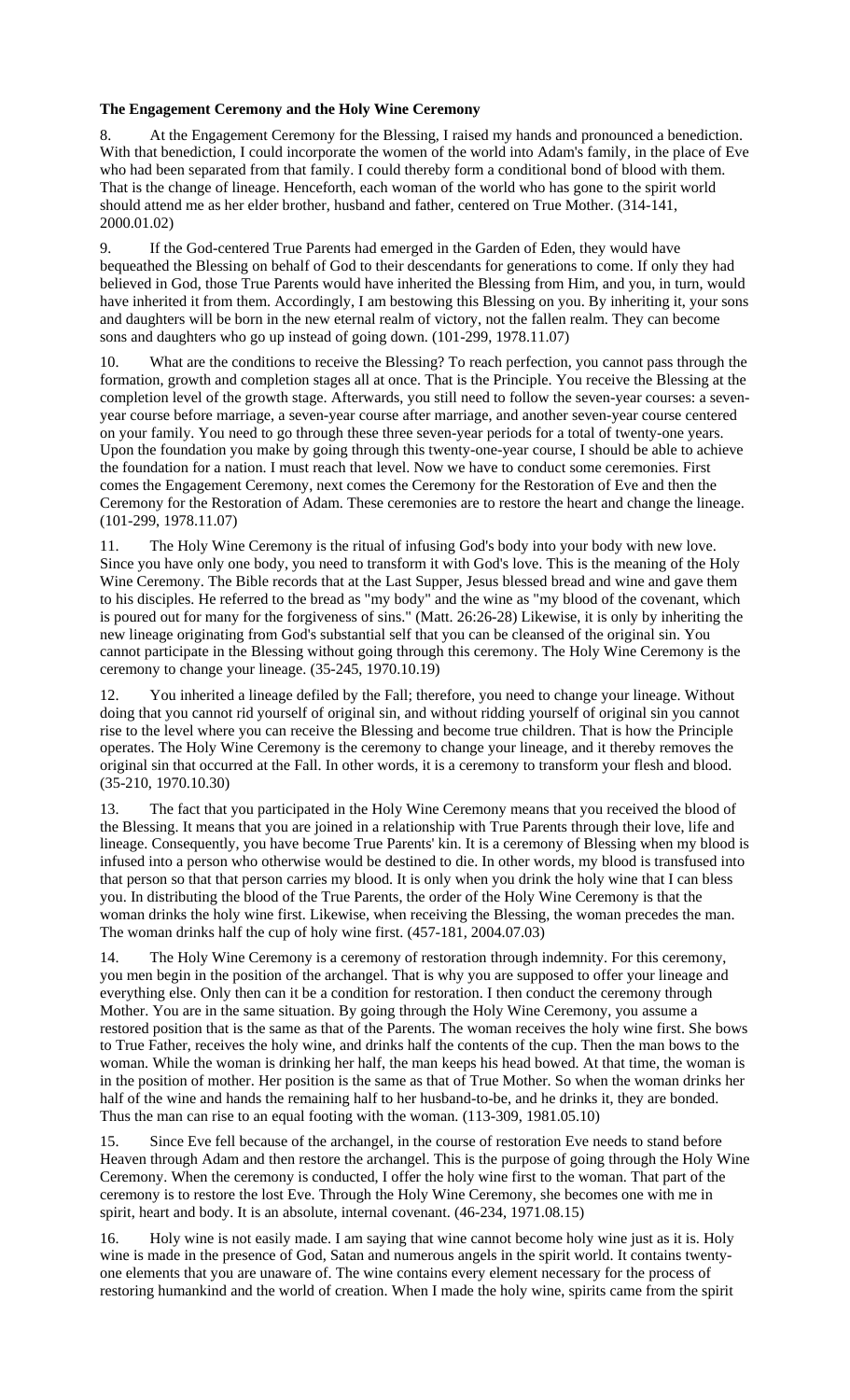**The Engagement Ceremony and the Holy Wine Ceremony**

8. At the Engagement Ceremony for the Blessing, I raised my hands and pronounced a benediction. With that benediction, I could incorporate the women of the world into Adam's family, in the place of Eve who had been separated from that family. I could thereby form a conditional bond of blood with them. That is the change of lineage. Henceforth, each woman of the world who has gone to the spirit world should attend me as her elder brother, husband and father, centered on True Mother. (314-141, 2000.01.02)

9. If the God-centered True Parents had emerged in the Garden of Eden, they would have bequeathed the Blessing on behalf of God to their descendants for generations to come. If only they had believed in God, those True Parents would have inherited the Blessing from Him, and you, in turn, would have inherited it from them. Accordingly, I am bestowing this Blessing on you. By inheriting it, your sons and daughters will be born in the new eternal realm of victory, not the fallen realm. They can become sons and daughters who go up instead of going down. (101-299, 1978.11.07)

10. What are the conditions to receive the Blessing? To reach perfection, you cannot pass through the formation, growth and completion stages all at once. That is the Principle. You receive the Blessing at the completion level of the growth stage. Afterwards, you still need to follow the seven-year courses: a seven-year course before marriage, a seven-year course after marriage, and another seven-year course centered on your family. You need to go through these three seven-year periods for a total of twenty-one years. Upon the foundation you make by going through this twenty-one-year course, I should be able to achieve the foundation for a nation. I must reach that level. Now we have to conduct some ceremonies. First comes the Engagement Ceremony, next comes the Ceremony for the Restoration of Eve and then the Ceremony for the Restoration of Adam. These ceremonies are to restore the heart and change the lineage. (101-299, 1978.11.07)

11. The Holy Wine Ceremony is the ritual of infusing God's body into your body with new love. Since you have only one body, you need to transform it with God's love. This is the meaning of the Holy Wine Ceremony. The Bible records that at the Last Supper, Jesus blessed bread and wine and gave them to his disciples. He referred to the bread as "my body" and the wine as "my blood of the covenant, which is poured out for many for the forgiveness of sins." (Matt. 26:26-28) Likewise, it is only by inheriting the new lineage originating from God's substantial self that you can be cleansed of the original sin. You cannot participate in the Blessing without going through this ceremony. The Holy Wine Ceremony is the ceremony to change your lineage. (35-245, 1970.10.19)

12. You inherited a lineage defiled by the Fall; therefore, you need to change your lineage. Without doing that you cannot rid yourself of original sin, and without ridding yourself of original sin you cannot rise to the level where you can receive the Blessing and become true children. That is how the Principle operates. The Holy Wine Ceremony is the ceremony to change your lineage, and it thereby removes the original sin that occurred at the Fall. In other words, it is a ceremony to transform your flesh and blood. (35-210, 1970.10.30)

13. The fact that you participated in the Holy Wine Ceremony means that you received the blood of the Blessing. It means that you are joined in a relationship with True Parents through their love, life and lineage. Consequently, you have become True Parents' kin. It is a ceremony of Blessing when my blood is infused into a person who otherwise would be destined to die. In other words, my blood is transfused into that person so that that person carries my blood. It is only when you drink the holy wine that I can bless you. In distributing the blood of the True Parents, the order of the Holy Wine Ceremony is that the woman drinks the holy wine first. Likewise, when receiving the Blessing, the woman precedes the man. The woman drinks half the cup of holy wine first. (457-181, 2004.07.03)

14. The Holy Wine Ceremony is a ceremony of restoration through indemnity. For this ceremony, you men begin in the position of the archangel. That is why you are supposed to offer your lineage and everything else. Only then can it be a condition for restoration. I then conduct the ceremony through Mother. You are in the same situation. By going through the Holy Wine Ceremony, you assume a restored position that is the same as that of the Parents. The woman receives the holy wine first. She bows to True Father, receives the holy wine, and drinks half the contents of the cup. Then the man bows to the woman. While the woman is drinking her half, the man keeps his head bowed. At that time, the woman is in the position of mother. Her position is the same as that of True Mother. So when the woman drinks her half of the wine and hands the remaining half to her husband-to-be, and he drinks it, they are bonded. Thus the man can rise to an equal footing with the woman. (113-309, 1981.05.10)

15. Since Eve fell because of the archangel, in the course of restoration Eve needs to stand before Heaven through Adam and then restore the archangel. This is the purpose of going through the Holy Wine Ceremony. When the ceremony is conducted, I offer the holy wine first to the woman. That part of the ceremony is to restore the lost Eve. Through the Holy Wine Ceremony, she becomes one with me in spirit, heart and body. It is an absolute, internal covenant. (46-234, 1971.08.15)

16. Holy wine is not easily made. I am saying that wine cannot become holy wine just as it is. Holy wine is made in the presence of God, Satan and numerous angels in the spirit world. It contains twenty-one elements that you are unaware of. The wine contains every element necessary for the process of restoring humankind and the world of creation. When I made the holy wine, spirits came from the spirit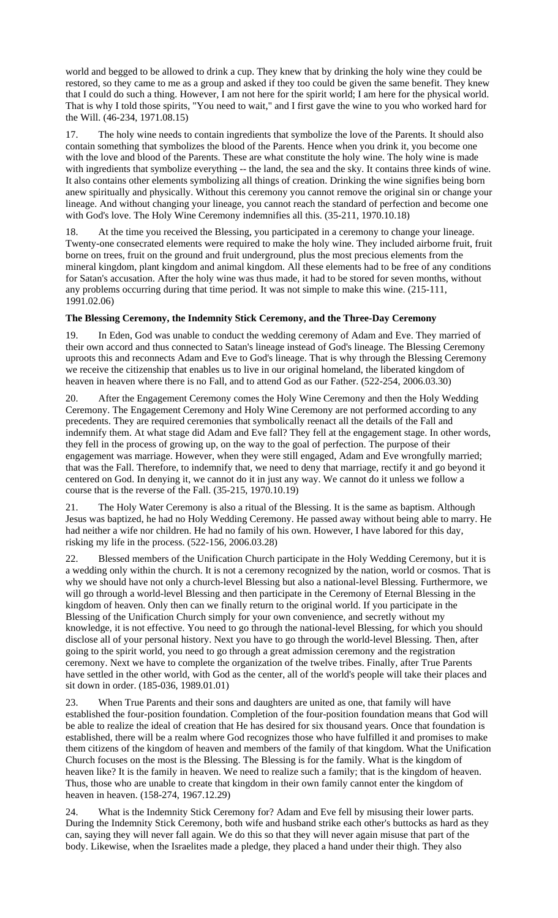world and begged to be allowed to drink a cup. They knew that by drinking the holy wine they could be restored, so they came to me as a group and asked if they too could be given the same benefit. They knew that I could do such a thing. However, I am not here for the spirit world; I am here for the physical world. That is why I told those spirits, "You need to wait," and I first gave the wine to you who worked hard for the Will. (46-234, 1971.08.15)

17. The holy wine needs to contain ingredients that symbolize the love of the Parents. It should also contain something that symbolizes the blood of the Parents. Hence when you drink it, you become one with the love and blood of the Parents. These are what constitute the holy wine. The holy wine is made with ingredients that symbolize everything -- the land, the sea and the sky. It contains three kinds of wine. It also contains other elements symbolizing all things of creation. Drinking the wine signifies being born anew spiritually and physically. Without this ceremony you cannot remove the original sin or change your lineage. And without changing your lineage, you cannot reach the standard of perfection and become one with God's love. The Holy Wine Ceremony indemnifies all this. (35-211, 1970.10.18)

18. At the time you received the Blessing, you participated in a ceremony to change your lineage. Twenty-one consecrated elements were required to make the holy wine. They included airborne fruit, fruit borne on trees, fruit on the ground and fruit underground, plus the most precious elements from the mineral kingdom, plant kingdom and animal kingdom. All these elements had to be free of any conditions for Satan's accusation. After the holy wine was thus made, it had to be stored for seven months, without any problems occurring during that time period. It was not simple to make this wine. (215-111, 1991.02.06)

**The Blessing Ceremony, the Indemnity Stick Ceremony, and the Three-Day Ceremony**

19. In Eden, God was unable to conduct the wedding ceremony of Adam and Eve. They married of their own accord and thus connected to Satan's lineage instead of God's lineage. The Blessing Ceremony uproots this and reconnects Adam and Eve to God's lineage. That is why through the Blessing Ceremony we receive the citizenship that enables us to live in our original homeland, the liberated kingdom of heaven in heaven where there is no Fall, and to attend God as our Father. (522-254, 2006.03.30)

20. After the Engagement Ceremony comes the Holy Wine Ceremony and then the Holy Wedding Ceremony. The Engagement Ceremony and Holy Wine Ceremony are not performed according to any precedents. They are required ceremonies that symbolically reenact all the details of the Fall and indemnify them. At what stage did Adam and Eve fall? They fell at the engagement stage. In other words, they fell in the process of growing up, on the way to the goal of perfection. The purpose of their engagement was marriage. However, when they were still engaged, Adam and Eve wrongfully married; that was the Fall. Therefore, to indemnify that, we need to deny that marriage, rectify it and go beyond it centered on God. In denying it, we cannot do it in just any way. We cannot do it unless we follow a course that is the reverse of the Fall. (35-215, 1970.10.19)

21. The Holy Water Ceremony is also a ritual of the Blessing. It is the same as baptism. Although Jesus was baptized, he had no Holy Wedding Ceremony. He passed away without being able to marry. He had neither a wife nor children. He had no family of his own. However, I have labored for this day, risking my life in the process. (522-156, 2006.03.28)

22. Blessed members of the Unification Church participate in the Holy Wedding Ceremony, but it is a wedding only within the church. It is not a ceremony recognized by the nation, world or cosmos. That is why we should have not only a church-level Blessing but also a national-level Blessing. Furthermore, we will go through a world-level Blessing and then participate in the Ceremony of Eternal Blessing in the kingdom of heaven. Only then can we finally return to the original world. If you participate in the Blessing of the Unification Church simply for your own convenience, and secretly without my knowledge, it is not effective. You need to go through the national-level Blessing, for which you should disclose all of your personal history. Next you have to go through the world-level Blessing. Then, after going to the spirit world, you need to go through a great admission ceremony and the registration ceremony. Next we have to complete the organization of the twelve tribes. Finally, after True Parents have settled in the other world, with God as the center, all of the world's people will take their places and sit down in order. (185-036, 1989.01.01)

23. When True Parents and their sons and daughters are united as one, that family will have established the four-position foundation. Completion of the four-position foundation means that God will be able to realize the ideal of creation that He has desired for six thousand years. Once that foundation is established, there will be a realm where God recognizes those who have fulfilled it and promises to make them citizens of the kingdom of heaven and members of the family of that kingdom. What the Unification Church focuses on the most is the Blessing. The Blessing is for the family. What is the kingdom of heaven like? It is the family in heaven. We need to realize such a family; that is the kingdom of heaven. Thus, those who are unable to create that kingdom in their own family cannot enter the kingdom of heaven in heaven. (158-274, 1967.12.29)

24. What is the Indemnity Stick Ceremony for? Adam and Eve fell by misusing their lower parts. During the Indemnity Stick Ceremony, both wife and husband strike each other's buttocks as hard as they can, saying they will never fall again. We do this so that they will never again misuse that part of the body. Likewise, when the Israelites made a pledge, they placed a hand under their thigh. They also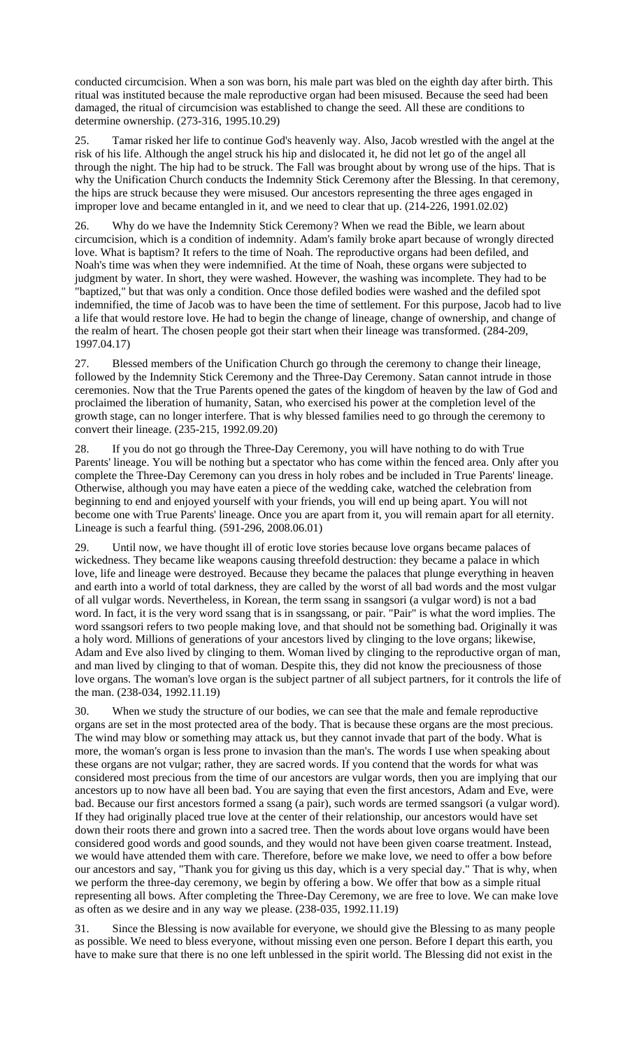conducted circumcision. When a son was born, his male part was bled on the eighth day after birth. This ritual was instituted because the male reproductive organ had been misused. Because the seed had been damaged, the ritual of circumcision was established to change the seed. All these are conditions to determine ownership. (273-316, 1995.10.29)

25. Tamar risked her life to continue God's heavenly way. Also, Jacob wrestled with the angel at the risk of his life. Although the angel struck his hip and dislocated it, he did not let go of the angel all through the night. The hip had to be struck. The Fall was brought about by wrong use of the hips. That is why the Unification Church conducts the Indemnity Stick Ceremony after the Blessing. In that ceremony, the hips are struck because they were misused. Our ancestors representing the three ages engaged in improper love and became entangled in it, and we need to clear that up. (214-226, 1991.02.02)

26. Why do we have the Indemnity Stick Ceremony? When we read the Bible, we learn about circumcision, which is a condition of indemnity. Adam's family broke apart because of wrongly directed love. What is baptism? It refers to the time of Noah. The reproductive organs had been defiled, and Noah's time was when they were indemnified. At the time of Noah, these organs were subjected to judgment by water. In short, they were washed. However, the washing was incomplete. They had to be "baptized," but that was only a condition. Once those defiled bodies were washed and the defiled spot indemnified, the time of Jacob was to have been the time of settlement. For this purpose, Jacob had to live a life that would restore love. He had to begin the change of lineage, change of ownership, and change of the realm of heart. The chosen people got their start when their lineage was transformed. (284-209, 1997.04.17)

27. Blessed members of the Unification Church go through the ceremony to change their lineage, followed by the Indemnity Stick Ceremony and the Three-Day Ceremony. Satan cannot intrude in those ceremonies. Now that the True Parents opened the gates of the kingdom of heaven by the law of God and proclaimed the liberation of humanity, Satan, who exercised his power at the completion level of the growth stage, can no longer interfere. That is why blessed families need to go through the ceremony to convert their lineage. (235-215, 1992.09.20)

28. If you do not go through the Three-Day Ceremony, you will have nothing to do with True Parents' lineage. You will be nothing but a spectator who has come within the fenced area. Only after you complete the Three-Day Ceremony can you dress in holy robes and be included in True Parents' lineage. Otherwise, although you may have eaten a piece of the wedding cake, watched the celebration from beginning to end and enjoyed yourself with your friends, you will end up being apart. You will not become one with True Parents' lineage. Once you are apart from it, you will remain apart for all eternity. Lineage is such a fearful thing. (591-296, 2008.06.01)

29. Until now, we have thought ill of erotic love stories because love organs became palaces of wickedness. They became like weapons causing threefold destruction: they became a palace in which love, life and lineage were destroyed. Because they became the palaces that plunge everything in heaven and earth into a world of total darkness, they are called by the worst of all bad words and the most vulgar of all vulgar words. Nevertheless, in Korean, the term ssang in ssangsori (a vulgar word) is not a bad word. In fact, it is the very word ssang that is in ssangssang, or pair. "Pair" is what the word implies. The word ssangsori refers to two people making love, and that should not be something bad. Originally it was a holy word. Millions of generations of your ancestors lived by clinging to the love organs; likewise, Adam and Eve also lived by clinging to them. Woman lived by clinging to the reproductive organ of man, and man lived by clinging to that of woman. Despite this, they did not know the preciousness of those love organs. The woman's love organ is the subject partner of all subject partners, for it controls the life of the man. (238-034, 1992.11.19)

30. When we study the structure of our bodies, we can see that the male and female reproductive organs are set in the most protected area of the body. That is because these organs are the most precious. The wind may blow or something may attack us, but they cannot invade that part of the body. What is more, the woman's organ is less prone to invasion than the man's. The words I use when speaking about these organs are not vulgar; rather, they are sacred words. If you contend that the words for what was considered most precious from the time of our ancestors are vulgar words, then you are implying that our ancestors up to now have all been bad. You are saying that even the first ancestors, Adam and Eve, were bad. Because our first ancestors formed a ssang (a pair), such words are termed ssangsori (a vulgar word). If they had originally placed true love at the center of their relationship, our ancestors would have set down their roots there and grown into a sacred tree. Then the words about love organs would have been considered good words and good sounds, and they would not have been given coarse treatment. Instead, we would have attended them with care. Therefore, before we make love, we need to offer a bow before our ancestors and say, "Thank you for giving us this day, which is a very special day." That is why, when we perform the three-day ceremony, we begin by offering a bow. We offer that bow as a simple ritual representing all bows. After completing the Three-Day Ceremony, we are free to love. We can make love as often as we desire and in any way we please. (238-035, 1992.11.19)

31. Since the Blessing is now available for everyone, we should give the Blessing to as many people as possible. We need to bless everyone, without missing even one person. Before I depart this earth, you have to make sure that there is no one left unblessed in the spirit world. The Blessing did not exist in the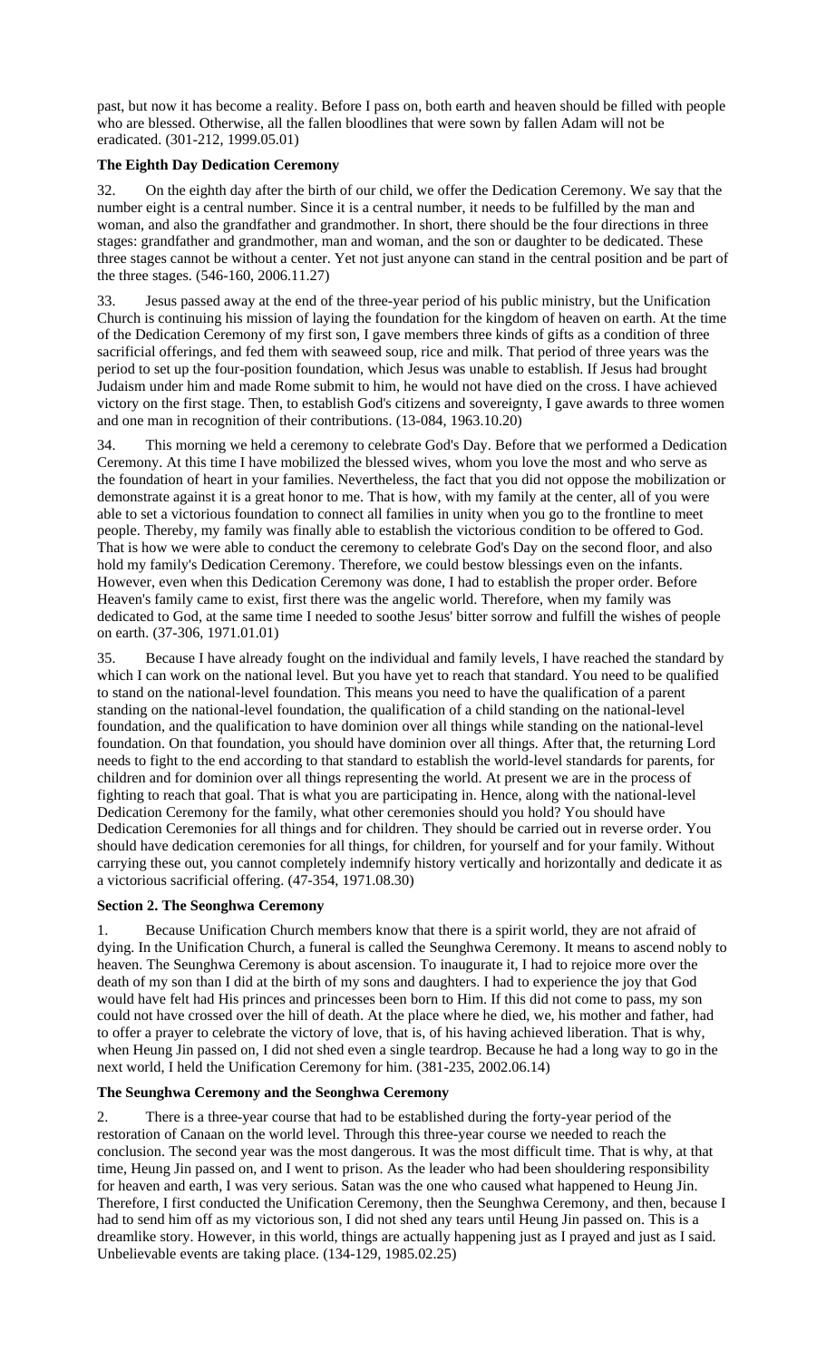past, but now it has become a reality. Before I pass on, both earth and heaven should be filled with people who are blessed. Otherwise, all the fallen bloodlines that were sown by fallen Adam will not be eradicated. (301-212, 1999.05.01)

**The Eighth Day Dedication Ceremony**

32. On the eighth day after the birth of our child, we offer the Dedication Ceremony. We say that the number eight is a central number. Since it is a central number, it needs to be fulfilled by the man and woman, and also the grandfather and grandmother. In short, there should be the four directions in three stages: grandfather and grandmother, man and woman, and the son or daughter to be dedicated. These three stages cannot be without a center. Yet not just anyone can stand in the central position and be part of the three stages. (546-160, 2006.11.27)

33. Jesus passed away at the end of the three-year period of his public ministry, but the Unification Church is continuing his mission of laying the foundation for the kingdom of heaven on earth. At the time of the Dedication Ceremony of my first son, I gave members three kinds of gifts as a condition of three sacrificial offerings, and fed them with seaweed soup, rice and milk. That period of three years was the period to set up the four-position foundation, which Jesus was unable to establish. If Jesus had brought Judaism under him and made Rome submit to him, he would not have died on the cross. I have achieved victory on the first stage. Then, to establish God's citizens and sovereignty, I gave awards to three women and one man in recognition of their contributions. (13-084, 1963.10.20)

34. This morning we held a ceremony to celebrate God's Day. Before that we performed a Dedication Ceremony. At this time I have mobilized the blessed wives, whom you love the most and who serve as the foundation of heart in your families. Nevertheless, the fact that you did not oppose the mobilization or demonstrate against it is a great honor to me. That is how, with my family at the center, all of you were able to set a victorious foundation to connect all families in unity when you go to the frontline to meet people. Thereby, my family was finally able to establish the victorious condition to be offered to God. That is how we were able to conduct the ceremony to celebrate God's Day on the second floor, and also hold my family's Dedication Ceremony. Therefore, we could bestow blessings even on the infants. However, even when this Dedication Ceremony was done, I had to establish the proper order. Before Heaven's family came to exist, first there was the angelic world. Therefore, when my family was dedicated to God, at the same time I needed to soothe Jesus' bitter sorrow and fulfill the wishes of people on earth. (37-306, 1971.01.01)

35. Because I have already fought on the individual and family levels, I have reached the standard by which I can work on the national level. But you have yet to reach that standard. You need to be qualified to stand on the national-level foundation. This means you need to have the qualification of a parent standing on the national-level foundation, the qualification of a child standing on the national-level foundation, and the qualification to have dominion over all things while standing on the national-level foundation. On that foundation, you should have dominion over all things. After that, the returning Lord needs to fight to the end according to that standard to establish the world-level standards for parents, for children and for dominion over all things representing the world. At present we are in the process of fighting to reach that goal. That is what you are participating in. Hence, along with the national-level Dedication Ceremony for the family, what other ceremonies should you hold? You should have Dedication Ceremonies for all things and for children. They should be carried out in reverse order. You should have dedication ceremonies for all things, for children, for yourself and for your family. Without carrying these out, you cannot completely indemnify history vertically and horizontally and dedicate it as a victorious sacrificial offering. (47-354, 1971.08.30)

**Section 2. The Seonghwa Ceremony**

1. Because Unification Church members know that there is a spirit world, they are not afraid of dying. In the Unification Church, a funeral is called the Seunghwa Ceremony. It means to ascend nobly to heaven. The Seunghwa Ceremony is about ascension. To inaugurate it, I had to rejoice more over the death of my son than I did at the birth of my sons and daughters. I had to experience the joy that God would have felt had His princes and princesses been born to Him. If this did not come to pass, my son could not have crossed over the hill of death. At the place where he died, we, his mother and father, had to offer a prayer to celebrate the victory of love, that is, of his having achieved liberation. That is why, when Heung Jin passed on, I did not shed even a single teardrop. Because he had a long way to go in the next world, I held the Unification Ceremony for him. (381-235, 2002.06.14)

**The Seunghwa Ceremony and the Seonghwa Ceremony**

2. There is a three-year course that had to be established during the forty-year period of the restoration of Canaan on the world level. Through this three-year course we needed to reach the conclusion. The second year was the most dangerous. It was the most difficult time. That is why, at that time, Heung Jin passed on, and I went to prison. As the leader who had been shouldering responsibility for heaven and earth, I was very serious. Satan was the one who caused what happened to Heung Jin. Therefore, I first conducted the Unification Ceremony, then the Seunghwa Ceremony, and then, because I had to send him off as my victorious son, I did not shed any tears until Heung Jin passed on. This is a dreamlike story. However, in this world, things are actually happening just as I prayed and just as I said. Unbelievable events are taking place. (134-129, 1985.02.25)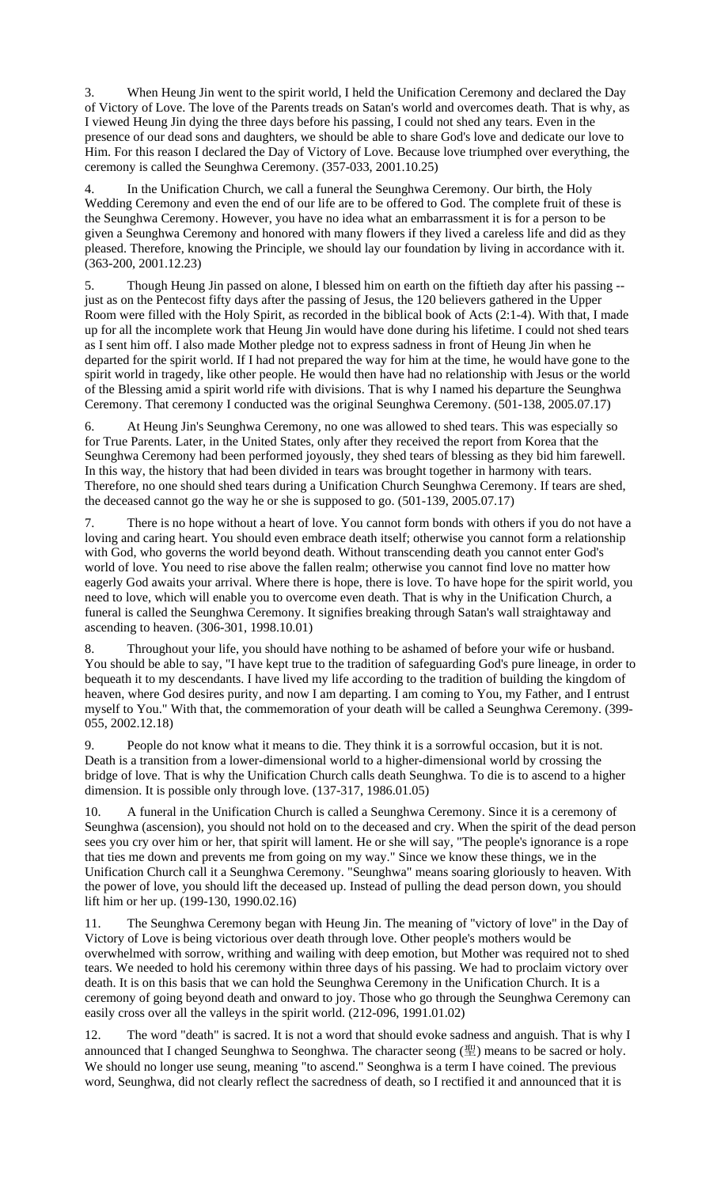3. When Heung Jin went to the spirit world, I held the Unification Ceremony and declared the Day of Victory of Love. The love of the Parents treads on Satan's world and overcomes death. That is why, as I viewed Heung Jin dying the three days before his passing, I could not shed any tears. Even in the presence of our dead sons and daughters, we should be able to share God's love and dedicate our love to Him. For this reason I declared the Day of Victory of Love. Because love triumphed over everything, the ceremony is called the Seunghwa Ceremony. (357-033, 2001.10.25)

4. In the Unification Church, we call a funeral the Seunghwa Ceremony. Our birth, the Holy Wedding Ceremony and even the end of our life are to be offered to God. The complete fruit of these is the Seunghwa Ceremony. However, you have no idea what an embarrassment it is for a person to be given a Seunghwa Ceremony and honored with many flowers if they lived a careless life and did as they pleased. Therefore, knowing the Principle, we should lay our foundation by living in accordance with it. (363-200, 2001.12.23)

5. Though Heung Jin passed on alone, I blessed him on earth on the fiftieth day after his passing -- just as on the Pentecost fifty days after the passing of Jesus, the 120 believers gathered in the Upper Room were filled with the Holy Spirit, as recorded in the biblical book of Acts (2:1-4). With that, I made up for all the incomplete work that Heung Jin would have done during his lifetime. I could not shed tears as I sent him off. I also made Mother pledge not to express sadness in front of Heung Jin when he departed for the spirit world. If I had not prepared the way for him at the time, he would have gone to the spirit world in tragedy, like other people. He would then have had no relationship with Jesus or the world of the Blessing amid a spirit world rife with divisions. That is why I named his departure the Seunghwa Ceremony. That ceremony I conducted was the original Seunghwa Ceremony. (501-138, 2005.07.17)

6. At Heung Jin's Seunghwa Ceremony, no one was allowed to shed tears. This was especially so for True Parents. Later, in the United States, only after they received the report from Korea that the Seunghwa Ceremony had been performed joyously, they shed tears of blessing as they bid him farewell. In this way, the history that had been divided in tears was brought together in harmony with tears. Therefore, no one should shed tears during a Unification Church Seunghwa Ceremony. If tears are shed, the deceased cannot go the way he or she is supposed to go. (501-139, 2005.07.17)

7. There is no hope without a heart of love. You cannot form bonds with others if you do not have a loving and caring heart. You should even embrace death itself; otherwise you cannot form a relationship with God, who governs the world beyond death. Without transcending death you cannot enter God's world of love. You need to rise above the fallen realm; otherwise you cannot find love no matter how eagerly God awaits your arrival. Where there is hope, there is love. To have hope for the spirit world, you need to love, which will enable you to overcome even death. That is why in the Unification Church, a funeral is called the Seunghwa Ceremony. It signifies breaking through Satan's wall straightaway and ascending to heaven. (306-301, 1998.10.01)

8. Throughout your life, you should have nothing to be ashamed of before your wife or husband. You should be able to say, "I have kept true to the tradition of safeguarding God's pure lineage, in order to bequeath it to my descendants. I have lived my life according to the tradition of building the kingdom of heaven, where God desires purity, and now I am departing. I am coming to You, my Father, and I entrust myself to You." With that, the commemoration of your death will be called a Seunghwa Ceremony. (399-055, 2002.12.18)

9. People do not know what it means to die. They think it is a sorrowful occasion, but it is not. Death is a transition from a lower-dimensional world to a higher-dimensional world by crossing the bridge of love. That is why the Unification Church calls death Seunghwa. To die is to ascend to a higher dimension. It is possible only through love. (137-317, 1986.01.05)

10. A funeral in the Unification Church is called a Seunghwa Ceremony. Since it is a ceremony of Seunghwa (ascension), you should not hold on to the deceased and cry. When the spirit of the dead person sees you cry over him or her, that spirit will lament. He or she will say, "The people's ignorance is a rope that ties me down and prevents me from going on my way." Since we know these things, we in the Unification Church call it a Seunghwa Ceremony. "Seunghwa" means soaring gloriously to heaven. With the power of love, you should lift the deceased up. Instead of pulling the dead person down, you should lift him or her up. (199-130, 1990.02.16)

11. The Seunghwa Ceremony began with Heung Jin. The meaning of "victory of love" in the Day of Victory of Love is being victorious over death through love. Other people's mothers would be overwhelmed with sorrow, writhing and wailing with deep emotion, but Mother was required not to shed tears. We needed to hold his ceremony within three days of his passing. We had to proclaim victory over death. It is on this basis that we can hold the Seunghwa Ceremony in the Unification Church. It is a ceremony of going beyond death and onward to joy. Those who go through the Seunghwa Ceremony can easily cross over all the valleys in the spirit world. (212-096, 1991.01.02)

12. The word "death" is sacred. It is not a word that should evoke sadness and anguish. That is why I announced that I changed Seunghwa to Seonghwa. The character seong (聖) means to be sacred or holy. We should no longer use seung, meaning "to ascend." Seonghwa is a term I have coined. The previous word, Seunghwa, did not clearly reflect the sacredness of death, so I rectified it and announced that it is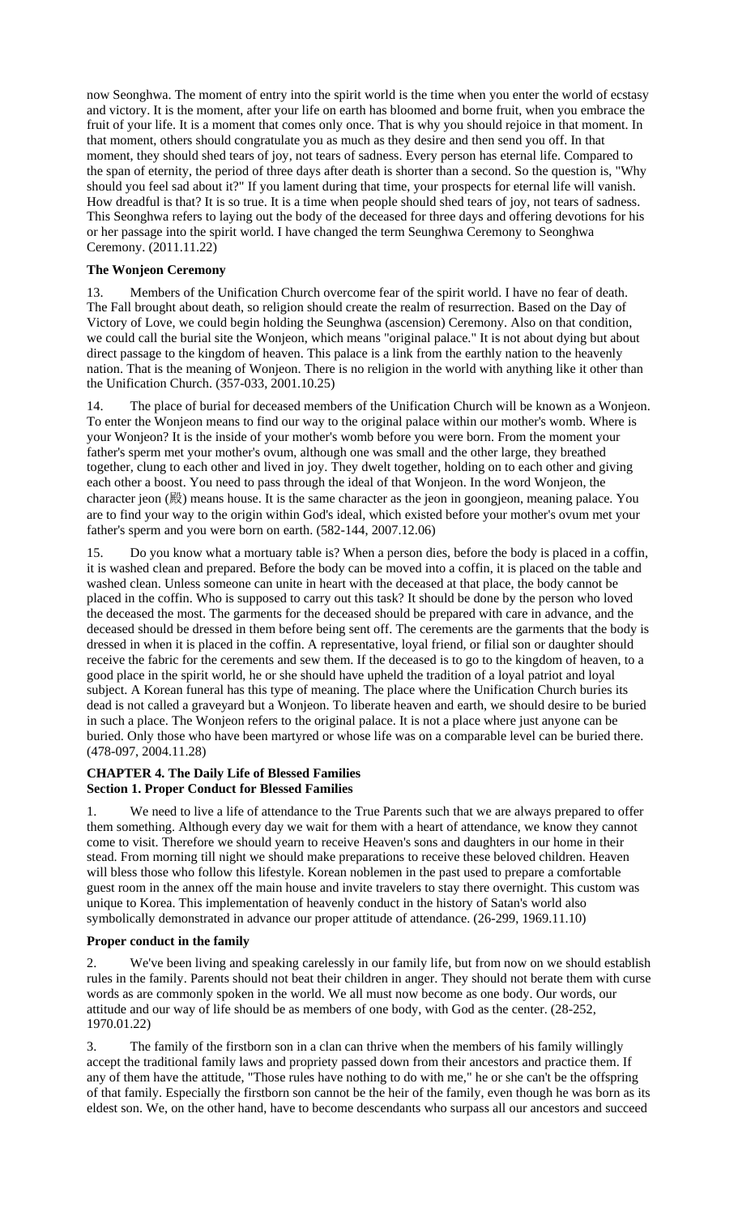now Seonghwa. The moment of entry into the spirit world is the time when you enter the world of ecstasy and victory. It is the moment, after your life on earth has bloomed and borne fruit, when you embrace the fruit of your life. It is a moment that comes only once. That is why you should rejoice in that moment. In that moment, others should congratulate you as much as they desire and then send you off. In that moment, they should shed tears of joy, not tears of sadness. Every person has eternal life. Compared to the span of eternity, the period of three days after death is shorter than a second. So the question is, "Why should you feel sad about it?" If you lament during that time, your prospects for eternal life will vanish. How dreadful is that? It is so true. It is a time when people should shed tears of joy, not tears of sadness. This Seonghwa refers to laying out the body of the deceased for three days and offering devotions for his or her passage into the spirit world. I have changed the term Seunghwa Ceremony to Seonghwa Ceremony. (2011.11.22)

**The Wonjeon Ceremony**

13. Members of the Unification Church overcome fear of the spirit world. I have no fear of death. The Fall brought about death, so religion should create the realm of resurrection. Based on the Day of Victory of Love, we could begin holding the Seunghwa (ascension) Ceremony. Also on that condition, we could call the burial site the Wonjeon, which means "original palace." It is not about dying but about direct passage to the kingdom of heaven. This palace is a link from the earthly nation to the heavenly nation. That is the meaning of Wonjeon. There is no religion in the world with anything like it other than the Unification Church. (357-033, 2001.10.25)

14. The place of burial for deceased members of the Unification Church will be known as a Wonjeon. To enter the Wonjeon means to find our way to the original palace within our mother's womb. Where is your Wonjeon? It is the inside of your mother's womb before you were born. From the moment your father's sperm met your mother's ovum, although one was small and the other large, they breathed together, clung to each other and lived in joy. They dwelt together, holding on to each other and giving each other a boost. You need to pass through the ideal of that Wonjeon. In the word Wonjeon, the character jeon (殿) means house. It is the same character as the jeon in goongjeon, meaning palace. You are to find your way to the origin within God's ideal, which existed before your mother's ovum met your father's sperm and you were born on earth. (582-144, 2007.12.06)

15. Do you know what a mortuary table is? When a person dies, before the body is placed in a coffin, it is washed clean and prepared. Before the body can be moved into a coffin, it is placed on the table and washed clean. Unless someone can unite in heart with the deceased at that place, the body cannot be placed in the coffin. Who is supposed to carry out this task? It should be done by the person who loved the deceased the most. The garments for the deceased should be prepared with care in advance, and the deceased should be dressed in them before being sent off. The cerements are the garments that the body is dressed in when it is placed in the coffin. A representative, loyal friend, or filial son or daughter should receive the fabric for the cerements and sew them. If the deceased is to go to the kingdom of heaven, to a good place in the spirit world, he or she should have upheld the tradition of a loyal patriot and loyal subject. A Korean funeral has this type of meaning. The place where the Unification Church buries its dead is not called a graveyard but a Wonjeon. To liberate heaven and earth, we should desire to be buried in such a place. The Wonjeon refers to the original palace. It is not a place where just anyone can be buried. Only those who have been martyred or whose life was on a comparable level can be buried there. (478-097, 2004.11.28)

## CHAPTER 4. The Daily Life of Blessed Families
### Section 1. Proper Conduct for Blessed Families

1. We need to live a life of attendance to the True Parents such that we are always prepared to offer them something. Although every day we wait for them with a heart of attendance, we know they cannot come to visit. Therefore we should yearn to receive Heaven's sons and daughters in our home in their stead. From morning till night we should make preparations to receive these beloved children. Heaven will bless those who follow this lifestyle. Korean noblemen in the past used to prepare a comfortable guest room in the annex off the main house and invite travelers to stay there overnight. This custom was unique to Korea. This implementation of heavenly conduct in the history of Satan's world also symbolically demonstrated in advance our proper attitude of attendance. (26-299, 1969.11.10)

**Proper conduct in the family**

2. We've been living and speaking carelessly in our family life, but from now on we should establish rules in the family. Parents should not beat their children in anger. They should not berate them with curse words as are commonly spoken in the world. We all must now become as one body. Our words, our attitude and our way of life should be as members of one body, with God as the center. (28-252, 1970.01.22)

3. The family of the firstborn son in a clan can thrive when the members of his family willingly accept the traditional family laws and propriety passed down from their ancestors and practice them. If any of them have the attitude, "Those rules have nothing to do with me," he or she can't be the offspring of that family. Especially the firstborn son cannot be the heir of the family, even though he was born as its eldest son. We, on the other hand, have to become descendants who surpass all our ancestors and succeed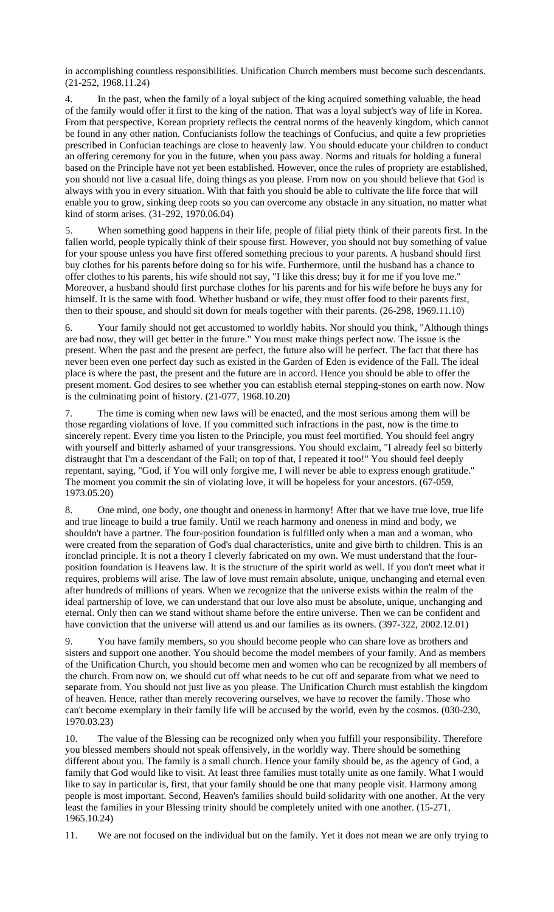in accomplishing countless responsibilities. Unification Church members must become such descendants. (21-252, 1968.11.24)

4. In the past, when the family of a loyal subject of the king acquired something valuable, the head of the family would offer it first to the king of the nation. That was a loyal subject's way of life in Korea. From that perspective, Korean propriety reflects the central norms of the heavenly kingdom, which cannot be found in any other nation. Confucianists follow the teachings of Confucius, and quite a few proprieties prescribed in Confucian teachings are close to heavenly law. You should educate your children to conduct an offering ceremony for you in the future, when you pass away. Norms and rituals for holding a funeral based on the Principle have not yet been established. However, once the rules of propriety are established, you should not live a casual life, doing things as you please. From now on you should believe that God is always with you in every situation. With that faith you should be able to cultivate the life force that will enable you to grow, sinking deep roots so you can overcome any obstacle in any situation, no matter what kind of storm arises. (31-292, 1970.06.04)

5. When something good happens in their life, people of filial piety think of their parents first. In the fallen world, people typically think of their spouse first. However, you should not buy something of value for your spouse unless you have first offered something precious to your parents. A husband should first buy clothes for his parents before doing so for his wife. Furthermore, until the husband has a chance to offer clothes to his parents, his wife should not say, "I like this dress; buy it for me if you love me." Moreover, a husband should first purchase clothes for his parents and for his wife before he buys any for himself. It is the same with food. Whether husband or wife, they must offer food to their parents first, then to their spouse, and should sit down for meals together with their parents. (26-298, 1969.11.10)

6. Your family should not get accustomed to worldly habits. Nor should you think, "Although things are bad now, they will get better in the future." You must make things perfect now. The issue is the present. When the past and the present are perfect, the future also will be perfect. The fact that there has never been even one perfect day such as existed in the Garden of Eden is evidence of the Fall. The ideal place is where the past, the present and the future are in accord. Hence you should be able to offer the present moment. God desires to see whether you can establish eternal stepping-stones on earth now. Now is the culminating point of history. (21-077, 1968.10.20)

7. The time is coming when new laws will be enacted, and the most serious among them will be those regarding violations of love. If you committed such infractions in the past, now is the time to sincerely repent. Every time you listen to the Principle, you must feel mortified. You should feel angry with yourself and bitterly ashamed of your transgressions. You should exclaim, "I already feel so bitterly distraught that I'm a descendant of the Fall; on top of that, I repeated it too!" You should feel deeply repentant, saying, "God, if You will only forgive me, I will never be able to express enough gratitude." The moment you commit the sin of violating love, it will be hopeless for your ancestors. (67-059, 1973.05.20)

8. One mind, one body, one thought and oneness in harmony! After that we have true love, true life and true lineage to build a true family. Until we reach harmony and oneness in mind and body, we shouldn't have a partner. The four-position foundation is fulfilled only when a man and a woman, who were created from the separation of God's dual characteristics, unite and give birth to children. This is an ironclad principle. It is not a theory I cleverly fabricated on my own. We must understand that the four-position foundation is Heavens law. It is the structure of the spirit world as well. If you don't meet what it requires, problems will arise. The law of love must remain absolute, unique, unchanging and eternal even after hundreds of millions of years. When we recognize that the universe exists within the realm of the ideal partnership of love, we can understand that our love also must be absolute, unique, unchanging and eternal. Only then can we stand without shame before the entire universe. Then we can be confident and have conviction that the universe will attend us and our families as its owners. (397-322, 2002.12.01)

9. You have family members, so you should become people who can share love as brothers and sisters and support one another. You should become the model members of your family. And as members of the Unification Church, you should become men and women who can be recognized by all members of the church. From now on, we should cut off what needs to be cut off and separate from what we need to separate from. You should not just live as you please. The Unification Church must establish the kingdom of heaven. Hence, rather than merely recovering ourselves, we have to recover the family. Those who can't become exemplary in their family life will be accused by the world, even by the cosmos. (030-230, 1970.03.23)

10. The value of the Blessing can be recognized only when you fulfill your responsibility. Therefore you blessed members should not speak offensively, in the worldly way. There should be something different about you. The family is a small church. Hence your family should be, as the agency of God, a family that God would like to visit. At least three families must totally unite as one family. What I would like to say in particular is, first, that your family should be one that many people visit. Harmony among people is most important. Second, Heaven's families should build solidarity with one another. At the very least the families in your Blessing trinity should be completely united with one another. (15-271, 1965.10.24)

11. We are not focused on the individual but on the family. Yet it does not mean we are only trying to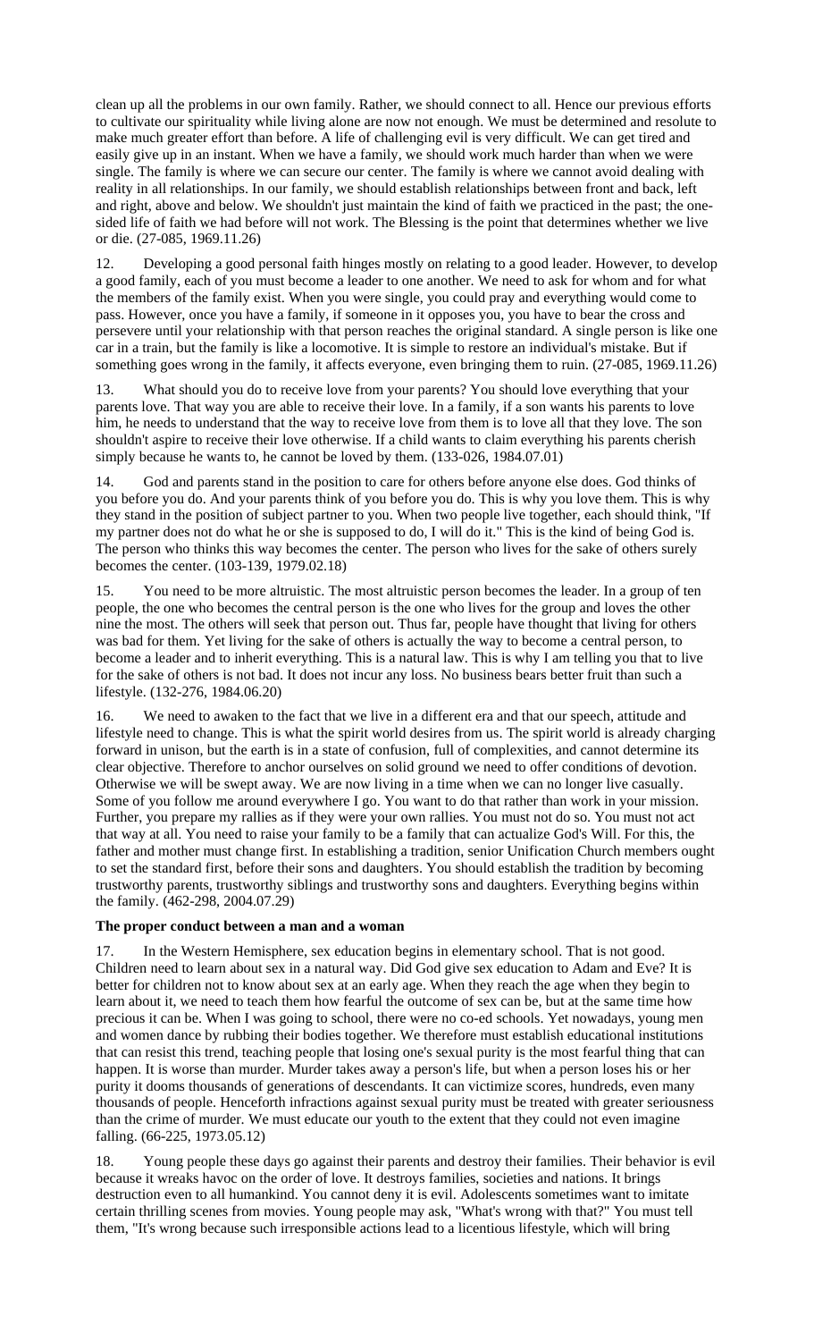clean up all the problems in our own family. Rather, we should connect to all. Hence our previous efforts to cultivate our spirituality while living alone are now not enough. We must be determined and resolute to make much greater effort than before. A life of challenging evil is very difficult. We can get tired and easily give up in an instant. When we have a family, we should work much harder than when we were single. The family is where we can secure our center. The family is where we cannot avoid dealing with reality in all relationships. In our family, we should establish relationships between front and back, left and right, above and below. We shouldn't just maintain the kind of faith we practiced in the past; the one-sided life of faith we had before will not work. The Blessing is the point that determines whether we live or die. (27-085, 1969.11.26)

12. Developing a good personal faith hinges mostly on relating to a good leader. However, to develop a good family, each of you must become a leader to one another. We need to ask for whom and for what the members of the family exist. When you were single, you could pray and everything would come to pass. However, once you have a family, if someone in it opposes you, you have to bear the cross and persevere until your relationship with that person reaches the original standard. A single person is like one car in a train, but the family is like a locomotive. It is simple to restore an individual's mistake. But if something goes wrong in the family, it affects everyone, even bringing them to ruin. (27-085, 1969.11.26)

13. What should you do to receive love from your parents? You should love everything that your parents love. That way you are able to receive their love. In a family, if a son wants his parents to love him, he needs to understand that the way to receive love from them is to love all that they love. The son shouldn't aspire to receive their love otherwise. If a child wants to claim everything his parents cherish simply because he wants to, he cannot be loved by them. (133-026, 1984.07.01)

14. God and parents stand in the position to care for others before anyone else does. God thinks of you before you do. And your parents think of you before you do. This is why you love them. This is why they stand in the position of subject partner to you. When two people live together, each should think, "If my partner does not do what he or she is supposed to do, I will do it." This is the kind of being God is. The person who thinks this way becomes the center. The person who lives for the sake of others surely becomes the center. (103-139, 1979.02.18)

15. You need to be more altruistic. The most altruistic person becomes the leader. In a group of ten people, the one who becomes the central person is the one who lives for the group and loves the other nine the most. The others will seek that person out. Thus far, people have thought that living for others was bad for them. Yet living for the sake of others is actually the way to become a central person, to become a leader and to inherit everything. This is a natural law. This is why I am telling you that to live for the sake of others is not bad. It does not incur any loss. No business bears better fruit than such a lifestyle. (132-276, 1984.06.20)

16. We need to awaken to the fact that we live in a different era and that our speech, attitude and lifestyle need to change. This is what the spirit world desires from us. The spirit world is already charging forward in unison, but the earth is in a state of confusion, full of complexities, and cannot determine its clear objective. Therefore to anchor ourselves on solid ground we need to offer conditions of devotion. Otherwise we will be swept away. We are now living in a time when we can no longer live casually. Some of you follow me around everywhere I go. You want to do that rather than work in your mission. Further, you prepare my rallies as if they were your own rallies. You must not do so. You must not act that way at all. You need to raise your family to be a family that can actualize God's Will. For this, the father and mother must change first. In establishing a tradition, senior Unification Church members ought to set the standard first, before their sons and daughters. You should establish the tradition by becoming trustworthy parents, trustworthy siblings and trustworthy sons and daughters. Everything begins within the family. (462-298, 2004.07.29)

**The proper conduct between a man and a woman**

17. In the Western Hemisphere, sex education begins in elementary school. That is not good. Children need to learn about sex in a natural way. Did God give sex education to Adam and Eve? It is better for children not to know about sex at an early age. When they reach the age when they begin to learn about it, we need to teach them how fearful the outcome of sex can be, but at the same time how precious it can be. When I was going to school, there were no co-ed schools. Yet nowadays, young men and women dance by rubbing their bodies together. We therefore must establish educational institutions that can resist this trend, teaching people that losing one's sexual purity is the most fearful thing that can happen. It is worse than murder. Murder takes away a person's life, but when a person loses his or her purity it dooms thousands of generations of descendants. It can victimize scores, hundreds, even many thousands of people. Henceforth infractions against sexual purity must be treated with greater seriousness than the crime of murder. We must educate our youth to the extent that they could not even imagine falling. (66-225, 1973.05.12)

18. Young people these days go against their parents and destroy their families. Their behavior is evil because it wreaks havoc on the order of love. It destroys families, societies and nations. It brings destruction even to all humankind. You cannot deny it is evil. Adolescents sometimes want to imitate certain thrilling scenes from movies. Young people may ask, "What's wrong with that?" You must tell them, "It's wrong because such irresponsible actions lead to a licentious lifestyle, which will bring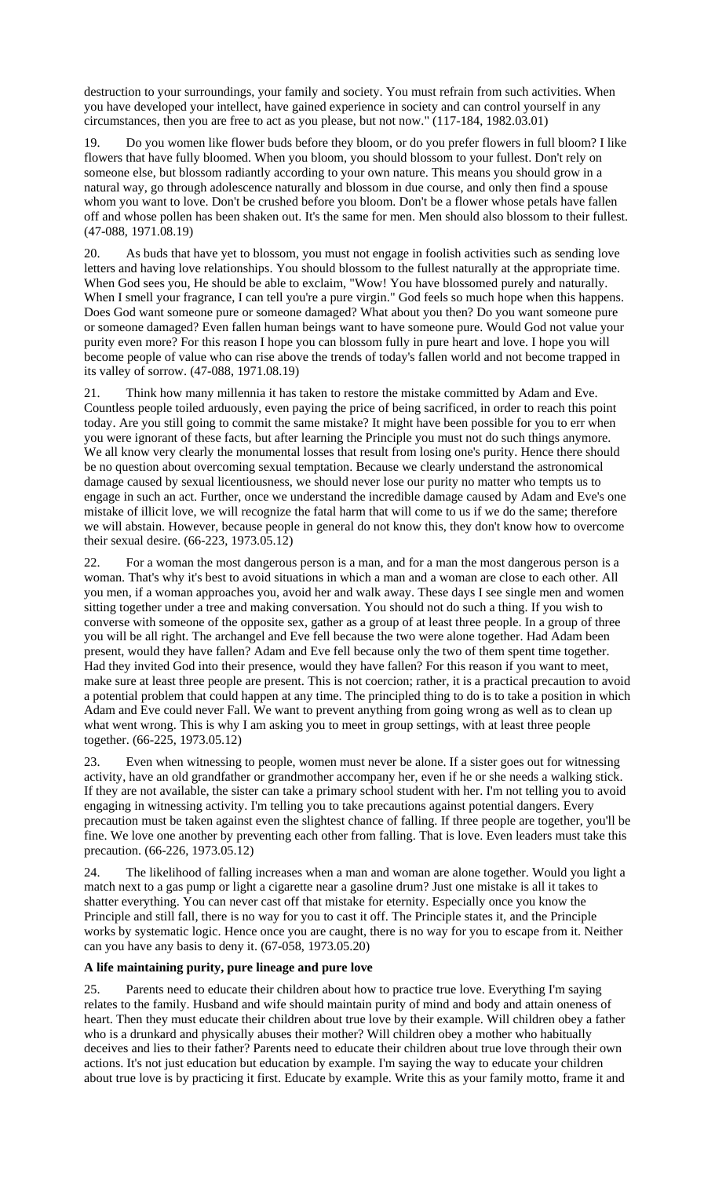destruction to your surroundings, your family and society. You must refrain from such activities. When you have developed your intellect, have gained experience in society and can control yourself in any circumstances, then you are free to act as you please, but not now." (117-184, 1982.03.01)

19. Do you women like flower buds before they bloom, or do you prefer flowers in full bloom? I like flowers that have fully bloomed. When you bloom, you should blossom to your fullest. Don't rely on someone else, but blossom radiantly according to your own nature. This means you should grow in a natural way, go through adolescence naturally and blossom in due course, and only then find a spouse whom you want to love. Don't be crushed before you bloom. Don't be a flower whose petals have fallen off and whose pollen has been shaken out. It's the same for men. Men should also blossom to their fullest. (47-088, 1971.08.19)

20. As buds that have yet to blossom, you must not engage in foolish activities such as sending love letters and having love relationships. You should blossom to the fullest naturally at the appropriate time. When God sees you, He should be able to exclaim, "Wow! You have blossomed purely and naturally. When I smell your fragrance, I can tell you're a pure virgin." God feels so much hope when this happens. Does God want someone pure or someone damaged? What about you then? Do you want someone pure or someone damaged? Even fallen human beings want to have someone pure. Would God not value your purity even more? For this reason I hope you can blossom fully in pure heart and love. I hope you will become people of value who can rise above the trends of today's fallen world and not become trapped in its valley of sorrow. (47-088, 1971.08.19)

21. Think how many millennia it has taken to restore the mistake committed by Adam and Eve. Countless people toiled arduously, even paying the price of being sacrificed, in order to reach this point today. Are you still going to commit the same mistake? It might have been possible for you to err when you were ignorant of these facts, but after learning the Principle you must not do such things anymore. We all know very clearly the monumental losses that result from losing one's purity. Hence there should be no question about overcoming sexual temptation. Because we clearly understand the astronomical damage caused by sexual licentiousness, we should never lose our purity no matter who tempts us to engage in such an act. Further, once we understand the incredible damage caused by Adam and Eve's one mistake of illicit love, we will recognize the fatal harm that will come to us if we do the same; therefore we will abstain. However, because people in general do not know this, they don't know how to overcome their sexual desire. (66-223, 1973.05.12)

22. For a woman the most dangerous person is a man, and for a man the most dangerous person is a woman. That's why it's best to avoid situations in which a man and a woman are close to each other. All you men, if a woman approaches you, avoid her and walk away. These days I see single men and women sitting together under a tree and making conversation. You should not do such a thing. If you wish to converse with someone of the opposite sex, gather as a group of at least three people. In a group of three you will be all right. The archangel and Eve fell because the two were alone together. Had Adam been present, would they have fallen? Adam and Eve fell because only the two of them spent time together. Had they invited God into their presence, would they have fallen? For this reason if you want to meet, make sure at least three people are present. This is not coercion; rather, it is a practical precaution to avoid a potential problem that could happen at any time. The principled thing to do is to take a position in which Adam and Eve could never Fall. We want to prevent anything from going wrong as well as to clean up what went wrong. This is why I am asking you to meet in group settings, with at least three people together. (66-225, 1973.05.12)

23. Even when witnessing to people, women must never be alone. If a sister goes out for witnessing activity, have an old grandfather or grandmother accompany her, even if he or she needs a walking stick. If they are not available, the sister can take a primary school student with her. I'm not telling you to avoid engaging in witnessing activity. I'm telling you to take precautions against potential dangers. Every precaution must be taken against even the slightest chance of falling. If three people are together, you'll be fine. We love one another by preventing each other from falling. That is love. Even leaders must take this precaution. (66-226, 1973.05.12)

24. The likelihood of falling increases when a man and woman are alone together. Would you light a match next to a gas pump or light a cigarette near a gasoline drum? Just one mistake is all it takes to shatter everything. You can never cast off that mistake for eternity. Especially once you know the Principle and still fall, there is no way for you to cast it off. The Principle states it, and the Principle works by systematic logic. Hence once you are caught, there is no way for you to escape from it. Neither can you have any basis to deny it. (67-058, 1973.05.20)

**A life maintaining purity, pure lineage and pure love**

25. Parents need to educate their children about how to practice true love. Everything I'm saying relates to the family. Husband and wife should maintain purity of mind and body and attain oneness of heart. Then they must educate their children about true love by their example. Will children obey a father who is a drunkard and physically abuses their mother? Will children obey a mother who habitually deceives and lies to their father? Parents need to educate their children about true love through their own actions. It's not just education but education by example. I'm saying the way to educate your children about true love is by practicing it first. Educate by example. Write this as your family motto, frame it and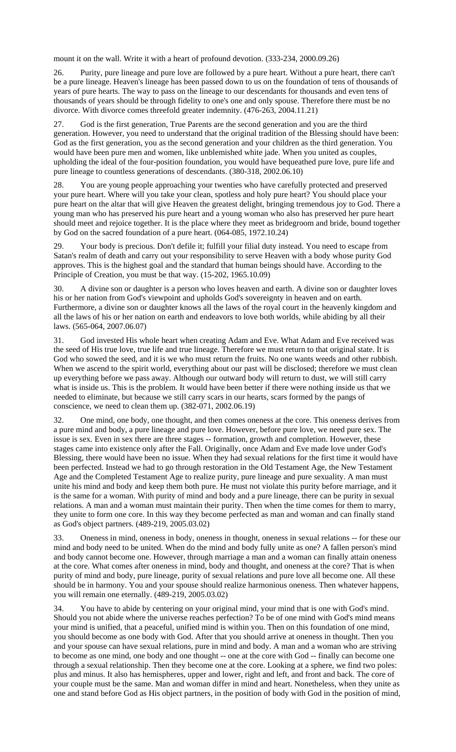mount it on the wall. Write it with a heart of profound devotion. (333-234, 2000.09.26)

26. Purity, pure lineage and pure love are followed by a pure heart. Without a pure heart, there can't be a pure lineage. Heaven's lineage has been passed down to us on the foundation of tens of thousands of years of pure hearts. The way to pass on the lineage to our descendants for thousands and even tens of thousands of years should be through fidelity to one's one and only spouse. Therefore there must be no divorce. With divorce comes threefold greater indemnity. (476-263, 2004.11.21)

27. God is the first generation, True Parents are the second generation and you are the third generation. However, you need to understand that the original tradition of the Blessing should have been: God as the first generation, you as the second generation and your children as the third generation. You would have been pure men and women, like unblemished white jade. When you united as couples, upholding the ideal of the four-position foundation, you would have bequeathed pure love, pure life and pure lineage to countless generations of descendants. (380-318, 2002.06.10)

28. You are young people approaching your twenties who have carefully protected and preserved your pure heart. Where will you take your clean, spotless and holy pure heart? You should place your pure heart on the altar that will give Heaven the greatest delight, bringing tremendous joy to God. There a young man who has preserved his pure heart and a young woman who also has preserved her pure heart should meet and rejoice together. It is the place where they meet as bridegroom and bride, bound together by God on the sacred foundation of a pure heart. (064-085, 1972.10.24)

29. Your body is precious. Don't defile it; fulfill your filial duty instead. You need to escape from Satan's realm of death and carry out your responsibility to serve Heaven with a body whose purity God approves. This is the highest goal and the standard that human beings should have. According to the Principle of Creation, you must be that way. (15-202, 1965.10.09)

30. A divine son or daughter is a person who loves heaven and earth. A divine son or daughter loves his or her nation from God's viewpoint and upholds God's sovereignty in heaven and on earth. Furthermore, a divine son or daughter knows all the laws of the royal court in the heavenly kingdom and all the laws of his or her nation on earth and endeavors to love both worlds, while abiding by all their laws. (565-064, 2007.06.07)

31. God invested His whole heart when creating Adam and Eve. What Adam and Eve received was the seed of His true love, true life and true lineage. Therefore we must return to that original state. It is God who sowed the seed, and it is we who must return the fruits. No one wants weeds and other rubbish. When we ascend to the spirit world, everything about our past will be disclosed; therefore we must clean up everything before we pass away. Although our outward body will return to dust, we will still carry what is inside us. This is the problem. It would have been better if there were nothing inside us that we needed to eliminate, but because we still carry scars in our hearts, scars formed by the pangs of conscience, we need to clean them up. (382-071, 2002.06.19)

32. One mind, one body, one thought, and then comes oneness at the core. This oneness derives from a pure mind and body, a pure lineage and pure love. However, before pure love, we need pure sex. The issue is sex. Even in sex there are three stages -- formation, growth and completion. However, these stages came into existence only after the Fall. Originally, once Adam and Eve made love under God's Blessing, there would have been no issue. When they had sexual relations for the first time it would have been perfected. Instead we had to go through restoration in the Old Testament Age, the New Testament Age and the Completed Testament Age to realize purity, pure lineage and pure sexuality. A man must unite his mind and body and keep them both pure. He must not violate this purity before marriage, and it is the same for a woman. With purity of mind and body and a pure lineage, there can be purity in sexual relations. A man and a woman must maintain their purity. Then when the time comes for them to marry, they unite to form one core. In this way they become perfected as man and woman and can finally stand as God's object partners. (489-219, 2005.03.02)

33. Oneness in mind, oneness in body, oneness in thought, oneness in sexual relations -- for these our mind and body need to be united. When do the mind and body fully unite as one? A fallen person's mind and body cannot become one. However, through marriage a man and a woman can finally attain oneness at the core. What comes after oneness in mind, body and thought, and oneness at the core? That is when purity of mind and body, pure lineage, purity of sexual relations and pure love all become one. All these should be in harmony. You and your spouse should realize harmonious oneness. Then whatever happens, you will remain one eternally. (489-219, 2005.03.02)

34. You have to abide by centering on your original mind, your mind that is one with God's mind. Should you not abide where the universe reaches perfection? To be of one mind with God's mind means your mind is unified, that a peaceful, unified mind is within you. Then on this foundation of one mind, you should become as one body with God. After that you should arrive at oneness in thought. Then you and your spouse can have sexual relations, pure in mind and body. A man and a woman who are striving to become as one mind, one body and one thought -- one at the core with God -- finally can become one through a sexual relationship. Then they become one at the core. Looking at a sphere, we find two poles: plus and minus. It also has hemispheres, upper and lower, right and left, and front and back. The core of your couple must be the same. Man and woman differ in mind and heart. Nonetheless, when they unite as one and stand before God as His object partners, in the position of body with God in the position of mind,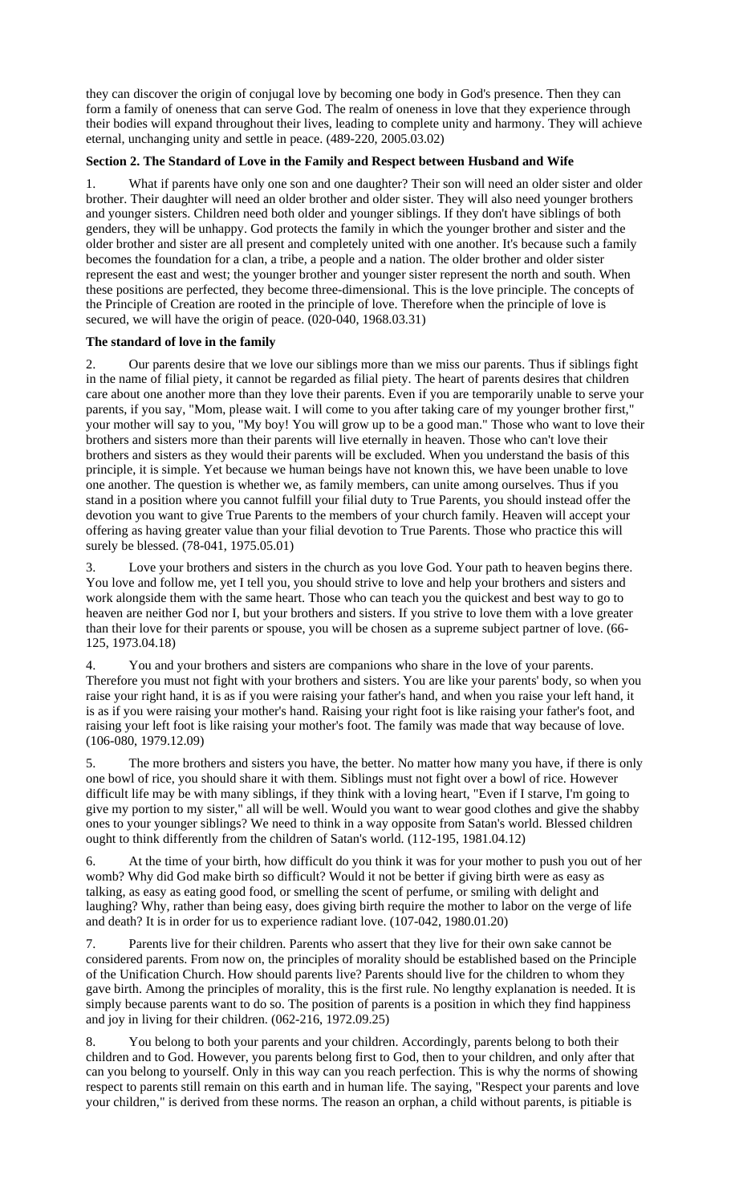they can discover the origin of conjugal love by becoming one body in God's presence. Then they can form a family of oneness that can serve God. The realm of oneness in love that they experience through their bodies will expand throughout their lives, leading to complete unity and harmony. They will achieve eternal, unchanging unity and settle in peace. (489-220, 2005.03.02)

### Section 2. The Standard of Love in the Family and Respect between Husband and Wife

1. What if parents have only one son and one daughter? Their son will need an older sister and older brother. Their daughter will need an older brother and older sister. They will also need younger brothers and younger sisters. Children need both older and younger siblings. If they don't have siblings of both genders, they will be unhappy. God protects the family in which the younger brother and sister and the older brother and sister are all present and completely united with one another. It's because such a family becomes the foundation for a clan, a tribe, a people and a nation. The older brother and older sister represent the east and west; the younger brother and younger sister represent the north and south. When these positions are perfected, they become three-dimensional. This is the love principle. The concepts of the Principle of Creation are rooted in the principle of love. Therefore when the principle of love is secured, we will have the origin of peace. (020-040, 1968.03.31)

#### The standard of love in the family

2. Our parents desire that we love our siblings more than we miss our parents. Thus if siblings fight in the name of filial piety, it cannot be regarded as filial piety. The heart of parents desires that children care about one another more than they love their parents. Even if you are temporarily unable to serve your parents, if you say, "Mom, please wait. I will come to you after taking care of my younger brother first," your mother will say to you, "My boy! You will grow up to be a good man." Those who want to love their brothers and sisters more than their parents will live eternally in heaven. Those who can't love their brothers and sisters as they would their parents will be excluded. When you understand the basis of this principle, it is simple. Yet because we human beings have not known this, we have been unable to love one another. The question is whether we, as family members, can unite among ourselves. Thus if you stand in a position where you cannot fulfill your filial duty to True Parents, you should instead offer the devotion you want to give True Parents to the members of your church family. Heaven will accept your offering as having greater value than your filial devotion to True Parents. Those who practice this will surely be blessed. (78-041, 1975.05.01)

3. Love your brothers and sisters in the church as you love God. Your path to heaven begins there. You love and follow me, yet I tell you, you should strive to love and help your brothers and sisters and work alongside them with the same heart. Those who can teach you the quickest and best way to go to heaven are neither God nor I, but your brothers and sisters. If you strive to love them with a love greater than their love for their parents or spouse, you will be chosen as a supreme subject partner of love. (66-125, 1973.04.18)

4. You and your brothers and sisters are companions who share in the love of your parents. Therefore you must not fight with your brothers and sisters. You are like your parents' body, so when you raise your right hand, it is as if you were raising your father's hand, and when you raise your left hand, it is as if you were raising your mother's hand. Raising your right foot is like raising your father's foot, and raising your left foot is like raising your mother's foot. The family was made that way because of love. (106-080, 1979.12.09)

5. The more brothers and sisters you have, the better. No matter how many you have, if there is only one bowl of rice, you should share it with them. Siblings must not fight over a bowl of rice. However difficult life may be with many siblings, if they think with a loving heart, "Even if I starve, I'm going to give my portion to my sister," all will be well. Would you want to wear good clothes and give the shabby ones to your younger siblings? We need to think in a way opposite from Satan's world. Blessed children ought to think differently from the children of Satan's world. (112-195, 1981.04.12)

6. At the time of your birth, how difficult do you think it was for your mother to push you out of her womb? Why did God make birth so difficult? Would it not be better if giving birth were as easy as talking, as easy as eating good food, or smelling the scent of perfume, or smiling with delight and laughing? Why, rather than being easy, does giving birth require the mother to labor on the verge of life and death? It is in order for us to experience radiant love. (107-042, 1980.01.20)

7. Parents live for their children. Parents who assert that they live for their own sake cannot be considered parents. From now on, the principles of morality should be established based on the Principle of the Unification Church. How should parents live? Parents should live for the children to whom they gave birth. Among the principles of morality, this is the first rule. No lengthy explanation is needed. It is simply because parents want to do so. The position of parents is a position in which they find happiness and joy in living for their children. (062-216, 1972.09.25)

8. You belong to both your parents and your children. Accordingly, parents belong to both their children and to God. However, you parents belong first to God, then to your children, and only after that can you belong to yourself. Only in this way can you reach perfection. This is why the norms of showing respect to parents still remain on this earth and in human life. The saying, "Respect your parents and love your children," is derived from these norms. The reason an orphan, a child without parents, is pitiable is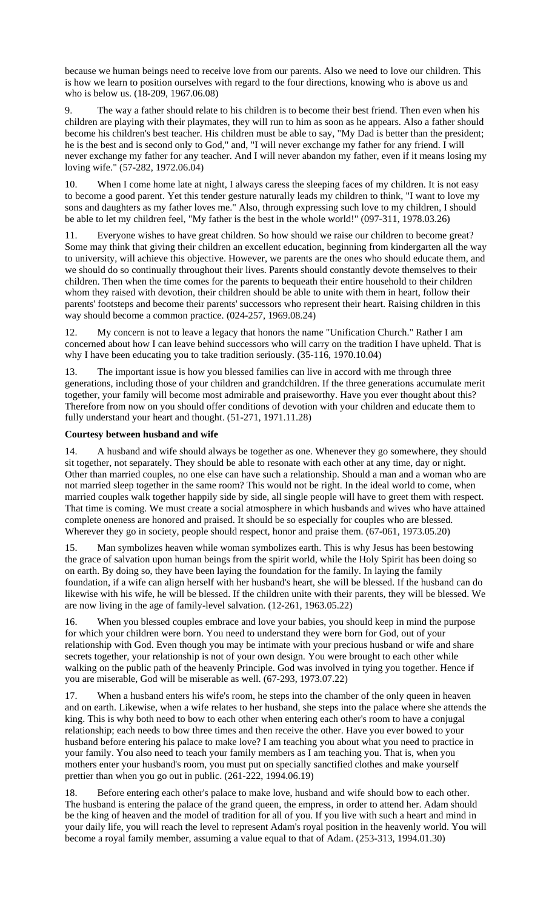because we human beings need to receive love from our parents. Also we need to love our children. This is how we learn to position ourselves with regard to the four directions, knowing who is above us and who is below us. (18-209, 1967.06.08)

9. The way a father should relate to his children is to become their best friend. Then even when his children are playing with their playmates, they will run to him as soon as he appears. Also a father should become his children's best teacher. His children must be able to say, "My Dad is better than the president; he is the best and is second only to God," and, "I will never exchange my father for any friend. I will never exchange my father for any teacher. And I will never abandon my father, even if it means losing my loving wife." (57-282, 1972.06.04)

10. When I come home late at night, I always caress the sleeping faces of my children. It is not easy to become a good parent. Yet this tender gesture naturally leads my children to think, "I want to love my sons and daughters as my father loves me." Also, through expressing such love to my children, I should be able to let my children feel, "My father is the best in the whole world!" (097-311, 1978.03.26)

11. Everyone wishes to have great children. So how should we raise our children to become great? Some may think that giving their children an excellent education, beginning from kindergarten all the way to university, will achieve this objective. However, we parents are the ones who should educate them, and we should do so continually throughout their lives. Parents should constantly devote themselves to their children. Then when the time comes for the parents to bequeath their entire household to their children whom they raised with devotion, their children should be able to unite with them in heart, follow their parents' footsteps and become their parents' successors who represent their heart. Raising children in this way should become a common practice. (024-257, 1969.08.24)

12. My concern is not to leave a legacy that honors the name "Unification Church." Rather I am concerned about how I can leave behind successors who will carry on the tradition I have upheld. That is why I have been educating you to take tradition seriously. (35-116, 1970.10.04)

13. The important issue is how you blessed families can live in accord with me through three generations, including those of your children and grandchildren. If the three generations accumulate merit together, your family will become most admirable and praiseworthy. Have you ever thought about this? Therefore from now on you should offer conditions of devotion with your children and educate them to fully understand your heart and thought. (51-271, 1971.11.28)

**Courtesy between husband and wife**

14. A husband and wife should always be together as one. Whenever they go somewhere, they should sit together, not separately. They should be able to resonate with each other at any time, day or night. Other than married couples, no one else can have such a relationship. Should a man and a woman who are not married sleep together in the same room? This would not be right. In the ideal world to come, when married couples walk together happily side by side, all single people will have to greet them with respect. That time is coming. We must create a social atmosphere in which husbands and wives who have attained complete oneness are honored and praised. It should be so especially for couples who are blessed. Wherever they go in society, people should respect, honor and praise them. (67-061, 1973.05.20)

15. Man symbolizes heaven while woman symbolizes earth. This is why Jesus has been bestowing the grace of salvation upon human beings from the spirit world, while the Holy Spirit has been doing so on earth. By doing so, they have been laying the foundation for the family. In laying the family foundation, if a wife can align herself with her husband's heart, she will be blessed. If the husband can do likewise with his wife, he will be blessed. If the children unite with their parents, they will be blessed. We are now living in the age of family-level salvation. (12-261, 1963.05.22)

16. When you blessed couples embrace and love your babies, you should keep in mind the purpose for which your children were born. You need to understand they were born for God, out of your relationship with God. Even though you may be intimate with your precious husband or wife and share secrets together, your relationship is not of your own design. You were brought to each other while walking on the public path of the heavenly Principle. God was involved in tying you together. Hence if you are miserable, God will be miserable as well. (67-293, 1973.07.22)

17. When a husband enters his wife's room, he steps into the chamber of the only queen in heaven and on earth. Likewise, when a wife relates to her husband, she steps into the palace where she attends the king. This is why both need to bow to each other when entering each other's room to have a conjugal relationship; each needs to bow three times and then receive the other. Have you ever bowed to your husband before entering his palace to make love? I am teaching you about what you need to practice in your family. You also need to teach your family members as I am teaching you. That is, when you mothers enter your husband's room, you must put on specially sanctified clothes and make yourself prettier than when you go out in public. (261-222, 1994.06.19)

18. Before entering each other's palace to make love, husband and wife should bow to each other. The husband is entering the palace of the grand queen, the empress, in order to attend her. Adam should be the king of heaven and the model of tradition for all of you. If you live with such a heart and mind in your daily life, you will reach the level to represent Adam's royal position in the heavenly world. You will become a royal family member, assuming a value equal to that of Adam. (253-313, 1994.01.30)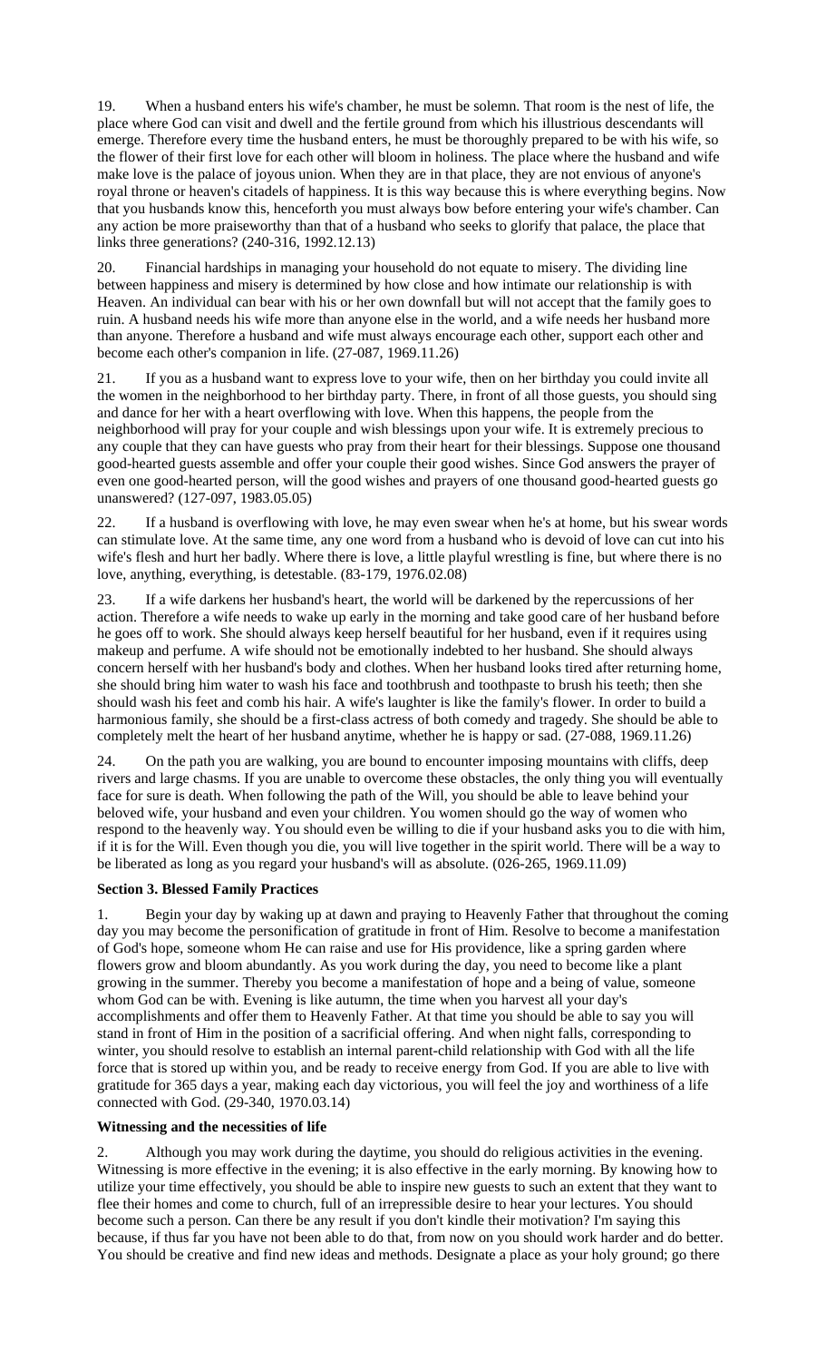19. When a husband enters his wife's chamber, he must be solemn. That room is the nest of life, the place where God can visit and dwell and the fertile ground from which his illustrious descendants will emerge. Therefore every time the husband enters, he must be thoroughly prepared to be with his wife, so the flower of their first love for each other will bloom in holiness. The place where the husband and wife make love is the palace of joyous union. When they are in that place, they are not envious of anyone's royal throne or heaven's citadels of happiness. It is this way because this is where everything begins. Now that you husbands know this, henceforth you must always bow before entering your wife's chamber. Can any action be more praiseworthy than that of a husband who seeks to glorify that palace, the place that links three generations? (240-316, 1992.12.13)

20. Financial hardships in managing your household do not equate to misery. The dividing line between happiness and misery is determined by how close and how intimate our relationship is with Heaven. An individual can bear with his or her own downfall but will not accept that the family goes to ruin. A husband needs his wife more than anyone else in the world, and a wife needs her husband more than anyone. Therefore a husband and wife must always encourage each other, support each other and become each other's companion in life. (27-087, 1969.11.26)

21. If you as a husband want to express love to your wife, then on her birthday you could invite all the women in the neighborhood to her birthday party. There, in front of all those guests, you should sing and dance for her with a heart overflowing with love. When this happens, the people from the neighborhood will pray for your couple and wish blessings upon your wife. It is extremely precious to any couple that they can have guests who pray from their heart for their blessings. Suppose one thousand good-hearted guests assemble and offer your couple their good wishes. Since God answers the prayer of even one good-hearted person, will the good wishes and prayers of one thousand good-hearted guests go unanswered? (127-097, 1983.05.05)

22. If a husband is overflowing with love, he may even swear when he's at home, but his swear words can stimulate love. At the same time, any one word from a husband who is devoid of love can cut into his wife's flesh and hurt her badly. Where there is love, a little playful wrestling is fine, but where there is no love, anything, everything, is detestable. (83-179, 1976.02.08)

23. If a wife darkens her husband's heart, the world will be darkened by the repercussions of her action. Therefore a wife needs to wake up early in the morning and take good care of her husband before he goes off to work. She should always keep herself beautiful for her husband, even if it requires using makeup and perfume. A wife should not be emotionally indebted to her husband. She should always concern herself with her husband's body and clothes. When her husband looks tired after returning home, she should bring him water to wash his face and toothbrush and toothpaste to brush his teeth; then she should wash his feet and comb his hair. A wife's laughter is like the family's flower. In order to build a harmonious family, she should be a first-class actress of both comedy and tragedy. She should be able to completely melt the heart of her husband anytime, whether he is happy or sad. (27-088, 1969.11.26)

24. On the path you are walking, you are bound to encounter imposing mountains with cliffs, deep rivers and large chasms. If you are unable to overcome these obstacles, the only thing you will eventually face for sure is death. When following the path of the Will, you should be able to leave behind your beloved wife, your husband and even your children. You women should go the way of women who respond to the heavenly way. You should even be willing to die if your husband asks you to die with him, if it is for the Will. Even though you die, you will live together in the spirit world. There will be a way to be liberated as long as you regard your husband's will as absolute. (026-265, 1969.11.09)

**Section 3. Blessed Family Practices**

1. Begin your day by waking up at dawn and praying to Heavenly Father that throughout the coming day you may become the personification of gratitude in front of Him. Resolve to become a manifestation of God's hope, someone whom He can raise and use for His providence, like a spring garden where flowers grow and bloom abundantly. As you work during the day, you need to become like a plant growing in the summer. Thereby you become a manifestation of hope and a being of value, someone whom God can be with. Evening is like autumn, the time when you harvest all your day's accomplishments and offer them to Heavenly Father. At that time you should be able to say you will stand in front of Him in the position of a sacrificial offering. And when night falls, corresponding to winter, you should resolve to establish an internal parent-child relationship with God with all the life force that is stored up within you, and be ready to receive energy from God. If you are able to live with gratitude for 365 days a year, making each day victorious, you will feel the joy and worthiness of a life connected with God. (29-340, 1970.03.14)

**Witnessing and the necessities of life**

2. Although you may work during the daytime, you should do religious activities in the evening. Witnessing is more effective in the evening; it is also effective in the early morning. By knowing how to utilize your time effectively, you should be able to inspire new guests to such an extent that they want to flee their homes and come to church, full of an irrepressible desire to hear your lectures. You should become such a person. Can there be any result if you don't kindle their motivation? I'm saying this because, if thus far you have not been able to do that, from now on you should work harder and do better. You should be creative and find new ideas and methods. Designate a place as your holy ground; go there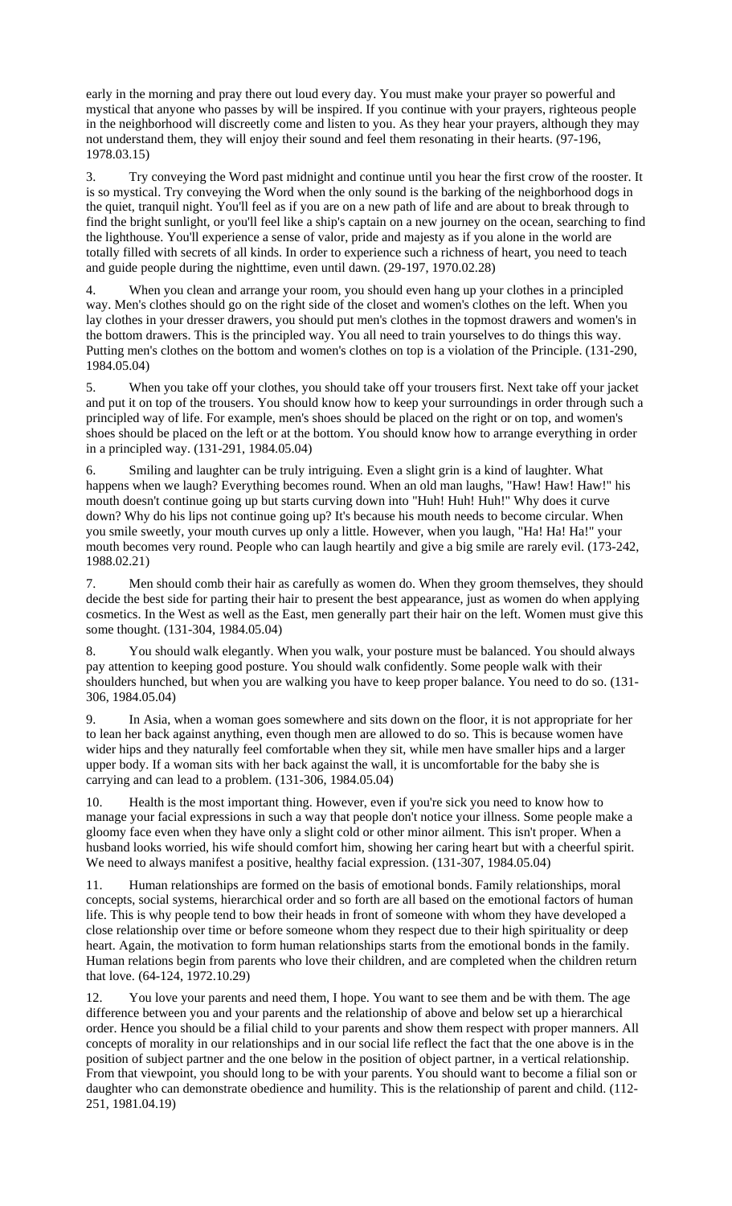early in the morning and pray there out loud every day. You must make your prayer so powerful and mystical that anyone who passes by will be inspired. If you continue with your prayers, righteous people in the neighborhood will discreetly come and listen to you. As they hear your prayers, although they may not understand them, they will enjoy their sound and feel them resonating in their hearts. (97-196, 1978.03.15)

3. Try conveying the Word past midnight and continue until you hear the first crow of the rooster. It is so mystical. Try conveying the Word when the only sound is the barking of the neighborhood dogs in the quiet, tranquil night. You'll feel as if you are on a new path of life and are about to break through to find the bright sunlight, or you'll feel like a ship's captain on a new journey on the ocean, searching to find the lighthouse. You'll experience a sense of valor, pride and majesty as if you alone in the world are totally filled with secrets of all kinds. In order to experience such a richness of heart, you need to teach and guide people during the nighttime, even until dawn. (29-197, 1970.02.28)

4. When you clean and arrange your room, you should even hang up your clothes in a principled way. Men's clothes should go on the right side of the closet and women's clothes on the left. When you lay clothes in your dresser drawers, you should put men's clothes in the topmost drawers and women's in the bottom drawers. This is the principled way. You all need to train yourselves to do things this way. Putting men's clothes on the bottom and women's clothes on top is a violation of the Principle. (131-290, 1984.05.04)

5. When you take off your clothes, you should take off your trousers first. Next take off your jacket and put it on top of the trousers. You should know how to keep your surroundings in order through such a principled way of life. For example, men's shoes should be placed on the right or on top, and women's shoes should be placed on the left or at the bottom. You should know how to arrange everything in order in a principled way. (131-291, 1984.05.04)

6. Smiling and laughter can be truly intriguing. Even a slight grin is a kind of laughter. What happens when we laugh? Everything becomes round. When an old man laughs, "Haw! Haw! Haw!" his mouth doesn't continue going up but starts curving down into "Huh! Huh! Huh!" Why does it curve down? Why do his lips not continue going up? It's because his mouth needs to become circular. When you smile sweetly, your mouth curves up only a little. However, when you laugh, "Ha! Ha! Ha!" your mouth becomes very round. People who can laugh heartily and give a big smile are rarely evil. (173-242, 1988.02.21)

7. Men should comb their hair as carefully as women do. When they groom themselves, they should decide the best side for parting their hair to present the best appearance, just as women do when applying cosmetics. In the West as well as the East, men generally part their hair on the left. Women must give this some thought. (131-304, 1984.05.04)

8. You should walk elegantly. When you walk, your posture must be balanced. You should always pay attention to keeping good posture. You should walk confidently. Some people walk with their shoulders hunched, but when you are walking you have to keep proper balance. You need to do so. (131-306, 1984.05.04)

9. In Asia, when a woman goes somewhere and sits down on the floor, it is not appropriate for her to lean her back against anything, even though men are allowed to do so. This is because women have wider hips and they naturally feel comfortable when they sit, while men have smaller hips and a larger upper body. If a woman sits with her back against the wall, it is uncomfortable for the baby she is carrying and can lead to a problem. (131-306, 1984.05.04)

10. Health is the most important thing. However, even if you're sick you need to know how to manage your facial expressions in such a way that people don't notice your illness. Some people make a gloomy face even when they have only a slight cold or other minor ailment. This isn't proper. When a husband looks worried, his wife should comfort him, showing her caring heart but with a cheerful spirit. We need to always manifest a positive, healthy facial expression. (131-307, 1984.05.04)

11. Human relationships are formed on the basis of emotional bonds. Family relationships, moral concepts, social systems, hierarchical order and so forth are all based on the emotional factors of human life. This is why people tend to bow their heads in front of someone with whom they have developed a close relationship over time or before someone whom they respect due to their high spirituality or deep heart. Again, the motivation to form human relationships starts from the emotional bonds in the family. Human relations begin from parents who love their children, and are completed when the children return that love. (64-124, 1972.10.29)

12. You love your parents and need them, I hope. You want to see them and be with them. The age difference between you and your parents and the relationship of above and below set up a hierarchical order. Hence you should be a filial child to your parents and show them respect with proper manners. All concepts of morality in our relationships and in our social life reflect the fact that the one above is in the position of subject partner and the one below in the position of object partner, in a vertical relationship. From that viewpoint, you should long to be with your parents. You should want to become a filial son or daughter who can demonstrate obedience and humility. This is the relationship of parent and child. (112-251, 1981.04.19)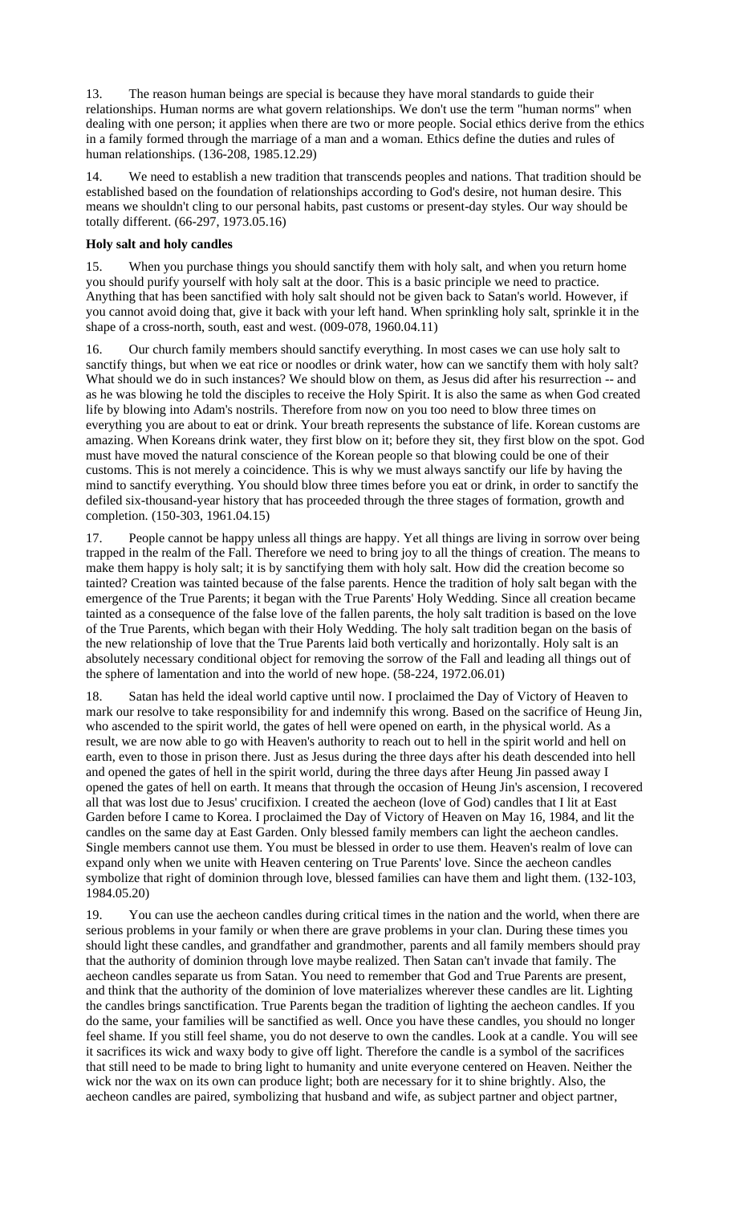13. The reason human beings are special is because they have moral standards to guide their relationships. Human norms are what govern relationships. We don't use the term "human norms" when dealing with one person; it applies when there are two or more people. Social ethics derive from the ethics in a family formed through the marriage of a man and a woman. Ethics define the duties and rules of human relationships. (136-208, 1985.12.29)

14. We need to establish a new tradition that transcends peoples and nations. That tradition should be established based on the foundation of relationships according to God's desire, not human desire. This means we shouldn't cling to our personal habits, past customs or present-day styles. Our way should be totally different. (66-297, 1973.05.16)

**Holy salt and holy candles**

15. When you purchase things you should sanctify them with holy salt, and when you return home you should purify yourself with holy salt at the door. This is a basic principle we need to practice. Anything that has been sanctified with holy salt should not be given back to Satan's world. However, if you cannot avoid doing that, give it back with your left hand. When sprinkling holy salt, sprinkle it in the shape of a cross-north, south, east and west. (009-078, 1960.04.11)

16. Our church family members should sanctify everything. In most cases we can use holy salt to sanctify things, but when we eat rice or noodles or drink water, how can we sanctify them with holy salt? What should we do in such instances? We should blow on them, as Jesus did after his resurrection -- and as he was blowing he told the disciples to receive the Holy Spirit. It is also the same as when God created life by blowing into Adam's nostrils. Therefore from now on you too need to blow three times on everything you are about to eat or drink. Your breath represents the substance of life. Korean customs are amazing. When Koreans drink water, they first blow on it; before they sit, they first blow on the spot. God must have moved the natural conscience of the Korean people so that blowing could be one of their customs. This is not merely a coincidence. This is why we must always sanctify our life by having the mind to sanctify everything. You should blow three times before you eat or drink, in order to sanctify the defiled six-thousand-year history that has proceeded through the three stages of formation, growth and completion. (150-303, 1961.04.15)

17. People cannot be happy unless all things are happy. Yet all things are living in sorrow over being trapped in the realm of the Fall. Therefore we need to bring joy to all the things of creation. The means to make them happy is holy salt; it is by sanctifying them with holy salt. How did the creation become so tainted? Creation was tainted because of the false parents. Hence the tradition of holy salt began with the emergence of the True Parents; it began with the True Parents' Holy Wedding. Since all creation became tainted as a consequence of the false love of the fallen parents, the holy salt tradition is based on the love of the True Parents, which began with their Holy Wedding. The holy salt tradition began on the basis of the new relationship of love that the True Parents laid both vertically and horizontally. Holy salt is an absolutely necessary conditional object for removing the sorrow of the Fall and leading all things out of the sphere of lamentation and into the world of new hope. (58-224, 1972.06.01)

18. Satan has held the ideal world captive until now. I proclaimed the Day of Victory of Heaven to mark our resolve to take responsibility for and indemnify this wrong. Based on the sacrifice of Heung Jin, who ascended to the spirit world, the gates of hell were opened on earth, in the physical world. As a result, we are now able to go with Heaven's authority to reach out to hell in the spirit world and hell on earth, even to those in prison there. Just as Jesus during the three days after his death descended into hell and opened the gates of hell in the spirit world, during the three days after Heung Jin passed away I opened the gates of hell on earth. It means that through the occasion of Heung Jin's ascension, I recovered all that was lost due to Jesus' crucifixion. I created the aecheon (love of God) candles that I lit at East Garden before I came to Korea. I proclaimed the Day of Victory of Heaven on May 16, 1984, and lit the candles on the same day at East Garden. Only blessed family members can light the aecheon candles. Single members cannot use them. You must be blessed in order to use them. Heaven's realm of love can expand only when we unite with Heaven centering on True Parents' love. Since the aecheon candles symbolize that right of dominion through love, blessed families can have them and light them. (132-103, 1984.05.20)

19. You can use the aecheon candles during critical times in the nation and the world, when there are serious problems in your family or when there are grave problems in your clan. During these times you should light these candles, and grandfather and grandmother, parents and all family members should pray that the authority of dominion through love maybe realized. Then Satan can't invade that family. The aecheon candles separate us from Satan. You need to remember that God and True Parents are present, and think that the authority of the dominion of love materializes wherever these candles are lit. Lighting the candles brings sanctification. True Parents began the tradition of lighting the aecheon candles. If you do the same, your families will be sanctified as well. Once you have these candles, you should no longer feel shame. If you still feel shame, you do not deserve to own the candles. Look at a candle. You will see it sacrifices its wick and waxy body to give off light. Therefore the candle is a symbol of the sacrifices that still need to be made to bring light to humanity and unite everyone centered on Heaven. Neither the wick nor the wax on its own can produce light; both are necessary for it to shine brightly. Also, the aecheon candles are paired, symbolizing that husband and wife, as subject partner and object partner,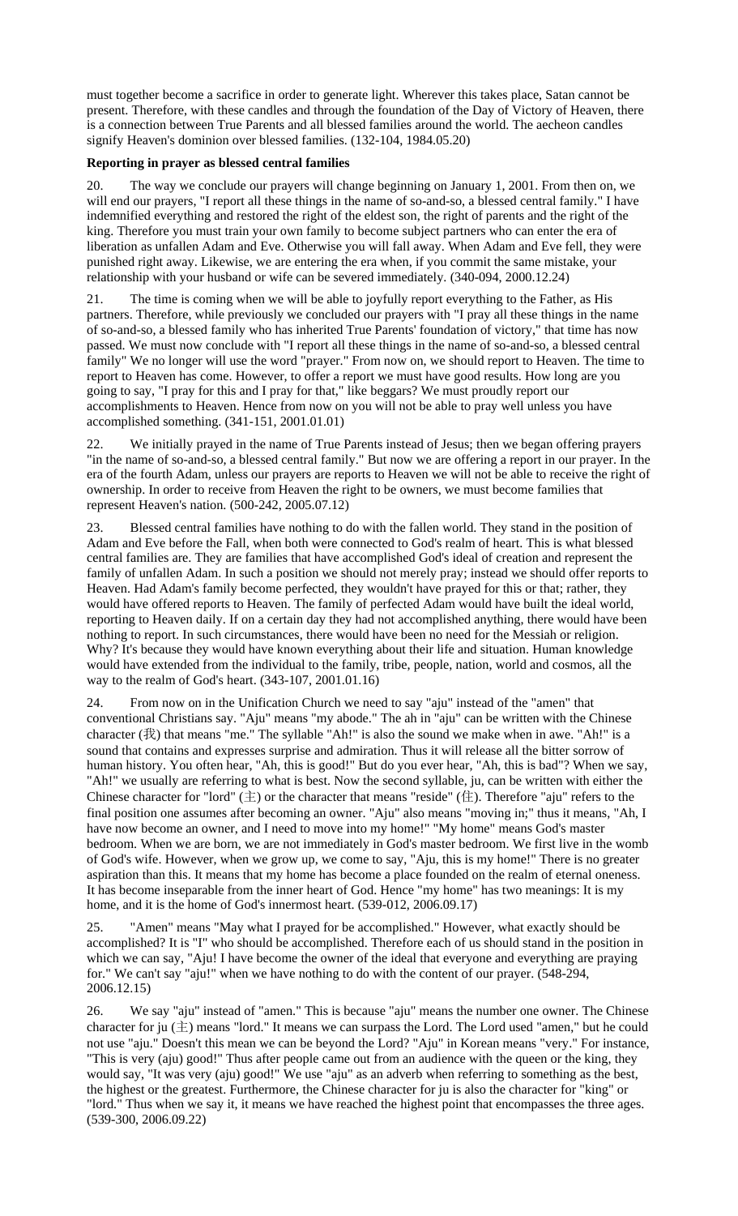must together become a sacrifice in order to generate light. Wherever this takes place, Satan cannot be present. Therefore, with these candles and through the foundation of the Day of Victory of Heaven, there is a connection between True Parents and all blessed families around the world. The aecheon candles signify Heaven's dominion over blessed families. (132-104, 1984.05.20)

**Reporting in prayer as blessed central families**

20. The way we conclude our prayers will change beginning on January 1, 2001. From then on, we will end our prayers, "I report all these things in the name of so-and-so, a blessed central family." I have indemnified everything and restored the right of the eldest son, the right of parents and the right of the king. Therefore you must train your own family to become subject partners who can enter the era of liberation as unfallen Adam and Eve. Otherwise you will fall away. When Adam and Eve fell, they were punished right away. Likewise, we are entering the era when, if you commit the same mistake, your relationship with your husband or wife can be severed immediately. (340-094, 2000.12.24)

21. The time is coming when we will be able to joyfully report everything to the Father, as His partners. Therefore, while previously we concluded our prayers with "I pray all these things in the name of so-and-so, a blessed family who has inherited True Parents' foundation of victory," that time has now passed. We must now conclude with "I report all these things in the name of so-and-so, a blessed central family" We no longer will use the word "prayer." From now on, we should report to Heaven. The time to report to Heaven has come. However, to offer a report we must have good results. How long are you going to say, "I pray for this and I pray for that," like beggars? We must proudly report our accomplishments to Heaven. Hence from now on you will not be able to pray well unless you have accomplished something. (341-151, 2001.01.01)

22. We initially prayed in the name of True Parents instead of Jesus; then we began offering prayers "in the name of so-and-so, a blessed central family." But now we are offering a report in our prayer. In the era of the fourth Adam, unless our prayers are reports to Heaven we will not be able to receive the right of ownership. In order to receive from Heaven the right to be owners, we must become families that represent Heaven's nation. (500-242, 2005.07.12)

23. Blessed central families have nothing to do with the fallen world. They stand in the position of Adam and Eve before the Fall, when both were connected to God's realm of heart. This is what blessed central families are. They are families that have accomplished God's ideal of creation and represent the family of unfallen Adam. In such a position we should not merely pray; instead we should offer reports to Heaven. Had Adam's family become perfected, they wouldn't have prayed for this or that; rather, they would have offered reports to Heaven. The family of perfected Adam would have built the ideal world, reporting to Heaven daily. If on a certain day they had not accomplished anything, there would have been nothing to report. In such circumstances, there would have been no need for the Messiah or religion. Why? It's because they would have known everything about their life and situation. Human knowledge would have extended from the individual to the family, tribe, people, nation, world and cosmos, all the way to the realm of God's heart. (343-107, 2001.01.16)

24. From now on in the Unification Church we need to say "aju" instead of the "amen" that conventional Christians say. "Aju" means "my abode." The ah in "aju" can be written with the Chinese character (我) that means "me." The syllable "Ah!" is also the sound we make when in awe. "Ah!" is a sound that contains and expresses surprise and admiration. Thus it will release all the bitter sorrow of human history. You often hear, "Ah, this is good!" But do you ever hear, "Ah, this is bad"? When we say, "Ah!" we usually are referring to what is best. Now the second syllable, ju, can be written with either the Chinese character for "lord" (主) or the character that means "reside" (住). Therefore "aju" refers to the final position one assumes after becoming an owner. "Aju" also means "moving in;" thus it means, "Ah, I have now become an owner, and I need to move into my home!" "My home" means God's master bedroom. When we are born, we are not immediately in God's master bedroom. We first live in the womb of God's wife. However, when we grow up, we come to say, "Aju, this is my home!" There is no greater aspiration than this. It means that my home has become a place founded on the realm of eternal oneness. It has become inseparable from the inner heart of God. Hence "my home" has two meanings: It is my home, and it is the home of God's innermost heart. (539-012, 2006.09.17)

25. "Amen" means "May what I prayed for be accomplished." However, what exactly should be accomplished? It is "I" who should be accomplished. Therefore each of us should stand in the position in which we can say, "Aju! I have become the owner of the ideal that everyone and everything are praying for." We can't say "aju!" when we have nothing to do with the content of our prayer. (548-294, 2006.12.15)

26. We say "aju" instead of "amen." This is because "aju" means the number one owner. The Chinese character for ju (主) means "lord." It means we can surpass the Lord. The Lord used "amen," but he could not use "aju." Doesn't this mean we can be beyond the Lord? "Aju" in Korean means "very." For instance, "This is very (aju) good!" Thus after people came out from an audience with the queen or the king, they would say, "It was very (aju) good!" We use "aju" as an adverb when referring to something as the best, the highest or the greatest. Furthermore, the Chinese character for ju is also the character for "king" or "lord." Thus when we say it, it means we have reached the highest point that encompasses the three ages. (539-300, 2006.09.22)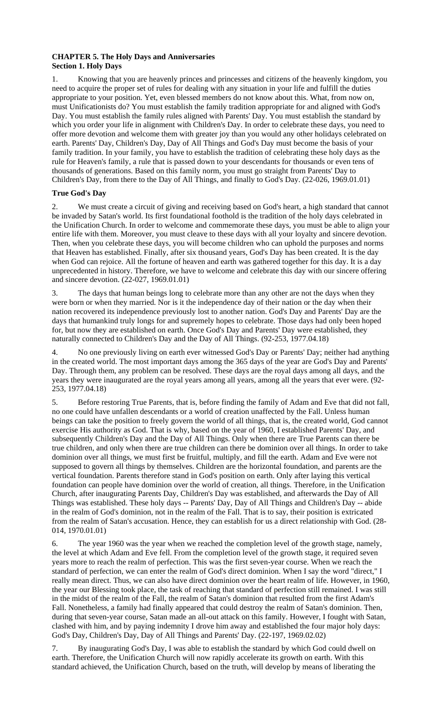**CHAPTER 5. The Holy Days and Anniversaries**
**Section 1. Holy Days**

1. Knowing that you are heavenly princes and princesses and citizens of the heavenly kingdom, you need to acquire the proper set of rules for dealing with any situation in your life and fulfill the duties appropriate to your position. Yet, even blessed members do not know about this. What, from now on, must Unificationists do? You must establish the family tradition appropriate for and aligned with God's Day. You must establish the family rules aligned with Parents' Day. You must establish the standard by which you order your life in alignment with Children's Day. In order to celebrate these days, you need to offer more devotion and welcome them with greater joy than you would any other holidays celebrated on earth. Parents' Day, Children's Day, Day of All Things and God's Day must become the basis of your family tradition. In your family, you have to establish the tradition of celebrating these holy days as the rule for Heaven's family, a rule that is passed down to your descendants for thousands or even tens of thousands of generations. Based on this family norm, you must go straight from Parents' Day to Children's Day, from there to the Day of All Things, and finally to God's Day. (22-026, 1969.01.01)

**True God's Day**

2. We must create a circuit of giving and receiving based on God's heart, a high standard that cannot be invaded by Satan's world. Its first foundational foothold is the tradition of the holy days celebrated in the Unification Church. In order to welcome and commemorate these days, you must be able to align your entire life with them. Moreover, you must cleave to these days with all your loyalty and sincere devotion. Then, when you celebrate these days, you will become children who can uphold the purposes and norms that Heaven has established. Finally, after six thousand years, God's Day has been created. It is the day when God can rejoice. All the fortune of heaven and earth was gathered together for this day. It is a day unprecedented in history. Therefore, we have to welcome and celebrate this day with our sincere offering and sincere devotion. (22-027, 1969.01.01)

3. The days that human beings long to celebrate more than any other are not the days when they were born or when they married. Nor is it the independence day of their nation or the day when their nation recovered its independence previously lost to another nation. God's Day and Parents' Day are the days that humankind truly longs for and supremely hopes to celebrate. Those days had only been hoped for, but now they are established on earth. Once God's Day and Parents' Day were established, they naturally connected to Children's Day and the Day of All Things. (92-253, 1977.04.18)

4. No one previously living on earth ever witnessed God's Day or Parents' Day; neither had anything in the created world. The most important days among the 365 days of the year are God's Day and Parents' Day. Through them, any problem can be resolved. These days are the royal days among all days, and the years they were inaugurated are the royal years among all years, among all the years that ever were. (92-253, 1977.04.18)

5. Before restoring True Parents, that is, before finding the family of Adam and Eve that did not fall, no one could have unfallen descendants or a world of creation unaffected by the Fall. Unless human beings can take the position to freely govern the world of all things, that is, the created world, God cannot exercise His authority as God. That is why, based on the year of 1960, I established Parents' Day, and subsequently Children's Day and the Day of All Things. Only when there are True Parents can there be true children, and only when there are true children can there be dominion over all things. In order to take dominion over all things, we must first be fruitful, multiply, and fill the earth. Adam and Eve were not supposed to govern all things by themselves. Children are the horizontal foundation, and parents are the vertical foundation. Parents therefore stand in God's position on earth. Only after laying this vertical foundation can people have dominion over the world of creation, all things. Therefore, in the Unification Church, after inaugurating Parents Day, Children's Day was established, and afterwards the Day of All Things was established. These holy days -- Parents' Day, Day of All Things and Children's Day -- abide in the realm of God's dominion, not in the realm of the Fall. That is to say, their position is extricated from the realm of Satan's accusation. Hence, they can establish for us a direct relationship with God. (28-014, 1970.01.01)

6. The year 1960 was the year when we reached the completion level of the growth stage, namely, the level at which Adam and Eve fell. From the completion level of the growth stage, it required seven years more to reach the realm of perfection. This was the first seven-year course. When we reach the standard of perfection, we can enter the realm of God's direct dominion. When I say the word "direct," I really mean direct. Thus, we can also have direct dominion over the heart realm of life. However, in 1960, the year our Blessing took place, the task of reaching that standard of perfection still remained. I was still in the midst of the realm of the Fall, the realm of Satan's dominion that resulted from the first Adam's Fall. Nonetheless, a family had finally appeared that could destroy the realm of Satan's dominion. Then, during that seven-year course, Satan made an all-out attack on this family. However, I fought with Satan, clashed with him, and by paying indemnity I drove him away and established the four major holy days: God's Day, Children's Day, Day of All Things and Parents' Day. (22-197, 1969.02.02)

7. By inaugurating God's Day, I was able to establish the standard by which God could dwell on earth. Therefore, the Unification Church will now rapidly accelerate its growth on earth. With this standard achieved, the Unification Church, based on the truth, will develop by means of liberating the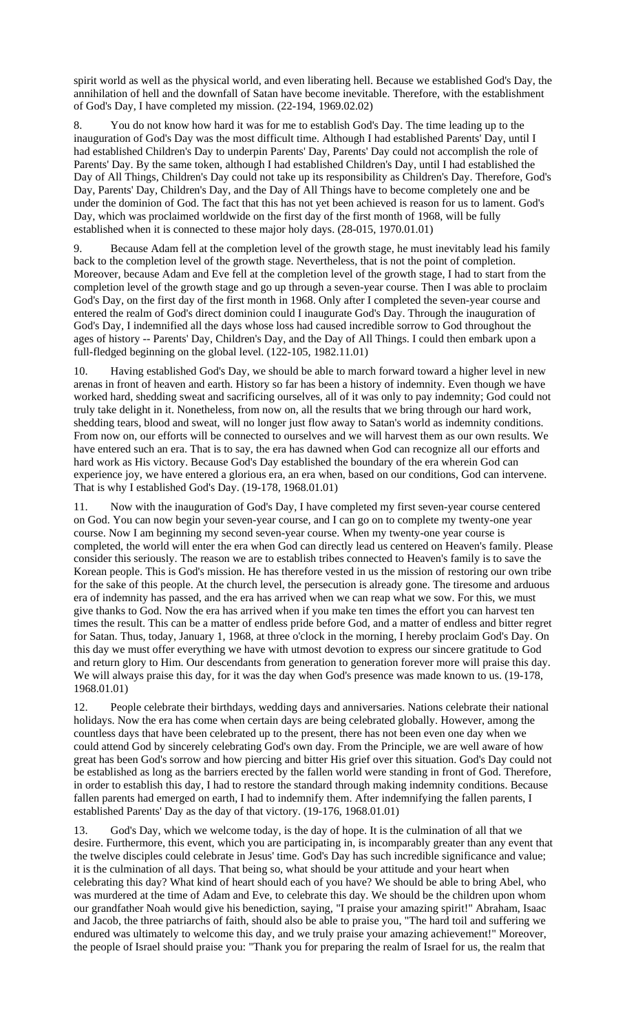spirit world as well as the physical world, and even liberating hell. Because we established God's Day, the annihilation of hell and the downfall of Satan have become inevitable. Therefore, with the establishment of God's Day, I have completed my mission. (22-194, 1969.02.02)

8. You do not know how hard it was for me to establish God's Day. The time leading up to the inauguration of God's Day was the most difficult time. Although I had established Parents' Day, until I had established Children's Day to underpin Parents' Day, Parents' Day could not accomplish the role of Parents' Day. By the same token, although I had established Children's Day, until I had established the Day of All Things, Children's Day could not take up its responsibility as Children's Day. Therefore, God's Day, Parents' Day, Children's Day, and the Day of All Things have to become completely one and be under the dominion of God. The fact that this has not yet been achieved is reason for us to lament. God's Day, which was proclaimed worldwide on the first day of the first month of 1968, will be fully established when it is connected to these major holy days. (28-015, 1970.01.01)

9. Because Adam fell at the completion level of the growth stage, he must inevitably lead his family back to the completion level of the growth stage. Nevertheless, that is not the point of completion. Moreover, because Adam and Eve fell at the completion level of the growth stage, I had to start from the completion level of the growth stage and go up through a seven-year course. Then I was able to proclaim God's Day, on the first day of the first month in 1968. Only after I completed the seven-year course and entered the realm of God's direct dominion could I inaugurate God's Day. Through the inauguration of God's Day, I indemnified all the days whose loss had caused incredible sorrow to God throughout the ages of history -- Parents' Day, Children's Day, and the Day of All Things. I could then embark upon a full-fledged beginning on the global level. (122-105, 1982.11.01)

10. Having established God's Day, we should be able to march forward toward a higher level in new arenas in front of heaven and earth. History so far has been a history of indemnity. Even though we have worked hard, shedding sweat and sacrificing ourselves, all of it was only to pay indemnity; God could not truly take delight in it. Nonetheless, from now on, all the results that we bring through our hard work, shedding tears, blood and sweat, will no longer just flow away to Satan's world as indemnity conditions. From now on, our efforts will be connected to ourselves and we will harvest them as our own results. We have entered such an era. That is to say, the era has dawned when God can recognize all our efforts and hard work as His victory. Because God's Day established the boundary of the era wherein God can experience joy, we have entered a glorious era, an era when, based on our conditions, God can intervene. That is why I established God's Day. (19-178, 1968.01.01)

11. Now with the inauguration of God's Day, I have completed my first seven-year course centered on God. You can now begin your seven-year course, and I can go on to complete my twenty-one year course. Now I am beginning my second seven-year course. When my twenty-one year course is completed, the world will enter the era when God can directly lead us centered on Heaven's family. Please consider this seriously. The reason we are to establish tribes connected to Heaven's family is to save the Korean people. This is God's mission. He has therefore vested in us the mission of restoring our own tribe for the sake of this people. At the church level, the persecution is already gone. The tiresome and arduous era of indemnity has passed, and the era has arrived when we can reap what we sow. For this, we must give thanks to God. Now the era has arrived when if you make ten times the effort you can harvest ten times the result. This can be a matter of endless pride before God, and a matter of endless and bitter regret for Satan. Thus, today, January 1, 1968, at three o'clock in the morning, I hereby proclaim God's Day. On this day we must offer everything we have with utmost devotion to express our sincere gratitude to God and return glory to Him. Our descendants from generation to generation forever more will praise this day. We will always praise this day, for it was the day when God's presence was made known to us. (19-178, 1968.01.01)

12. People celebrate their birthdays, wedding days and anniversaries. Nations celebrate their national holidays. Now the era has come when certain days are being celebrated globally. However, among the countless days that have been celebrated up to the present, there has not been even one day when we could attend God by sincerely celebrating God's own day. From the Principle, we are well aware of how great has been God's sorrow and how piercing and bitter His grief over this situation. God's Day could not be established as long as the barriers erected by the fallen world were standing in front of God. Therefore, in order to establish this day, I had to restore the standard through making indemnity conditions. Because fallen parents had emerged on earth, I had to indemnify them. After indemnifying the fallen parents, I established Parents' Day as the day of that victory. (19-176, 1968.01.01)

13. God's Day, which we welcome today, is the day of hope. It is the culmination of all that we desire. Furthermore, this event, which you are participating in, is incomparably greater than any event that the twelve disciples could celebrate in Jesus' time. God's Day has such incredible significance and value; it is the culmination of all days. That being so, what should be your attitude and your heart when celebrating this day? What kind of heart should each of you have? We should be able to bring Abel, who was murdered at the time of Adam and Eve, to celebrate this day. We should be the children upon whom our grandfather Noah would give his benediction, saying, "I praise your amazing spirit!" Abraham, Isaac and Jacob, the three patriarchs of faith, should also be able to praise you, "The hard toil and suffering we endured was ultimately to welcome this day, and we truly praise your amazing achievement!" Moreover, the people of Israel should praise you: "Thank you for preparing the realm of Israel for us, the realm that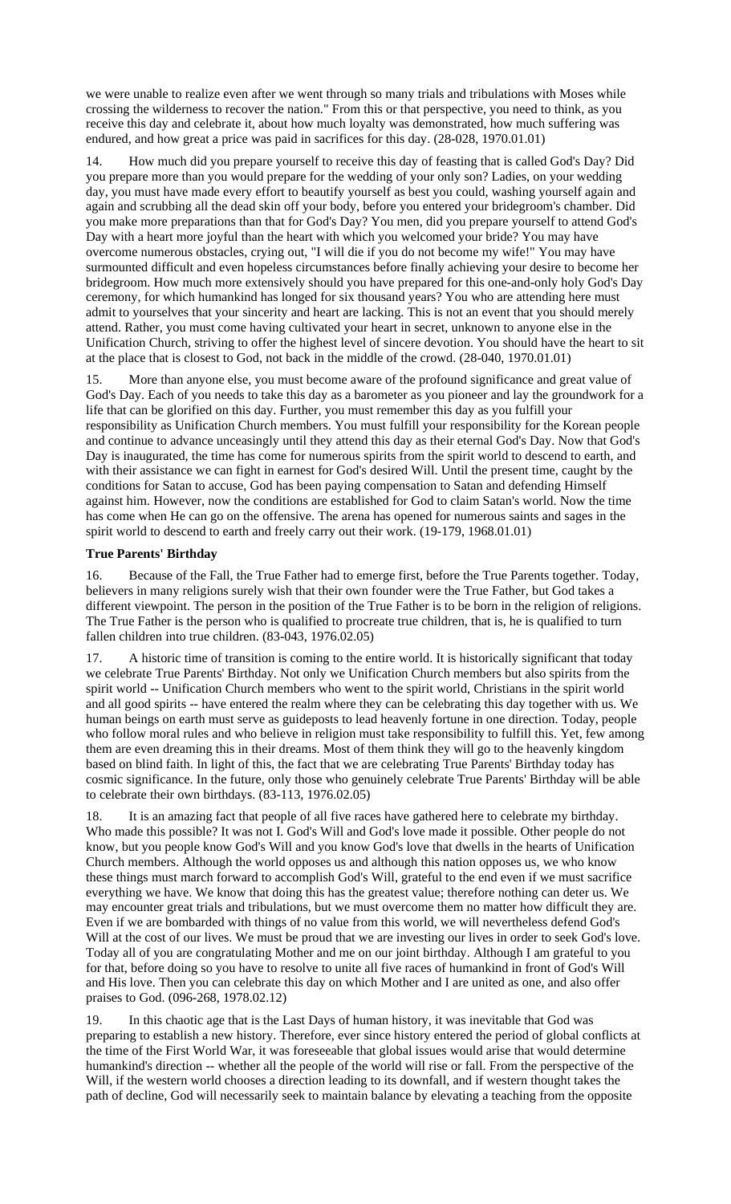we were unable to realize even after we went through so many trials and tribulations with Moses while crossing the wilderness to recover the nation." From this or that perspective, you need to think, as you receive this day and celebrate it, about how much loyalty was demonstrated, how much suffering was endured, and how great a price was paid in sacrifices for this day. (28-028, 1970.01.01)

14. How much did you prepare yourself to receive this day of feasting that is called God's Day? Did you prepare more than you would prepare for the wedding of your only son? Ladies, on your wedding day, you must have made every effort to beautify yourself as best you could, washing yourself again and again and scrubbing all the dead skin off your body, before you entered your bridegroom's chamber. Did you make more preparations than that for God's Day? You men, did you prepare yourself to attend God's Day with a heart more joyful than the heart with which you welcomed your bride? You may have overcome numerous obstacles, crying out, "I will die if you do not become my wife!" You may have surmounted difficult and even hopeless circumstances before finally achieving your desire to become her bridegroom. How much more extensively should you have prepared for this one-and-only holy God's Day ceremony, for which humankind has longed for six thousand years? You who are attending here must admit to yourselves that your sincerity and heart are lacking. This is not an event that you should merely attend. Rather, you must come having cultivated your heart in secret, unknown to anyone else in the Unification Church, striving to offer the highest level of sincere devotion. You should have the heart to sit at the place that is closest to God, not back in the middle of the crowd. (28-040, 1970.01.01)

15. More than anyone else, you must become aware of the profound significance and great value of God's Day. Each of you needs to take this day as a barometer as you pioneer and lay the groundwork for a life that can be glorified on this day. Further, you must remember this day as you fulfill your responsibility as Unification Church members. You must fulfill your responsibility for the Korean people and continue to advance unceasingly until they attend this day as their eternal God's Day. Now that God's Day is inaugurated, the time has come for numerous spirits from the spirit world to descend to earth, and with their assistance we can fight in earnest for God's desired Will. Until the present time, caught by the conditions for Satan to accuse, God has been paying compensation to Satan and defending Himself against him. However, now the conditions are established for God to claim Satan's world. Now the time has come when He can go on the offensive. The arena has opened for numerous saints and sages in the spirit world to descend to earth and freely carry out their work. (19-179, 1968.01.01)

**True Parents' Birthday**

16. Because of the Fall, the True Father had to emerge first, before the True Parents together. Today, believers in many religions surely wish that their own founder were the True Father, but God takes a different viewpoint. The person in the position of the True Father is to be born in the religion of religions. The True Father is the person who is qualified to procreate true children, that is, he is qualified to turn fallen children into true children. (83-043, 1976.02.05)

17. A historic time of transition is coming to the entire world. It is historically significant that today we celebrate True Parents' Birthday. Not only we Unification Church members but also spirits from the spirit world -- Unification Church members who went to the spirit world, Christians in the spirit world and all good spirits -- have entered the realm where they can be celebrating this day together with us. We human beings on earth must serve as guideposts to lead heavenly fortune in one direction. Today, people who follow moral rules and who believe in religion must take responsibility to fulfill this. Yet, few among them are even dreaming this in their dreams. Most of them think they will go to the heavenly kingdom based on blind faith. In light of this, the fact that we are celebrating True Parents' Birthday today has cosmic significance. In the future, only those who genuinely celebrate True Parents' Birthday will be able to celebrate their own birthdays. (83-113, 1976.02.05)

18. It is an amazing fact that people of all five races have gathered here to celebrate my birthday. Who made this possible? It was not I. God's Will and God's love made it possible. Other people do not know, but you people know God's Will and you know God's love that dwells in the hearts of Unification Church members. Although the world opposes us and although this nation opposes us, we who know these things must march forward to accomplish God's Will, grateful to the end even if we must sacrifice everything we have. We know that doing this has the greatest value; therefore nothing can deter us. We may encounter great trials and tribulations, but we must overcome them no matter how difficult they are. Even if we are bombarded with things of no value from this world, we will nevertheless defend God's Will at the cost of our lives. We must be proud that we are investing our lives in order to seek God's love. Today all of you are congratulating Mother and me on our joint birthday. Although I am grateful to you for that, before doing so you have to resolve to unite all five races of humankind in front of God's Will and His love. Then you can celebrate this day on which Mother and I are united as one, and also offer praises to God. (096-268, 1978.02.12)

19. In this chaotic age that is the Last Days of human history, it was inevitable that God was preparing to establish a new history. Therefore, ever since history entered the period of global conflicts at the time of the First World War, it was foreseeable that global issues would arise that would determine humankind's direction -- whether all the people of the world will rise or fall. From the perspective of the Will, if the western world chooses a direction leading to its downfall, and if western thought takes the path of decline, God will necessarily seek to maintain balance by elevating a teaching from the opposite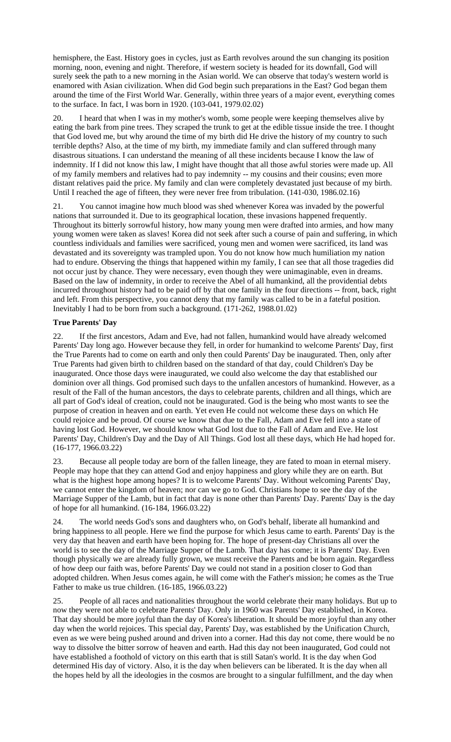hemisphere, the East. History goes in cycles, just as Earth revolves around the sun changing its position morning, noon, evening and night. Therefore, if western society is headed for its downfall, God will surely seek the path to a new morning in the Asian world. We can observe that today's western world is enamored with Asian civilization. When did God begin such preparations in the East? God began them around the time of the First World War. Generally, within three years of a major event, everything comes to the surface. In fact, I was born in 1920. (103-041, 1979.02.02)

20. I heard that when I was in my mother's womb, some people were keeping themselves alive by eating the bark from pine trees. They scraped the trunk to get at the edible tissue inside the tree. I thought that God loved me, but why around the time of my birth did He drive the history of my country to such terrible depths? Also, at the time of my birth, my immediate family and clan suffered through many disastrous situations. I can understand the meaning of all these incidents because I know the law of indemnity. If I did not know this law, I might have thought that all those awful stories were made up. All of my family members and relatives had to pay indemnity -- my cousins and their cousins; even more distant relatives paid the price. My family and clan were completely devastated just because of my birth. Until I reached the age of fifteen, they were never free from tribulation. (141-030, 1986.02.16)

21. You cannot imagine how much blood was shed whenever Korea was invaded by the powerful nations that surrounded it. Due to its geographical location, these invasions happened frequently. Throughout its bitterly sorrowful history, how many young men were drafted into armies, and how many young women were taken as slaves! Korea did not seek after such a course of pain and suffering, in which countless individuals and families were sacrificed, young men and women were sacrificed, its land was devastated and its sovereignty was trampled upon. You do not know how much humiliation my nation had to endure. Observing the things that happened within my family, I can see that all those tragedies did not occur just by chance. They were necessary, even though they were unimaginable, even in dreams. Based on the law of indemnity, in order to receive the Abel of all humankind, all the providential debts incurred throughout history had to be paid off by that one family in the four directions -- front, back, right and left. From this perspective, you cannot deny that my family was called to be in a fateful position. Inevitably I had to be born from such a background. (171-262, 1988.01.02)

**True Parents' Day**

22. If the first ancestors, Adam and Eve, had not fallen, humankind would have already welcomed Parents' Day long ago. However because they fell, in order for humankind to welcome Parents' Day, first the True Parents had to come on earth and only then could Parents' Day be inaugurated. Then, only after True Parents had given birth to children based on the standard of that day, could Children's Day be inaugurated. Once those days were inaugurated, we could also welcome the day that established our dominion over all things. God promised such days to the unfallen ancestors of humankind. However, as a result of the Fall of the human ancestors, the days to celebrate parents, children and all things, which are all part of God's ideal of creation, could not be inaugurated. God is the being who most wants to see the purpose of creation in heaven and on earth. Yet even He could not welcome these days on which He could rejoice and be proud. Of course we know that due to the Fall, Adam and Eve fell into a state of having lost God. However, we should know what God lost due to the Fall of Adam and Eve. He lost Parents' Day, Children's Day and the Day of All Things. God lost all these days, which He had hoped for. (16-177, 1966.03.22)

23. Because all people today are born of the fallen lineage, they are fated to moan in eternal misery. People may hope that they can attend God and enjoy happiness and glory while they are on earth. But what is the highest hope among hopes? It is to welcome Parents' Day. Without welcoming Parents' Day, we cannot enter the kingdom of heaven; nor can we go to God. Christians hope to see the day of the Marriage Supper of the Lamb, but in fact that day is none other than Parents' Day. Parents' Day is the day of hope for all humankind. (16-184, 1966.03.22)

24. The world needs God's sons and daughters who, on God's behalf, liberate all humankind and bring happiness to all people. Here we find the purpose for which Jesus came to earth. Parents' Day is the very day that heaven and earth have been hoping for. The hope of present-day Christians all over the world is to see the day of the Marriage Supper of the Lamb. That day has come; it is Parents' Day. Even though physically we are already fully grown, we must receive the Parents and be born again. Regardless of how deep our faith was, before Parents' Day we could not stand in a position closer to God than adopted children. When Jesus comes again, he will come with the Father's mission; he comes as the True Father to make us true children. (16-185, 1966.03.22)

25. People of all races and nationalities throughout the world celebrate their many holidays. But up to now they were not able to celebrate Parents' Day. Only in 1960 was Parents' Day established, in Korea. That day should be more joyful than the day of Korea's liberation. It should be more joyful than any other day when the world rejoices. This special day, Parents' Day, was established by the Unification Church, even as we were being pushed around and driven into a corner. Had this day not come, there would be no way to dissolve the bitter sorrow of heaven and earth. Had this day not been inaugurated, God could not have established a foothold of victory on this earth that is still Satan's world. It is the day when God determined His day of victory. Also, it is the day when believers can be liberated. It is the day when all the hopes held by all the ideologies in the cosmos are brought to a singular fulfillment, and the day when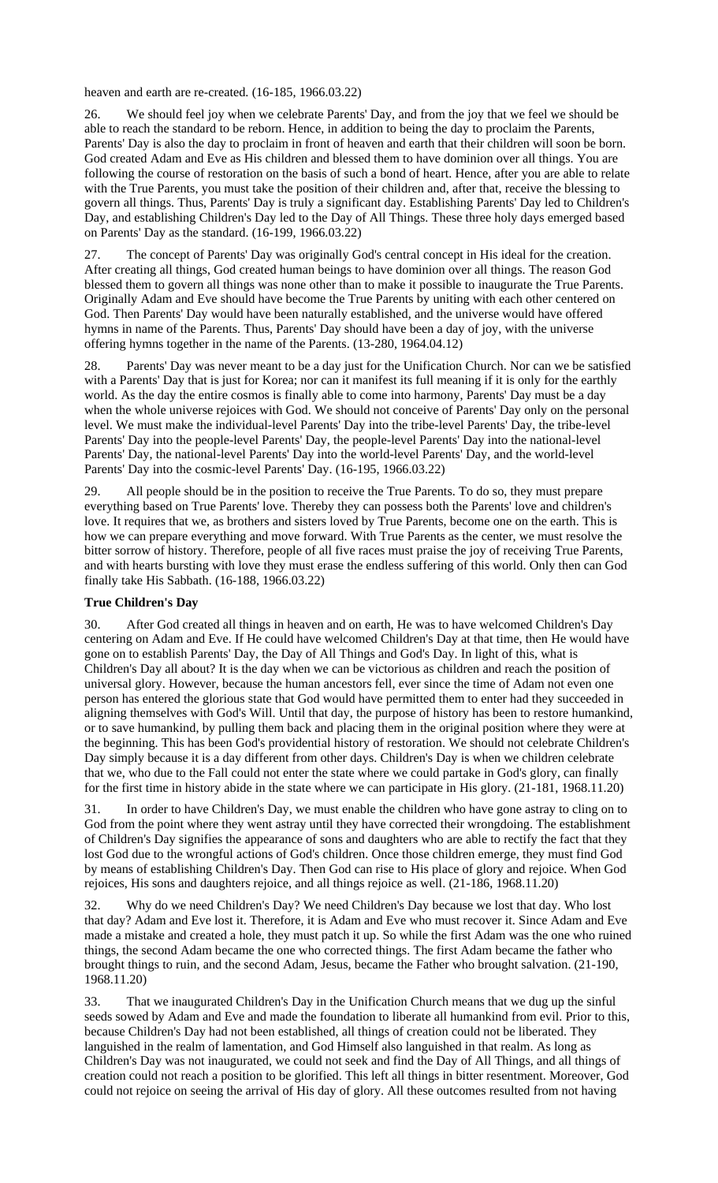heaven and earth are re-created. (16-185, 1966.03.22)

26. We should feel joy when we celebrate Parents' Day, and from the joy that we feel we should be able to reach the standard to be reborn. Hence, in addition to being the day to proclaim the Parents, Parents' Day is also the day to proclaim in front of heaven and earth that their children will soon be born. God created Adam and Eve as His children and blessed them to have dominion over all things. You are following the course of restoration on the basis of such a bond of heart. Hence, after you are able to relate with the True Parents, you must take the position of their children and, after that, receive the blessing to govern all things. Thus, Parents' Day is truly a significant day. Establishing Parents' Day led to Children's Day, and establishing Children's Day led to the Day of All Things. These three holy days emerged based on Parents' Day as the standard. (16-199, 1966.03.22)

27. The concept of Parents' Day was originally God's central concept in His ideal for the creation. After creating all things, God created human beings to have dominion over all things. The reason God blessed them to govern all things was none other than to make it possible to inaugurate the True Parents. Originally Adam and Eve should have become the True Parents by uniting with each other centered on God. Then Parents' Day would have been naturally established, and the universe would have offered hymns in name of the Parents. Thus, Parents' Day should have been a day of joy, with the universe offering hymns together in the name of the Parents. (13-280, 1964.04.12)

28. Parents' Day was never meant to be a day just for the Unification Church. Nor can we be satisfied with a Parents' Day that is just for Korea; nor can it manifest its full meaning if it is only for the earthly world. As the day the entire cosmos is finally able to come into harmony, Parents' Day must be a day when the whole universe rejoices with God. We should not conceive of Parents' Day only on the personal level. We must make the individual-level Parents' Day into the tribe-level Parents' Day, the tribe-level Parents' Day into the people-level Parents' Day, the people-level Parents' Day into the national-level Parents' Day, the national-level Parents' Day into the world-level Parents' Day, and the world-level Parents' Day into the cosmic-level Parents' Day. (16-195, 1966.03.22)

29. All people should be in the position to receive the True Parents. To do so, they must prepare everything based on True Parents' love. Thereby they can possess both the Parents' love and children's love. It requires that we, as brothers and sisters loved by True Parents, become one on the earth. This is how we can prepare everything and move forward. With True Parents as the center, we must resolve the bitter sorrow of history. Therefore, people of all five races must praise the joy of receiving True Parents, and with hearts bursting with love they must erase the endless suffering of this world. Only then can God finally take His Sabbath. (16-188, 1966.03.22)

**True Children's Day**

30. After God created all things in heaven and on earth, He was to have welcomed Children's Day centering on Adam and Eve. If He could have welcomed Children's Day at that time, then He would have gone on to establish Parents' Day, the Day of All Things and God's Day. In light of this, what is Children's Day all about? It is the day when we can be victorious as children and reach the position of universal glory. However, because the human ancestors fell, ever since the time of Adam not even one person has entered the glorious state that God would have permitted them to enter had they succeeded in aligning themselves with God's Will. Until that day, the purpose of history has been to restore humankind, or to save humankind, by pulling them back and placing them in the original position where they were at the beginning. This has been God's providential history of restoration. We should not celebrate Children's Day simply because it is a day different from other days. Children's Day is when we children celebrate that we, who due to the Fall could not enter the state where we could partake in God's glory, can finally for the first time in history abide in the state where we can participate in His glory. (21-181, 1968.11.20)

31. In order to have Children's Day, we must enable the children who have gone astray to cling on to God from the point where they went astray until they have corrected their wrongdoing. The establishment of Children's Day signifies the appearance of sons and daughters who are able to rectify the fact that they lost God due to the wrongful actions of God's children. Once those children emerge, they must find God by means of establishing Children's Day. Then God can rise to His place of glory and rejoice. When God rejoices, His sons and daughters rejoice, and all things rejoice as well. (21-186, 1968.11.20)

32. Why do we need Children's Day? We need Children's Day because we lost that day. Who lost that day? Adam and Eve lost it. Therefore, it is Adam and Eve who must recover it. Since Adam and Eve made a mistake and created a hole, they must patch it up. So while the first Adam was the one who ruined things, the second Adam became the one who corrected things. The first Adam became the father who brought things to ruin, and the second Adam, Jesus, became the Father who brought salvation. (21-190, 1968.11.20)

33. That we inaugurated Children's Day in the Unification Church means that we dug up the sinful seeds sowed by Adam and Eve and made the foundation to liberate all humankind from evil. Prior to this, because Children's Day had not been established, all things of creation could not be liberated. They languished in the realm of lamentation, and God Himself also languished in that realm. As long as Children's Day was not inaugurated, we could not seek and find the Day of All Things, and all things of creation could not reach a position to be glorified. This left all things in bitter resentment. Moreover, God could not rejoice on seeing the arrival of His day of glory. All these outcomes resulted from not having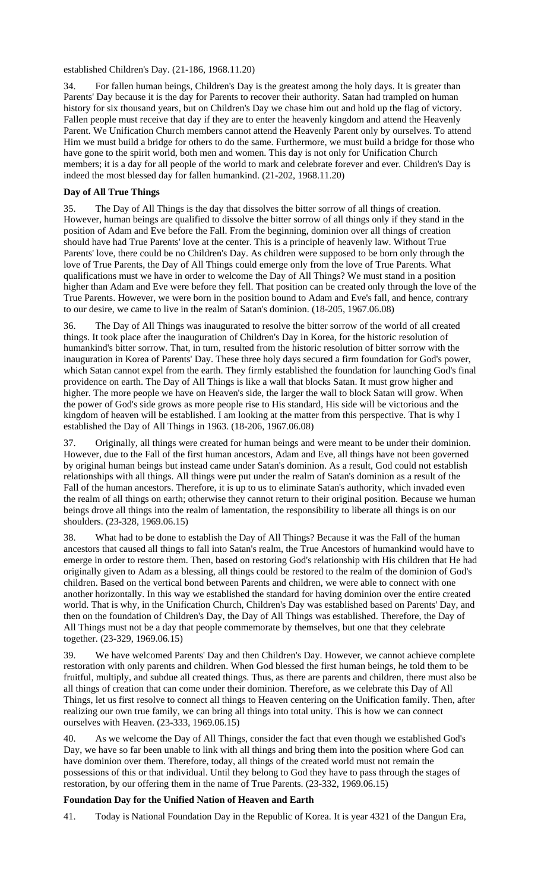established Children's Day. (21-186, 1968.11.20)

34. For fallen human beings, Children's Day is the greatest among the holy days. It is greater than Parents' Day because it is the day for Parents to recover their authority. Satan had trampled on human history for six thousand years, but on Children's Day we chase him out and hold up the flag of victory. Fallen people must receive that day if they are to enter the heavenly kingdom and attend the Heavenly Parent. We Unification Church members cannot attend the Heavenly Parent only by ourselves. To attend Him we must build a bridge for others to do the same. Furthermore, we must build a bridge for those who have gone to the spirit world, both men and women. This day is not only for Unification Church members; it is a day for all people of the world to mark and celebrate forever and ever. Children's Day is indeed the most blessed day for fallen humankind. (21-202, 1968.11.20)

**Day of All True Things**

35. The Day of All Things is the day that dissolves the bitter sorrow of all things of creation. However, human beings are qualified to dissolve the bitter sorrow of all things only if they stand in the position of Adam and Eve before the Fall. From the beginning, dominion over all things of creation should have had True Parents' love at the center. This is a principle of heavenly law. Without True Parents' love, there could be no Children's Day. As children were supposed to be born only through the love of True Parents, the Day of All Things could emerge only from the love of True Parents. What qualifications must we have in order to welcome the Day of All Things? We must stand in a position higher than Adam and Eve were before they fell. That position can be created only through the love of the True Parents. However, we were born in the position bound to Adam and Eve's fall, and hence, contrary to our desire, we came to live in the realm of Satan's dominion. (18-205, 1967.06.08)

36. The Day of All Things was inaugurated to resolve the bitter sorrow of the world of all created things. It took place after the inauguration of Children's Day in Korea, for the historic resolution of humankind's bitter sorrow. That, in turn, resulted from the historic resolution of bitter sorrow with the inauguration in Korea of Parents' Day. These three holy days secured a firm foundation for God's power, which Satan cannot expel from the earth. They firmly established the foundation for launching God's final providence on earth. The Day of All Things is like a wall that blocks Satan. It must grow higher and higher. The more people we have on Heaven's side, the larger the wall to block Satan will grow. When the power of God's side grows as more people rise to His standard, His side will be victorious and the kingdom of heaven will be established. I am looking at the matter from this perspective. That is why I established the Day of All Things in 1963. (18-206, 1967.06.08)

37. Originally, all things were created for human beings and were meant to be under their dominion. However, due to the Fall of the first human ancestors, Adam and Eve, all things have not been governed by original human beings but instead came under Satan's dominion. As a result, God could not establish relationships with all things. All things were put under the realm of Satan's dominion as a result of the Fall of the human ancestors. Therefore, it is up to us to eliminate Satan's authority, which invaded even the realm of all things on earth; otherwise they cannot return to their original position. Because we human beings drove all things into the realm of lamentation, the responsibility to liberate all things is on our shoulders. (23-328, 1969.06.15)

38. What had to be done to establish the Day of All Things? Because it was the Fall of the human ancestors that caused all things to fall into Satan's realm, the True Ancestors of humankind would have to emerge in order to restore them. Then, based on restoring God's relationship with His children that He had originally given to Adam as a blessing, all things could be restored to the realm of the dominion of God's children. Based on the vertical bond between Parents and children, we were able to connect with one another horizontally. In this way we established the standard for having dominion over the entire created world. That is why, in the Unification Church, Children's Day was established based on Parents' Day, and then on the foundation of Children's Day, the Day of All Things was established. Therefore, the Day of All Things must not be a day that people commemorate by themselves, but one that they celebrate together. (23-329, 1969.06.15)

39. We have welcomed Parents' Day and then Children's Day. However, we cannot achieve complete restoration with only parents and children. When God blessed the first human beings, he told them to be fruitful, multiply, and subdue all created things. Thus, as there are parents and children, there must also be all things of creation that can come under their dominion. Therefore, as we celebrate this Day of All Things, let us first resolve to connect all things to Heaven centering on the Unification family. Then, after realizing our own true family, we can bring all things into total unity. This is how we can connect ourselves with Heaven. (23-333, 1969.06.15)

40. As we welcome the Day of All Things, consider the fact that even though we established God's Day, we have so far been unable to link with all things and bring them into the position where God can have dominion over them. Therefore, today, all things of the created world must not remain the possessions of this or that individual. Until they belong to God they have to pass through the stages of restoration, by our offering them in the name of True Parents. (23-332, 1969.06.15)

**Foundation Day for the Unified Nation of Heaven and Earth**

41. Today is National Foundation Day in the Republic of Korea. It is year 4321 of the Dangun Era,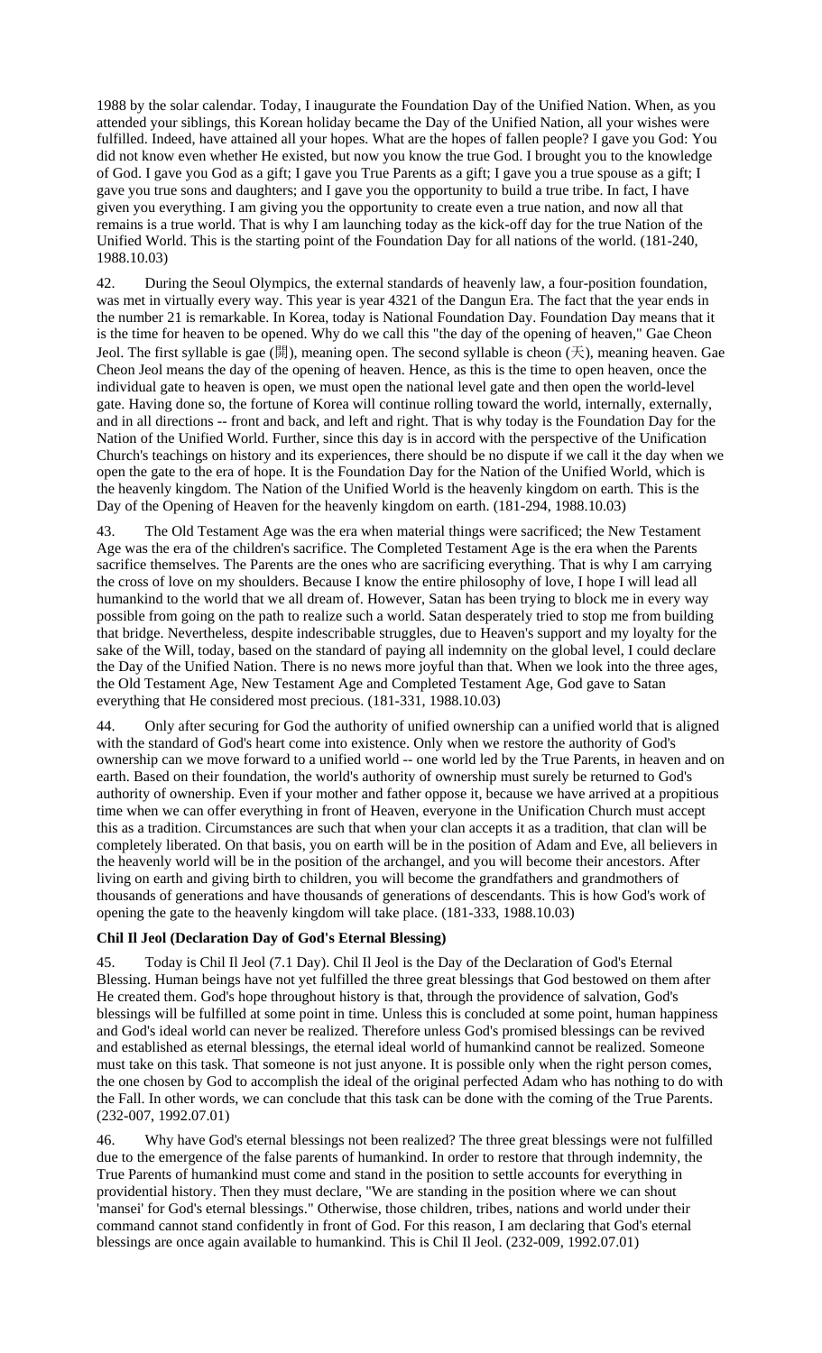1988 by the solar calendar. Today, I inaugurate the Foundation Day of the Unified Nation. When, as you attended your siblings, this Korean holiday became the Day of the Unified Nation, all your wishes were fulfilled. Indeed, have attained all your hopes. What are the hopes of fallen people? I gave you God: You did not know even whether He existed, but now you know the true God. I brought you to the knowledge of God. I gave you God as a gift; I gave you True Parents as a gift; I gave you a true spouse as a gift; I gave you true sons and daughters; and I gave you the opportunity to build a true tribe. In fact, I have given you everything. I am giving you the opportunity to create even a true nation, and now all that remains is a true world. That is why I am launching today as the kick-off day for the true Nation of the Unified World. This is the starting point of the Foundation Day for all nations of the world. (181-240, 1988.10.03)

42. During the Seoul Olympics, the external standards of heavenly law, a four-position foundation, was met in virtually every way. This year is year 4321 of the Dangun Era. The fact that the year ends in the number 21 is remarkable. In Korea, today is National Foundation Day. Foundation Day means that it is the time for heaven to be opened. Why do we call this "the day of the opening of heaven," Gae Cheon Jeol. The first syllable is gae (開), meaning open. The second syllable is cheon (天), meaning heaven. Gae Cheon Jeol means the day of the opening of heaven. Hence, as this is the time to open heaven, once the individual gate to heaven is open, we must open the national level gate and then open the world-level gate. Having done so, the fortune of Korea will continue rolling toward the world, internally, externally, and in all directions -- front and back, and left and right. That is why today is the Foundation Day for the Nation of the Unified World. Further, since this day is in accord with the perspective of the Unification Church's teachings on history and its experiences, there should be no dispute if we call it the day when we open the gate to the era of hope. It is the Foundation Day for the Nation of the Unified World, which is the heavenly kingdom. The Nation of the Unified World is the heavenly kingdom on earth. This is the Day of the Opening of Heaven for the heavenly kingdom on earth. (181-294, 1988.10.03)

43. The Old Testament Age was the era when material things were sacrificed; the New Testament Age was the era of the children's sacrifice. The Completed Testament Age is the era when the Parents sacrifice themselves. The Parents are the ones who are sacrificing everything. That is why I am carrying the cross of love on my shoulders. Because I know the entire philosophy of love, I hope I will lead all humankind to the world that we all dream of. However, Satan has been trying to block me in every way possible from going on the path to realize such a world. Satan desperately tried to stop me from building that bridge. Nevertheless, despite indescribable struggles, due to Heaven's support and my loyalty for the sake of the Will, today, based on the standard of paying all indemnity on the global level, I could declare the Day of the Unified Nation. There is no news more joyful than that. When we look into the three ages, the Old Testament Age, New Testament Age and Completed Testament Age, God gave to Satan everything that He considered most precious. (181-331, 1988.10.03)

44. Only after securing for God the authority of unified ownership can a unified world that is aligned with the standard of God's heart come into existence. Only when we restore the authority of God's ownership can we move forward to a unified world -- one world led by the True Parents, in heaven and on earth. Based on their foundation, the world's authority of ownership must surely be returned to God's authority of ownership. Even if your mother and father oppose it, because we have arrived at a propitious time when we can offer everything in front of Heaven, everyone in the Unification Church must accept this as a tradition. Circumstances are such that when your clan accepts it as a tradition, that clan will be completely liberated. On that basis, you on earth will be in the position of Adam and Eve, all believers in the heavenly world will be in the position of the archangel, and you will become their ancestors. After living on earth and giving birth to children, you will become the grandfathers and grandmothers of thousands of generations and have thousands of generations of descendants. This is how God's work of opening the gate to the heavenly kingdom will take place. (181-333, 1988.10.03)

**Chil Il Jeol (Declaration Day of God's Eternal Blessing)**

45. Today is Chil Il Jeol (7.1 Day). Chil Il Jeol is the Day of the Declaration of God's Eternal Blessing. Human beings have not yet fulfilled the three great blessings that God bestowed on them after He created them. God's hope throughout history is that, through the providence of salvation, God's blessings will be fulfilled at some point in time. Unless this is concluded at some point, human happiness and God's ideal world can never be realized. Therefore unless God's promised blessings can be revived and established as eternal blessings, the eternal ideal world of humankind cannot be realized. Someone must take on this task. That someone is not just anyone. It is possible only when the right person comes, the one chosen by God to accomplish the ideal of the original perfected Adam who has nothing to do with the Fall. In other words, we can conclude that this task can be done with the coming of the True Parents. (232-007, 1992.07.01)

46. Why have God's eternal blessings not been realized? The three great blessings were not fulfilled due to the emergence of the false parents of humankind. In order to restore that through indemnity, the True Parents of humankind must come and stand in the position to settle accounts for everything in providential history. Then they must declare, "We are standing in the position where we can shout 'mansei' for God's eternal blessings." Otherwise, those children, tribes, nations and world under their command cannot stand confidently in front of God. For this reason, I am declaring that God's eternal blessings are once again available to humankind. This is Chil Il Jeol. (232-009, 1992.07.01)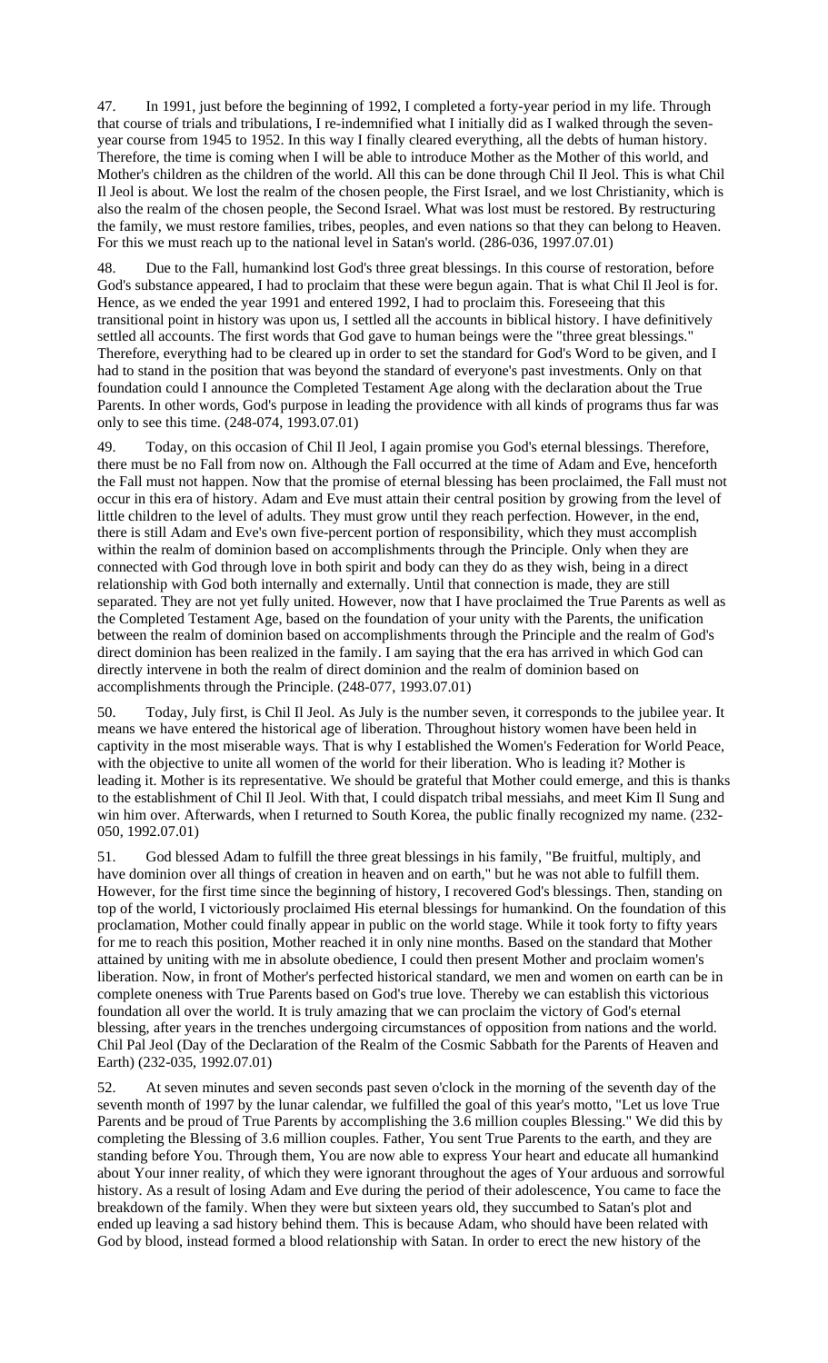47. In 1991, just before the beginning of 1992, I completed a forty-year period in my life. Through that course of trials and tribulations, I re-indemnified what I initially did as I walked through the seven-year course from 1945 to 1952. In this way I finally cleared everything, all the debts of human history. Therefore, the time is coming when I will be able to introduce Mother as the Mother of this world, and Mother's children as the children of the world. All this can be done through Chil Il Jeol. This is what Chil Il Jeol is about. We lost the realm of the chosen people, the First Israel, and we lost Christianity, which is also the realm of the chosen people, the Second Israel. What was lost must be restored. By restructuring the family, we must restore families, tribes, peoples, and even nations so that they can belong to Heaven. For this we must reach up to the national level in Satan's world. (286-036, 1997.07.01)

48. Due to the Fall, humankind lost God's three great blessings. In this course of restoration, before God's substance appeared, I had to proclaim that these were begun again. That is what Chil Il Jeol is for. Hence, as we ended the year 1991 and entered 1992, I had to proclaim this. Foreseeing that this transitional point in history was upon us, I settled all the accounts in biblical history. I have definitively settled all accounts. The first words that God gave to human beings were the "three great blessings." Therefore, everything had to be cleared up in order to set the standard for God's Word to be given, and I had to stand in the position that was beyond the standard of everyone's past investments. Only on that foundation could I announce the Completed Testament Age along with the declaration about the True Parents. In other words, God's purpose in leading the providence with all kinds of programs thus far was only to see this time. (248-074, 1993.07.01)

49. Today, on this occasion of Chil Il Jeol, I again promise you God's eternal blessings. Therefore, there must be no Fall from now on. Although the Fall occurred at the time of Adam and Eve, henceforth the Fall must not happen. Now that the promise of eternal blessing has been proclaimed, the Fall must not occur in this era of history. Adam and Eve must attain their central position by growing from the level of little children to the level of adults. They must grow until they reach perfection. However, in the end, there is still Adam and Eve's own five-percent portion of responsibility, which they must accomplish within the realm of dominion based on accomplishments through the Principle. Only when they are connected with God through love in both spirit and body can they do as they wish, being in a direct relationship with God both internally and externally. Until that connection is made, they are still separated. They are not yet fully united. However, now that I have proclaimed the True Parents as well as the Completed Testament Age, based on the foundation of your unity with the Parents, the unification between the realm of dominion based on accomplishments through the Principle and the realm of God's direct dominion has been realized in the family. I am saying that the era has arrived in which God can directly intervene in both the realm of direct dominion and the realm of dominion based on accomplishments through the Principle. (248-077, 1993.07.01)

50. Today, July first, is Chil Il Jeol. As July is the number seven, it corresponds to the jubilee year. It means we have entered the historical age of liberation. Throughout history women have been held in captivity in the most miserable ways. That is why I established the Women's Federation for World Peace, with the objective to unite all women of the world for their liberation. Who is leading it? Mother is leading it. Mother is its representative. We should be grateful that Mother could emerge, and this is thanks to the establishment of Chil Il Jeol. With that, I could dispatch tribal messiahs, and meet Kim Il Sung and win him over. Afterwards, when I returned to South Korea, the public finally recognized my name. (232-050, 1992.07.01)

51. God blessed Adam to fulfill the three great blessings in his family, "Be fruitful, multiply, and have dominion over all things of creation in heaven and on earth," but he was not able to fulfill them. However, for the first time since the beginning of history, I recovered God's blessings. Then, standing on top of the world, I victoriously proclaimed His eternal blessings for humankind. On the foundation of this proclamation, Mother could finally appear in public on the world stage. While it took forty to fifty years for me to reach this position, Mother reached it in only nine months. Based on the standard that Mother attained by uniting with me in absolute obedience, I could then present Mother and proclaim women's liberation. Now, in front of Mother's perfected historical standard, we men and women on earth can be in complete oneness with True Parents based on God's true love. Thereby we can establish this victorious foundation all over the world. It is truly amazing that we can proclaim the victory of God's eternal blessing, after years in the trenches undergoing circumstances of opposition from nations and the world. Chil Pal Jeol (Day of the Declaration of the Realm of the Cosmic Sabbath for the Parents of Heaven and Earth) (232-035, 1992.07.01)

52. At seven minutes and seven seconds past seven o'clock in the morning of the seventh day of the seventh month of 1997 by the lunar calendar, we fulfilled the goal of this year's motto, "Let us love True Parents and be proud of True Parents by accomplishing the 3.6 million couples Blessing." We did this by completing the Blessing of 3.6 million couples. Father, You sent True Parents to the earth, and they are standing before You. Through them, You are now able to express Your heart and educate all humankind about Your inner reality, of which they were ignorant throughout the ages of Your arduous and sorrowful history. As a result of losing Adam and Eve during the period of their adolescence, You came to face the breakdown of the family. When they were but sixteen years old, they succumbed to Satan's plot and ended up leaving a sad history behind them. This is because Adam, who should have been related with God by blood, instead formed a blood relationship with Satan. In order to erect the new history of the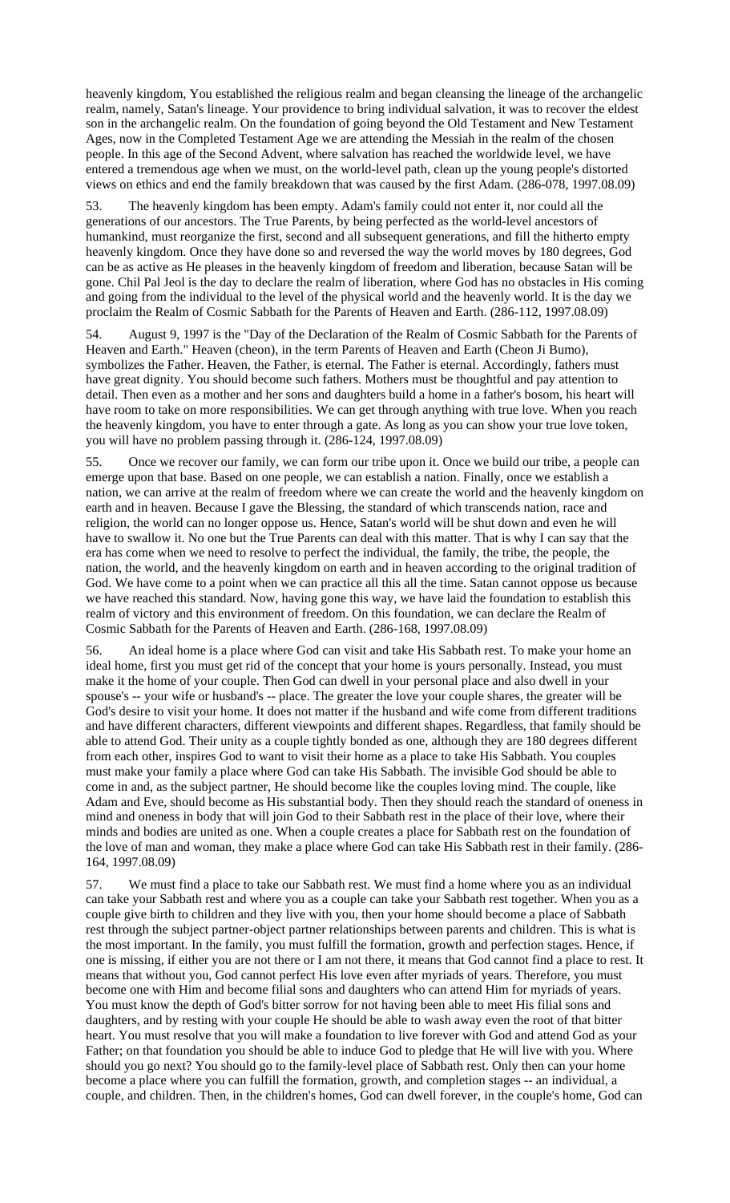heavenly kingdom, You established the religious realm and began cleansing the lineage of the archangelic realm, namely, Satan's lineage. Your providence to bring individual salvation, it was to recover the eldest son in the archangelic realm. On the foundation of going beyond the Old Testament and New Testament Ages, now in the Completed Testament Age we are attending the Messiah in the realm of the chosen people. In this age of the Second Advent, where salvation has reached the worldwide level, we have entered a tremendous age when we must, on the world-level path, clean up the young people's distorted views on ethics and end the family breakdown that was caused by the first Adam. (286-078, 1997.08.09)

53. The heavenly kingdom has been empty. Adam's family could not enter it, nor could all the generations of our ancestors. The True Parents, by being perfected as the world-level ancestors of humankind, must reorganize the first, second and all subsequent generations, and fill the hitherto empty heavenly kingdom. Once they have done so and reversed the way the world moves by 180 degrees, God can be as active as He pleases in the heavenly kingdom of freedom and liberation, because Satan will be gone. Chil Pal Jeol is the day to declare the realm of liberation, where God has no obstacles in His coming and going from the individual to the level of the physical world and the heavenly world. It is the day we proclaim the Realm of Cosmic Sabbath for the Parents of Heaven and Earth. (286-112, 1997.08.09)

54. August 9, 1997 is the "Day of the Declaration of the Realm of Cosmic Sabbath for the Parents of Heaven and Earth." Heaven (cheon), in the term Parents of Heaven and Earth (Cheon Ji Bumo), symbolizes the Father. Heaven, the Father, is eternal. The Father is eternal. Accordingly, fathers must have great dignity. You should become such fathers. Mothers must be thoughtful and pay attention to detail. Then even as a mother and her sons and daughters build a home in a father's bosom, his heart will have room to take on more responsibilities. We can get through anything with true love. When you reach the heavenly kingdom, you have to enter through a gate. As long as you can show your true love token, you will have no problem passing through it. (286-124, 1997.08.09)

55. Once we recover our family, we can form our tribe upon it. Once we build our tribe, a people can emerge upon that base. Based on one people, we can establish a nation. Finally, once we establish a nation, we can arrive at the realm of freedom where we can create the world and the heavenly kingdom on earth and in heaven. Because I gave the Blessing, the standard of which transcends nation, race and religion, the world can no longer oppose us. Hence, Satan's world will be shut down and even he will have to swallow it. No one but the True Parents can deal with this matter. That is why I can say that the era has come when we need to resolve to perfect the individual, the family, the tribe, the people, the nation, the world, and the heavenly kingdom on earth and in heaven according to the original tradition of God. We have come to a point when we can practice all this all the time. Satan cannot oppose us because we have reached this standard. Now, having gone this way, we have laid the foundation to establish this realm of victory and this environment of freedom. On this foundation, we can declare the Realm of Cosmic Sabbath for the Parents of Heaven and Earth. (286-168, 1997.08.09)

56. An ideal home is a place where God can visit and take His Sabbath rest. To make your home an ideal home, first you must get rid of the concept that your home is yours personally. Instead, you must make it the home of your couple. Then God can dwell in your personal place and also dwell in your spouse's -- your wife or husband's -- place. The greater the love your couple shares, the greater will be God's desire to visit your home. It does not matter if the husband and wife come from different traditions and have different characters, different viewpoints and different shapes. Regardless, that family should be able to attend God. Their unity as a couple tightly bonded as one, although they are 180 degrees different from each other, inspires God to want to visit their home as a place to take His Sabbath. You couples must make your family a place where God can take His Sabbath. The invisible God should be able to come in and, as the subject partner, He should become like the couples loving mind. The couple, like Adam and Eve, should become as His substantial body. Then they should reach the standard of oneness in mind and oneness in body that will join God to their Sabbath rest in the place of their love, where their minds and bodies are united as one. When a couple creates a place for Sabbath rest on the foundation of the love of man and woman, they make a place where God can take His Sabbath rest in their family. (286-164, 1997.08.09)

57. We must find a place to take our Sabbath rest. We must find a home where you as an individual can take your Sabbath rest and where you as a couple can take your Sabbath rest together. When you as a couple give birth to children and they live with you, then your home should become a place of Sabbath rest through the subject partner-object partner relationships between parents and children. This is what is the most important. In the family, you must fulfill the formation, growth and perfection stages. Hence, if one is missing, if either you are not there or I am not there, it means that God cannot find a place to rest. It means that without you, God cannot perfect His love even after myriads of years. Therefore, you must become one with Him and become filial sons and daughters who can attend Him for myriads of years. You must know the depth of God's bitter sorrow for not having been able to meet His filial sons and daughters, and by resting with your couple He should be able to wash away even the root of that bitter heart. You must resolve that you will make a foundation to live forever with God and attend God as your Father; on that foundation you should be able to induce God to pledge that He will live with you. Where should you go next? You should go to the family-level place of Sabbath rest. Only then can your home become a place where you can fulfill the formation, growth, and completion stages -- an individual, a couple, and children. Then, in the children's homes, God can dwell forever, in the couple's home, God can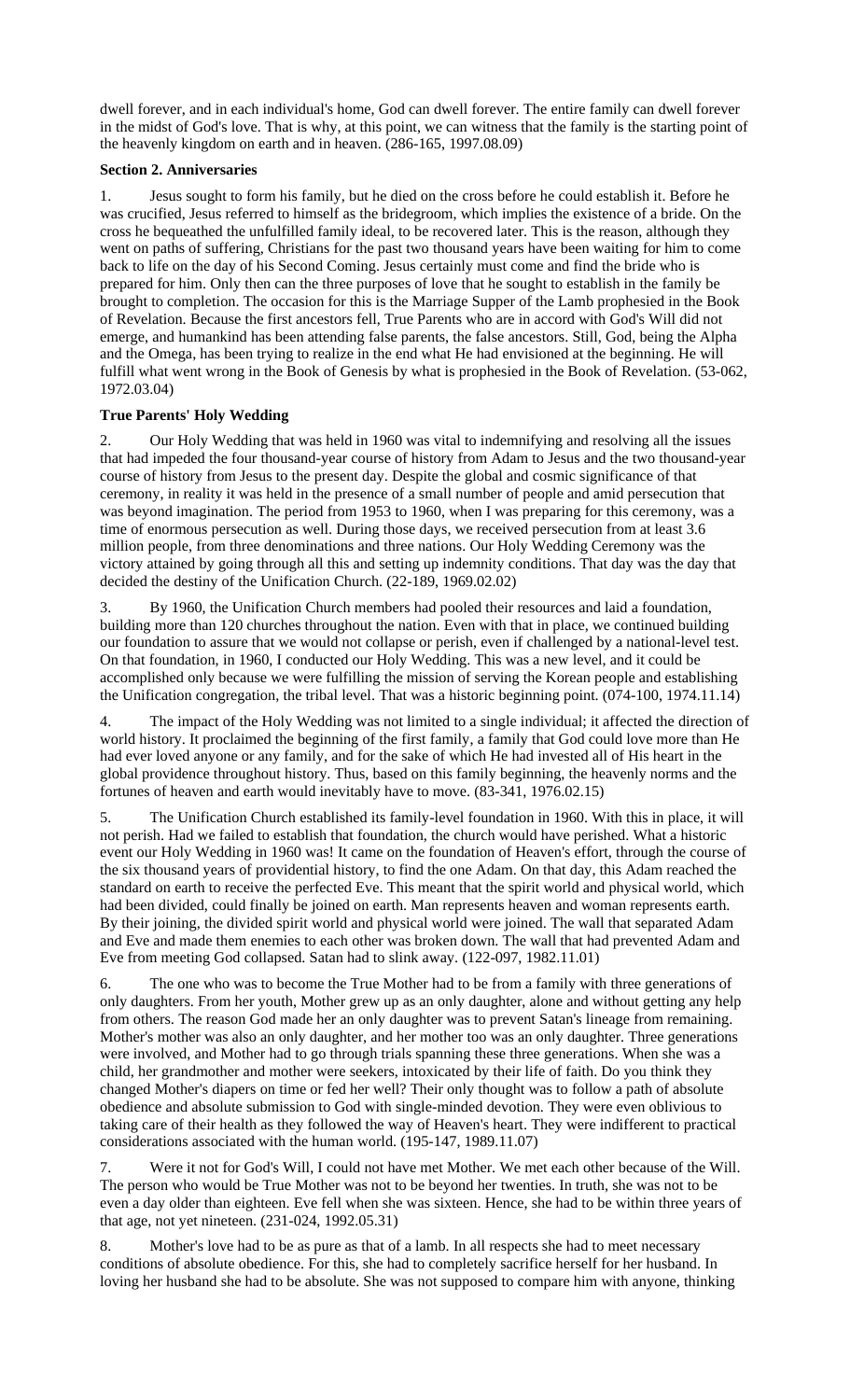dwell forever, and in each individual's home, God can dwell forever. The entire family can dwell forever in the midst of God's love. That is why, at this point, we can witness that the family is the starting point of the heavenly kingdom on earth and in heaven. (286-165, 1997.08.09)

**Section 2. Anniversaries**

1. Jesus sought to form his family, but he died on the cross before he could establish it. Before he was crucified, Jesus referred to himself as the bridegroom, which implies the existence of a bride. On the cross he bequeathed the unfulfilled family ideal, to be recovered later. This is the reason, although they went on paths of suffering, Christians for the past two thousand years have been waiting for him to come back to life on the day of his Second Coming. Jesus certainly must come and find the bride who is prepared for him. Only then can the three purposes of love that he sought to establish in the family be brought to completion. The occasion for this is the Marriage Supper of the Lamb prophesied in the Book of Revelation. Because the first ancestors fell, True Parents who are in accord with God's Will did not emerge, and humankind has been attending false parents, the false ancestors. Still, God, being the Alpha and the Omega, has been trying to realize in the end what He had envisioned at the beginning. He will fulfill what went wrong in the Book of Genesis by what is prophesied in the Book of Revelation. (53-062, 1972.03.04)

**True Parents' Holy Wedding**

2. Our Holy Wedding that was held in 1960 was vital to indemnifying and resolving all the issues that had impeded the four thousand-year course of history from Adam to Jesus and the two thousand-year course of history from Jesus to the present day. Despite the global and cosmic significance of that ceremony, in reality it was held in the presence of a small number of people and amid persecution that was beyond imagination. The period from 1953 to 1960, when I was preparing for this ceremony, was a time of enormous persecution as well. During those days, we received persecution from at least 3.6 million people, from three denominations and three nations. Our Holy Wedding Ceremony was the victory attained by going through all this and setting up indemnity conditions. That day was the day that decided the destiny of the Unification Church. (22-189, 1969.02.02)

3. By 1960, the Unification Church members had pooled their resources and laid a foundation, building more than 120 churches throughout the nation. Even with that in place, we continued building our foundation to assure that we would not collapse or perish, even if challenged by a national-level test. On that foundation, in 1960, I conducted our Holy Wedding. This was a new level, and it could be accomplished only because we were fulfilling the mission of serving the Korean people and establishing the Unification congregation, the tribal level. That was a historic beginning point. (074-100, 1974.11.14)

4. The impact of the Holy Wedding was not limited to a single individual; it affected the direction of world history. It proclaimed the beginning of the first family, a family that God could love more than He had ever loved anyone or any family, and for the sake of which He had invested all of His heart in the global providence throughout history. Thus, based on this family beginning, the heavenly norms and the fortunes of heaven and earth would inevitably have to move. (83-341, 1976.02.15)

5. The Unification Church established its family-level foundation in 1960. With this in place, it will not perish. Had we failed to establish that foundation, the church would have perished. What a historic event our Holy Wedding in 1960 was! It came on the foundation of Heaven's effort, through the course of the six thousand years of providential history, to find the one Adam. On that day, this Adam reached the standard on earth to receive the perfected Eve. This meant that the spirit world and physical world, which had been divided, could finally be joined on earth. Man represents heaven and woman represents earth. By their joining, the divided spirit world and physical world were joined. The wall that separated Adam and Eve and made them enemies to each other was broken down. The wall that had prevented Adam and Eve from meeting God collapsed. Satan had to slink away. (122-097, 1982.11.01)

6. The one who was to become the True Mother had to be from a family with three generations of only daughters. From her youth, Mother grew up as an only daughter, alone and without getting any help from others. The reason God made her an only daughter was to prevent Satan's lineage from remaining. Mother's mother was also an only daughter, and her mother too was an only daughter. Three generations were involved, and Mother had to go through trials spanning these three generations. When she was a child, her grandmother and mother were seekers, intoxicated by their life of faith. Do you think they changed Mother's diapers on time or fed her well? Their only thought was to follow a path of absolute obedience and absolute submission to God with single-minded devotion. They were even oblivious to taking care of their health as they followed the way of Heaven's heart. They were indifferent to practical considerations associated with the human world. (195-147, 1989.11.07)

7. Were it not for God's Will, I could not have met Mother. We met each other because of the Will. The person who would be True Mother was not to be beyond her twenties. In truth, she was not to be even a day older than eighteen. Eve fell when she was sixteen. Hence, she had to be within three years of that age, not yet nineteen. (231-024, 1992.05.31)

8. Mother's love had to be as pure as that of a lamb. In all respects she had to meet necessary conditions of absolute obedience. For this, she had to completely sacrifice herself for her husband. In loving her husband she had to be absolute. She was not supposed to compare him with anyone, thinking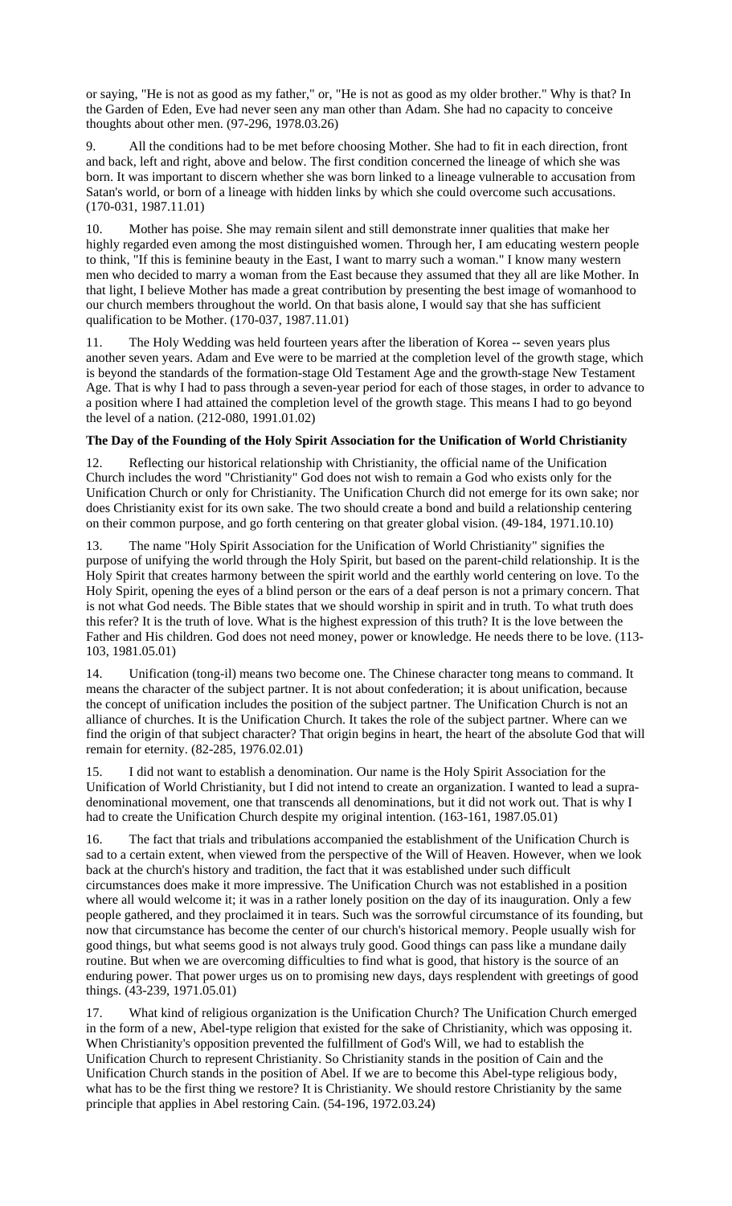or saying, "He is not as good as my father," or, "He is not as good as my older brother." Why is that? In the Garden of Eden, Eve had never seen any man other than Adam. She had no capacity to conceive thoughts about other men. (97-296, 1978.03.26)

9. All the conditions had to be met before choosing Mother. She had to fit in each direction, front and back, left and right, above and below. The first condition concerned the lineage of which she was born. It was important to discern whether she was born linked to a lineage vulnerable to accusation from Satan's world, or born of a lineage with hidden links by which she could overcome such accusations. (170-031, 1987.11.01)

10. Mother has poise. She may remain silent and still demonstrate inner qualities that make her highly regarded even among the most distinguished women. Through her, I am educating western people to think, "If this is feminine beauty in the East, I want to marry such a woman." I know many western men who decided to marry a woman from the East because they assumed that they all are like Mother. In that light, I believe Mother has made a great contribution by presenting the best image of womanhood to our church members throughout the world. On that basis alone, I would say that she has sufficient qualification to be Mother. (170-037, 1987.11.01)

11. The Holy Wedding was held fourteen years after the liberation of Korea -- seven years plus another seven years. Adam and Eve were to be married at the completion level of the growth stage, which is beyond the standards of the formation-stage Old Testament Age and the growth-stage New Testament Age. That is why I had to pass through a seven-year period for each of those stages, in order to advance to a position where I had attained the completion level of the growth stage. This means I had to go beyond the level of a nation. (212-080, 1991.01.02)

**The Day of the Founding of the Holy Spirit Association for the Unification of World Christianity**

12. Reflecting our historical relationship with Christianity, the official name of the Unification Church includes the word "Christianity" God does not wish to remain a God who exists only for the Unification Church or only for Christianity. The Unification Church did not emerge for its own sake; nor does Christianity exist for its own sake. The two should create a bond and build a relationship centering on their common purpose, and go forth centering on that greater global vision. (49-184, 1971.10.10)

13. The name "Holy Spirit Association for the Unification of World Christianity" signifies the purpose of unifying the world through the Holy Spirit, but based on the parent-child relationship. It is the Holy Spirit that creates harmony between the spirit world and the earthly world centering on love. To the Holy Spirit, opening the eyes of a blind person or the ears of a deaf person is not a primary concern. That is not what God needs. The Bible states that we should worship in spirit and in truth. To what truth does this refer? It is the truth of love. What is the highest expression of this truth? It is the love between the Father and His children. God does not need money, power or knowledge. He needs there to be love. (113-103, 1981.05.01)

14. Unification (tong-il) means two become one. The Chinese character tong means to command. It means the character of the subject partner. It is not about confederation; it is about unification, because the concept of unification includes the position of the subject partner. The Unification Church is not an alliance of churches. It is the Unification Church. It takes the role of the subject partner. Where can we find the origin of that subject character? That origin begins in heart, the heart of the absolute God that will remain for eternity. (82-285, 1976.02.01)

15. I did not want to establish a denomination. Our name is the Holy Spirit Association for the Unification of World Christianity, but I did not intend to create an organization. I wanted to lead a supra-denominational movement, one that transcends all denominations, but it did not work out. That is why I had to create the Unification Church despite my original intention. (163-161, 1987.05.01)

16. The fact that trials and tribulations accompanied the establishment of the Unification Church is sad to a certain extent, when viewed from the perspective of the Will of Heaven. However, when we look back at the church's history and tradition, the fact that it was established under such difficult circumstances does make it more impressive. The Unification Church was not established in a position where all would welcome it; it was in a rather lonely position on the day of its inauguration. Only a few people gathered, and they proclaimed it in tears. Such was the sorrowful circumstance of its founding, but now that circumstance has become the center of our church's historical memory. People usually wish for good things, but what seems good is not always truly good. Good things can pass like a mundane daily routine. But when we are overcoming difficulties to find what is good, that history is the source of an enduring power. That power urges us on to promising new days, days resplendent with greetings of good things. (43-239, 1971.05.01)

17. What kind of religious organization is the Unification Church? The Unification Church emerged in the form of a new, Abel-type religion that existed for the sake of Christianity, which was opposing it. When Christianity's opposition prevented the fulfillment of God's Will, we had to establish the Unification Church to represent Christianity. So Christianity stands in the position of Cain and the Unification Church stands in the position of Abel. If we are to become this Abel-type religious body, what has to be the first thing we restore? It is Christianity. We should restore Christianity by the same principle that applies in Abel restoring Cain. (54-196, 1972.03.24)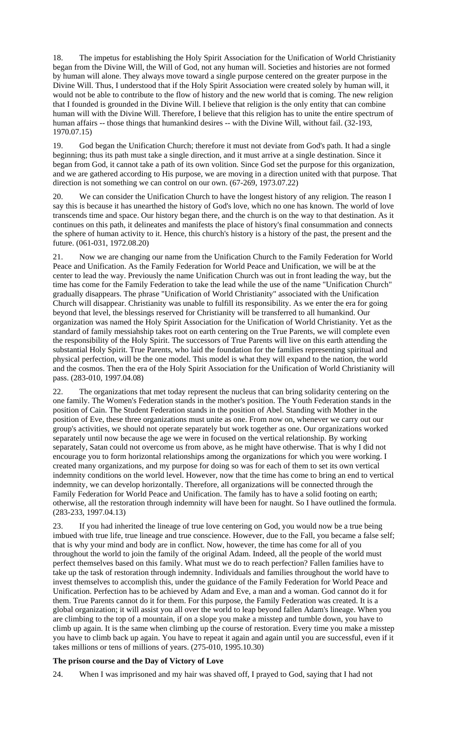18. The impetus for establishing the Holy Spirit Association for the Unification of World Christianity began from the Divine Will, the Will of God, not any human will. Societies and histories are not formed by human will alone. They always move toward a single purpose centered on the greater purpose in the Divine Will. Thus, I understood that if the Holy Spirit Association were created solely by human will, it would not be able to contribute to the flow of history and the new world that is coming. The new religion that I founded is grounded in the Divine Will. I believe that religion is the only entity that can combine human will with the Divine Will. Therefore, I believe that this religion has to unite the entire spectrum of human affairs -- those things that humankind desires -- with the Divine Will, without fail. (32-193, 1970.07.15)

19. God began the Unification Church; therefore it must not deviate from God's path. It had a single beginning; thus its path must take a single direction, and it must arrive at a single destination. Since it began from God, it cannot take a path of its own volition. Since God set the purpose for this organization, and we are gathered according to His purpose, we are moving in a direction united with that purpose. That direction is not something we can control on our own. (67-269, 1973.07.22)

20. We can consider the Unification Church to have the longest history of any religion. The reason I say this is because it has unearthed the history of God's love, which no one has known. The world of love transcends time and space. Our history began there, and the church is on the way to that destination. As it continues on this path, it delineates and manifests the place of history's final consummation and connects the sphere of human activity to it. Hence, this church's history is a history of the past, the present and the future. (061-031, 1972.08.20)

21. Now we are changing our name from the Unification Church to the Family Federation for World Peace and Unification. As the Family Federation for World Peace and Unification, we will be at the center to lead the way. Previously the name Unification Church was out in front leading the way, but the time has come for the Family Federation to take the lead while the use of the name "Unification Church" gradually disappears. The phrase "Unification of World Christianity" associated with the Unification Church will disappear. Christianity was unable to fulfill its responsibility. As we enter the era for going beyond that level, the blessings reserved for Christianity will be transferred to all humankind. Our organization was named the Holy Spirit Association for the Unification of World Christianity. Yet as the standard of family messiahship takes root on earth centering on the True Parents, we will complete even the responsibility of the Holy Spirit. The successors of True Parents will live on this earth attending the substantial Holy Spirit. True Parents, who laid the foundation for the families representing spiritual and physical perfection, will be the one model. This model is what they will expand to the nation, the world and the cosmos. Then the era of the Holy Spirit Association for the Unification of World Christianity will pass. (283-010, 1997.04.08)

22. The organizations that met today represent the nucleus that can bring solidarity centering on the one family. The Women's Federation stands in the mother's position. The Youth Federation stands in the position of Cain. The Student Federation stands in the position of Abel. Standing with Mother in the position of Eve, these three organizations must unite as one. From now on, whenever we carry out our group's activities, we should not operate separately but work together as one. Our organizations worked separately until now because the age we were in focused on the vertical relationship. By working separately, Satan could not overcome us from above, as he might have otherwise. That is why I did not encourage you to form horizontal relationships among the organizations for which you were working. I created many organizations, and my purpose for doing so was for each of them to set its own vertical indemnity conditions on the world level. However, now that the time has come to bring an end to vertical indemnity, we can develop horizontally. Therefore, all organizations will be connected through the Family Federation for World Peace and Unification. The family has to have a solid footing on earth; otherwise, all the restoration through indemnity will have been for naught. So I have outlined the formula. (283-233, 1997.04.13)

23. If you had inherited the lineage of true love centering on God, you would now be a true being imbued with true life, true lineage and true conscience. However, due to the Fall, you became a false self; that is why your mind and body are in conflict. Now, however, the time has come for all of you throughout the world to join the family of the original Adam. Indeed, all the people of the world must perfect themselves based on this family. What must we do to reach perfection? Fallen families have to take up the task of restoration through indemnity. Individuals and families throughout the world have to invest themselves to accomplish this, under the guidance of the Family Federation for World Peace and Unification. Perfection has to be achieved by Adam and Eve, a man and a woman. God cannot do it for them. True Parents cannot do it for them. For this purpose, the Family Federation was created. It is a global organization; it will assist you all over the world to leap beyond fallen Adam's lineage. When you are climbing to the top of a mountain, if on a slope you make a misstep and tumble down, you have to climb up again. It is the same when climbing up the course of restoration. Every time you make a misstep you have to climb back up again. You have to repeat it again and again until you are successful, even if it takes millions or tens of millions of years. (275-010, 1995.10.30)

**The prison course and the Day of Victory of Love**

24. When I was imprisoned and my hair was shaved off, I prayed to God, saying that I had not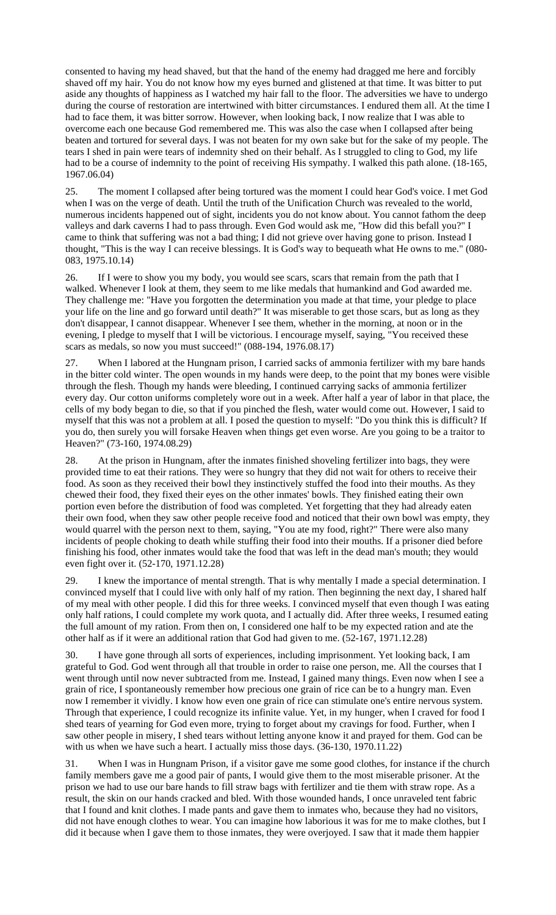consented to having my head shaved, but that the hand of the enemy had dragged me here and forcibly shaved off my hair. You do not know how my eyes burned and glistened at that time. It was bitter to put aside any thoughts of happiness as I watched my hair fall to the floor. The adversities we have to undergo during the course of restoration are intertwined with bitter circumstances. I endured them all. At the time I had to face them, it was bitter sorrow. However, when looking back, I now realize that I was able to overcome each one because God remembered me. This was also the case when I collapsed after being beaten and tortured for several days. I was not beaten for my own sake but for the sake of my people. The tears I shed in pain were tears of indemnity shed on their behalf. As I struggled to cling to God, my life had to be a course of indemnity to the point of receiving His sympathy. I walked this path alone. (18-165, 1967.06.04)

25. The moment I collapsed after being tortured was the moment I could hear God's voice. I met God when I was on the verge of death. Until the truth of the Unification Church was revealed to the world, numerous incidents happened out of sight, incidents you do not know about. You cannot fathom the deep valleys and dark caverns I had to pass through. Even God would ask me, "How did this befall you?" I came to think that suffering was not a bad thing; I did not grieve over having gone to prison. Instead I thought, "This is the way I can receive blessings. It is God's way to bequeath what He owns to me." (080-083, 1975.10.14)

26. If I were to show you my body, you would see scars, scars that remain from the path that I walked. Whenever I look at them, they seem to me like medals that humankind and God awarded me. They challenge me: "Have you forgotten the determination you made at that time, your pledge to place your life on the line and go forward until death?" It was miserable to get those scars, but as long as they don't disappear, I cannot disappear. Whenever I see them, whether in the morning, at noon or in the evening, I pledge to myself that I will be victorious. I encourage myself, saying, "You received these scars as medals, so now you must succeed!" (088-194, 1976.08.17)

27. When I labored at the Hungnam prison, I carried sacks of ammonia fertilizer with my bare hands in the bitter cold winter. The open wounds in my hands were deep, to the point that my bones were visible through the flesh. Though my hands were bleeding, I continued carrying sacks of ammonia fertilizer every day. Our cotton uniforms completely wore out in a week. After half a year of labor in that place, the cells of my body began to die, so that if you pinched the flesh, water would come out. However, I said to myself that this was not a problem at all. I posed the question to myself: "Do you think this is difficult? If you do, then surely you will forsake Heaven when things get even worse. Are you going to be a traitor to Heaven?" (73-160, 1974.08.29)

28. At the prison in Hungnam, after the inmates finished shoveling fertilizer into bags, they were provided time to eat their rations. They were so hungry that they did not wait for others to receive their food. As soon as they received their bowl they instinctively stuffed the food into their mouths. As they chewed their food, they fixed their eyes on the other inmates' bowls. They finished eating their own portion even before the distribution of food was completed. Yet forgetting that they had already eaten their own food, when they saw other people receive food and noticed that their own bowl was empty, they would quarrel with the person next to them, saying, "You ate my food, right?" There were also many incidents of people choking to death while stuffing their food into their mouths. If a prisoner died before finishing his food, other inmates would take the food that was left in the dead man's mouth; they would even fight over it. (52-170, 1971.12.28)

29. I knew the importance of mental strength. That is why mentally I made a special determination. I convinced myself that I could live with only half of my ration. Then beginning the next day, I shared half of my meal with other people. I did this for three weeks. I convinced myself that even though I was eating only half rations, I could complete my work quota, and I actually did. After three weeks, I resumed eating the full amount of my ration. From then on, I considered one half to be my expected ration and ate the other half as if it were an additional ration that God had given to me. (52-167, 1971.12.28)

30. I have gone through all sorts of experiences, including imprisonment. Yet looking back, I am grateful to God. God went through all that trouble in order to raise one person, me. All the courses that I went through until now never subtracted from me. Instead, I gained many things. Even now when I see a grain of rice, I spontaneously remember how precious one grain of rice can be to a hungry man. Even now I remember it vividly. I know how even one grain of rice can stimulate one's entire nervous system. Through that experience, I could recognize its infinite value. Yet, in my hunger, when I craved for food I shed tears of yearning for God even more, trying to forget about my cravings for food. Further, when I saw other people in misery, I shed tears without letting anyone know it and prayed for them. God can be with us when we have such a heart. I actually miss those days. (36-130, 1970.11.22)

31. When I was in Hungnam Prison, if a visitor gave me some good clothes, for instance if the church family members gave me a good pair of pants, I would give them to the most miserable prisoner. At the prison we had to use our bare hands to fill straw bags with fertilizer and tie them with straw rope. As a result, the skin on our hands cracked and bled. With those wounded hands, I once unraveled tent fabric that I found and knit clothes. I made pants and gave them to inmates who, because they had no visitors, did not have enough clothes to wear. You can imagine how laborious it was for me to make clothes, but I did it because when I gave them to those inmates, they were overjoyed. I saw that it made them happier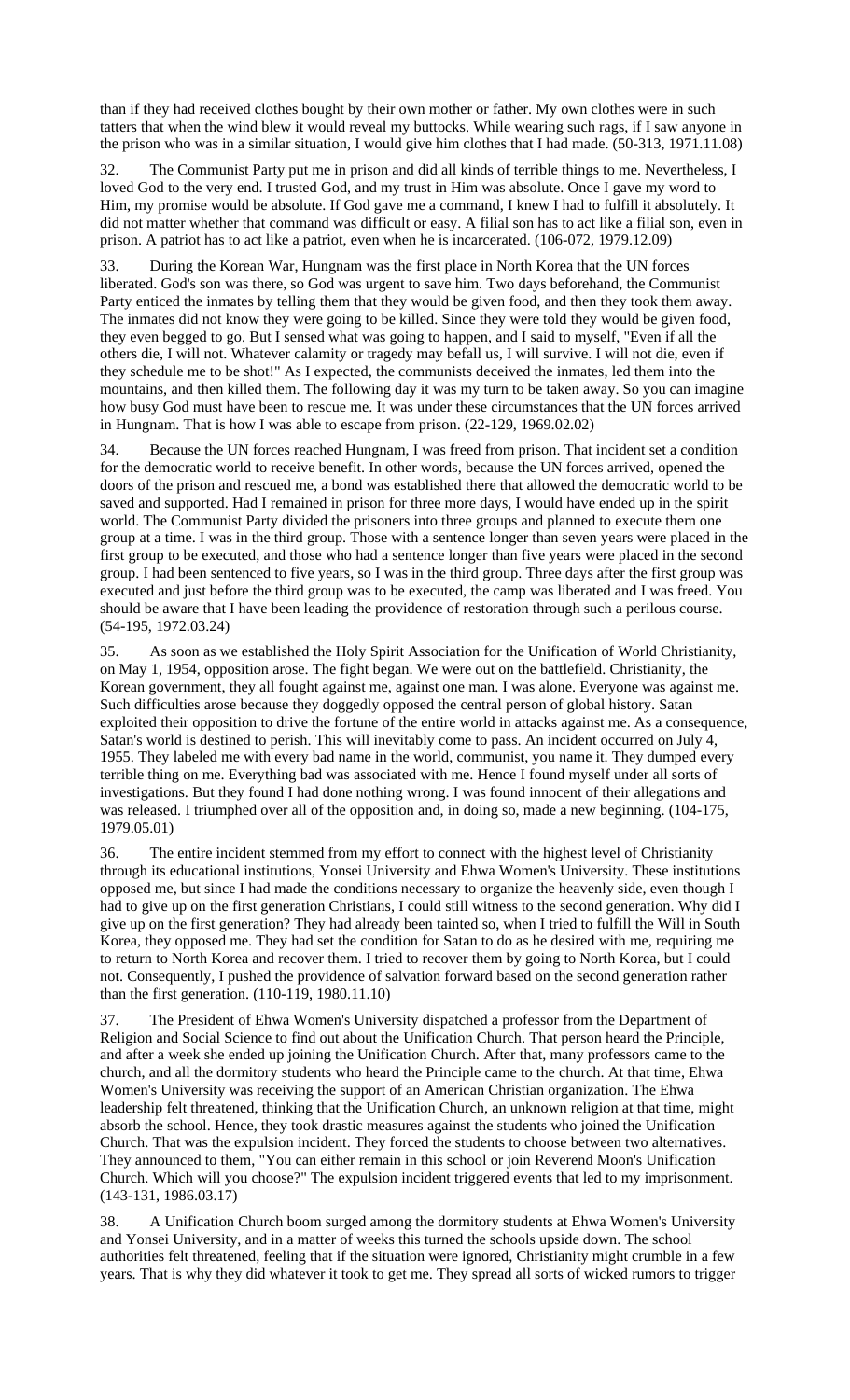than if they had received clothes bought by their own mother or father. My own clothes were in such tatters that when the wind blew it would reveal my buttocks. While wearing such rags, if I saw anyone in the prison who was in a similar situation, I would give him clothes that I had made. (50-313, 1971.11.08)

32. The Communist Party put me in prison and did all kinds of terrible things to me. Nevertheless, I loved God to the very end. I trusted God, and my trust in Him was absolute. Once I gave my word to Him, my promise would be absolute. If God gave me a command, I knew I had to fulfill it absolutely. It did not matter whether that command was difficult or easy. A filial son has to act like a filial son, even in prison. A patriot has to act like a patriot, even when he is incarcerated. (106-072, 1979.12.09)

33. During the Korean War, Hungnam was the first place in North Korea that the UN forces liberated. God's son was there, so God was urgent to save him. Two days beforehand, the Communist Party enticed the inmates by telling them that they would be given food, and then they took them away. The inmates did not know they were going to be killed. Since they were told they would be given food, they even begged to go. But I sensed what was going to happen, and I said to myself, "Even if all the others die, I will not. Whatever calamity or tragedy may befall us, I will survive. I will not die, even if they schedule me to be shot!" As I expected, the communists deceived the inmates, led them into the mountains, and then killed them. The following day it was my turn to be taken away. So you can imagine how busy God must have been to rescue me. It was under these circumstances that the UN forces arrived in Hungnam. That is how I was able to escape from prison. (22-129, 1969.02.02)

34. Because the UN forces reached Hungnam, I was freed from prison. That incident set a condition for the democratic world to receive benefit. In other words, because the UN forces arrived, opened the doors of the prison and rescued me, a bond was established there that allowed the democratic world to be saved and supported. Had I remained in prison for three more days, I would have ended up in the spirit world. The Communist Party divided the prisoners into three groups and planned to execute them one group at a time. I was in the third group. Those with a sentence longer than seven years were placed in the first group to be executed, and those who had a sentence longer than five years were placed in the second group. I had been sentenced to five years, so I was in the third group. Three days after the first group was executed and just before the third group was to be executed, the camp was liberated and I was freed. You should be aware that I have been leading the providence of restoration through such a perilous course. (54-195, 1972.03.24)

35. As soon as we established the Holy Spirit Association for the Unification of World Christianity, on May 1, 1954, opposition arose. The fight began. We were out on the battlefield. Christianity, the Korean government, they all fought against me, against one man. I was alone. Everyone was against me. Such difficulties arose because they doggedly opposed the central person of global history. Satan exploited their opposition to drive the fortune of the entire world in attacks against me. As a consequence, Satan's world is destined to perish. This will inevitably come to pass. An incident occurred on July 4, 1955. They labeled me with every bad name in the world, communist, you name it. They dumped every terrible thing on me. Everything bad was associated with me. Hence I found myself under all sorts of investigations. But they found I had done nothing wrong. I was found innocent of their allegations and was released. I triumphed over all of the opposition and, in doing so, made a new beginning. (104-175, 1979.05.01)

36. The entire incident stemmed from my effort to connect with the highest level of Christianity through its educational institutions, Yonsei University and Ehwa Women's University. These institutions opposed me, but since I had made the conditions necessary to organize the heavenly side, even though I had to give up on the first generation Christians, I could still witness to the second generation. Why did I give up on the first generation? They had already been tainted so, when I tried to fulfill the Will in South Korea, they opposed me. They had set the condition for Satan to do as he desired with me, requiring me to return to North Korea and recover them. I tried to recover them by going to North Korea, but I could not. Consequently, I pushed the providence of salvation forward based on the second generation rather than the first generation. (110-119, 1980.11.10)

37. The President of Ehwa Women's University dispatched a professor from the Department of Religion and Social Science to find out about the Unification Church. That person heard the Principle, and after a week she ended up joining the Unification Church. After that, many professors came to the church, and all the dormitory students who heard the Principle came to the church. At that time, Ehwa Women's University was receiving the support of an American Christian organization. The Ehwa leadership felt threatened, thinking that the Unification Church, an unknown religion at that time, might absorb the school. Hence, they took drastic measures against the students who joined the Unification Church. That was the expulsion incident. They forced the students to choose between two alternatives. They announced to them, "You can either remain in this school or join Reverend Moon's Unification Church. Which will you choose?" The expulsion incident triggered events that led to my imprisonment. (143-131, 1986.03.17)

38. A Unification Church boom surged among the dormitory students at Ehwa Women's University and Yonsei University, and in a matter of weeks this turned the schools upside down. The school authorities felt threatened, feeling that if the situation were ignored, Christianity might crumble in a few years. That is why they did whatever it took to get me. They spread all sorts of wicked rumors to trigger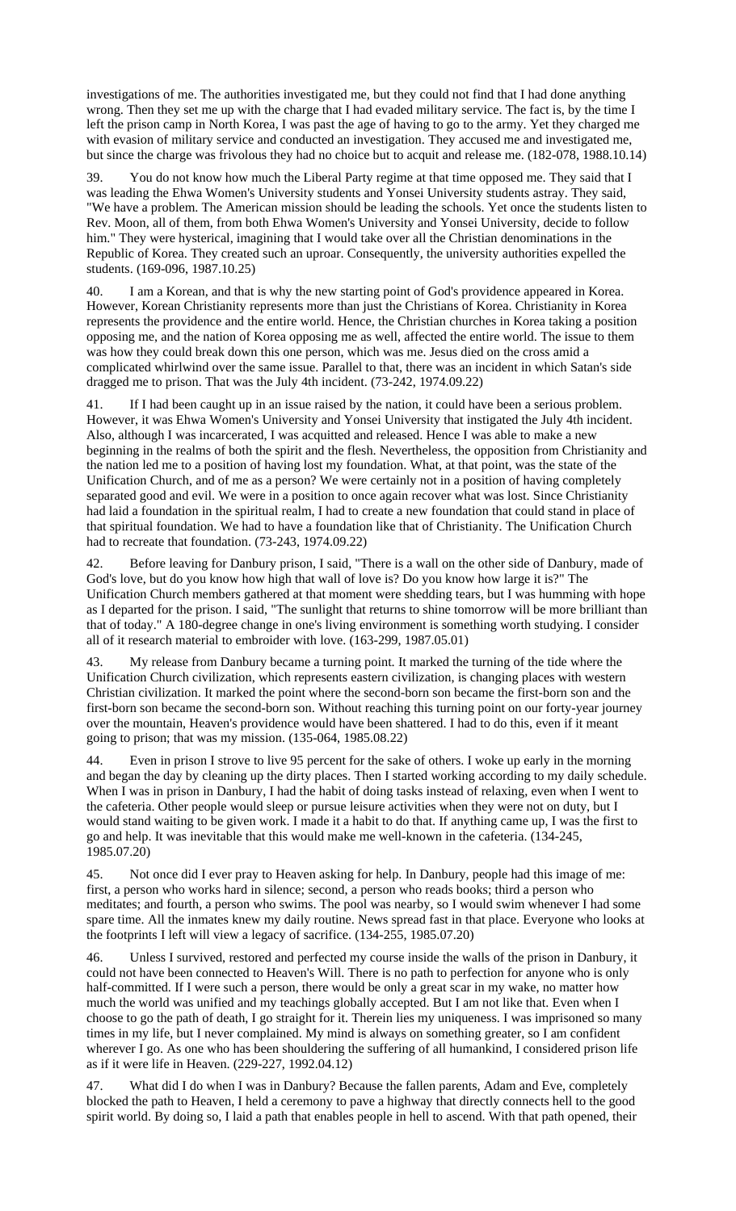investigations of me. The authorities investigated me, but they could not find that I had done anything wrong. Then they set me up with the charge that I had evaded military service. The fact is, by the time I left the prison camp in North Korea, I was past the age of having to go to the army. Yet they charged me with evasion of military service and conducted an investigation. They accused me and investigated me, but since the charge was frivolous they had no choice but to acquit and release me. (182-078, 1988.10.14)

39. You do not know how much the Liberal Party regime at that time opposed me. They said that I was leading the Ehwa Women's University students and Yonsei University students astray. They said, "We have a problem. The American mission should be leading the schools. Yet once the students listen to Rev. Moon, all of them, from both Ehwa Women's University and Yonsei University, decide to follow him." They were hysterical, imagining that I would take over all the Christian denominations in the Republic of Korea. They created such an uproar. Consequently, the university authorities expelled the students. (169-096, 1987.10.25)

40. I am a Korean, and that is why the new starting point of God's providence appeared in Korea. However, Korean Christianity represents more than just the Christians of Korea. Christianity in Korea represents the providence and the entire world. Hence, the Christian churches in Korea taking a position opposing me, and the nation of Korea opposing me as well, affected the entire world. The issue to them was how they could break down this one person, which was me. Jesus died on the cross amid a complicated whirlwind over the same issue. Parallel to that, there was an incident in which Satan's side dragged me to prison. That was the July 4th incident. (73-242, 1974.09.22)

41. If I had been caught up in an issue raised by the nation, it could have been a serious problem. However, it was Ehwa Women's University and Yonsei University that instigated the July 4th incident. Also, although I was incarcerated, I was acquitted and released. Hence I was able to make a new beginning in the realms of both the spirit and the flesh. Nevertheless, the opposition from Christianity and the nation led me to a position of having lost my foundation. What, at that point, was the state of the Unification Church, and of me as a person? We were certainly not in a position of having completely separated good and evil. We were in a position to once again recover what was lost. Since Christianity had laid a foundation in the spiritual realm, I had to create a new foundation that could stand in place of that spiritual foundation. We had to have a foundation like that of Christianity. The Unification Church had to recreate that foundation. (73-243, 1974.09.22)

42. Before leaving for Danbury prison, I said, "There is a wall on the other side of Danbury, made of God's love, but do you know how high that wall of love is? Do you know how large it is?" The Unification Church members gathered at that moment were shedding tears, but I was humming with hope as I departed for the prison. I said, "The sunlight that returns to shine tomorrow will be more brilliant than that of today." A 180-degree change in one's living environment is something worth studying. I consider all of it research material to embroider with love. (163-299, 1987.05.01)

43. My release from Danbury became a turning point. It marked the turning of the tide where the Unification Church civilization, which represents eastern civilization, is changing places with western Christian civilization. It marked the point where the second-born son became the first-born son and the first-born son became the second-born son. Without reaching this turning point on our forty-year journey over the mountain, Heaven's providence would have been shattered. I had to do this, even if it meant going to prison; that was my mission. (135-064, 1985.08.22)

44. Even in prison I strove to live 95 percent for the sake of others. I woke up early in the morning and began the day by cleaning up the dirty places. Then I started working according to my daily schedule. When I was in prison in Danbury, I had the habit of doing tasks instead of relaxing, even when I went to the cafeteria. Other people would sleep or pursue leisure activities when they were not on duty, but I would stand waiting to be given work. I made it a habit to do that. If anything came up, I was the first to go and help. It was inevitable that this would make me well-known in the cafeteria. (134-245, 1985.07.20)

45. Not once did I ever pray to Heaven asking for help. In Danbury, people had this image of me: first, a person who works hard in silence; second, a person who reads books; third a person who meditates; and fourth, a person who swims. The pool was nearby, so I would swim whenever I had some spare time. All the inmates knew my daily routine. News spread fast in that place. Everyone who looks at the footprints I left will view a legacy of sacrifice. (134-255, 1985.07.20)

46. Unless I survived, restored and perfected my course inside the walls of the prison in Danbury, it could not have been connected to Heaven's Will. There is no path to perfection for anyone who is only half-committed. If I were such a person, there would be only a great scar in my wake, no matter how much the world was unified and my teachings globally accepted. But I am not like that. Even when I choose to go the path of death, I go straight for it. Therein lies my uniqueness. I was imprisoned so many times in my life, but I never complained. My mind is always on something greater, so I am confident wherever I go. As one who has been shouldering the suffering of all humankind, I considered prison life as if it were life in Heaven. (229-227, 1992.04.12)

47. What did I do when I was in Danbury? Because the fallen parents, Adam and Eve, completely blocked the path to Heaven, I held a ceremony to pave a highway that directly connects hell to the good spirit world. By doing so, I laid a path that enables people in hell to ascend. With that path opened, their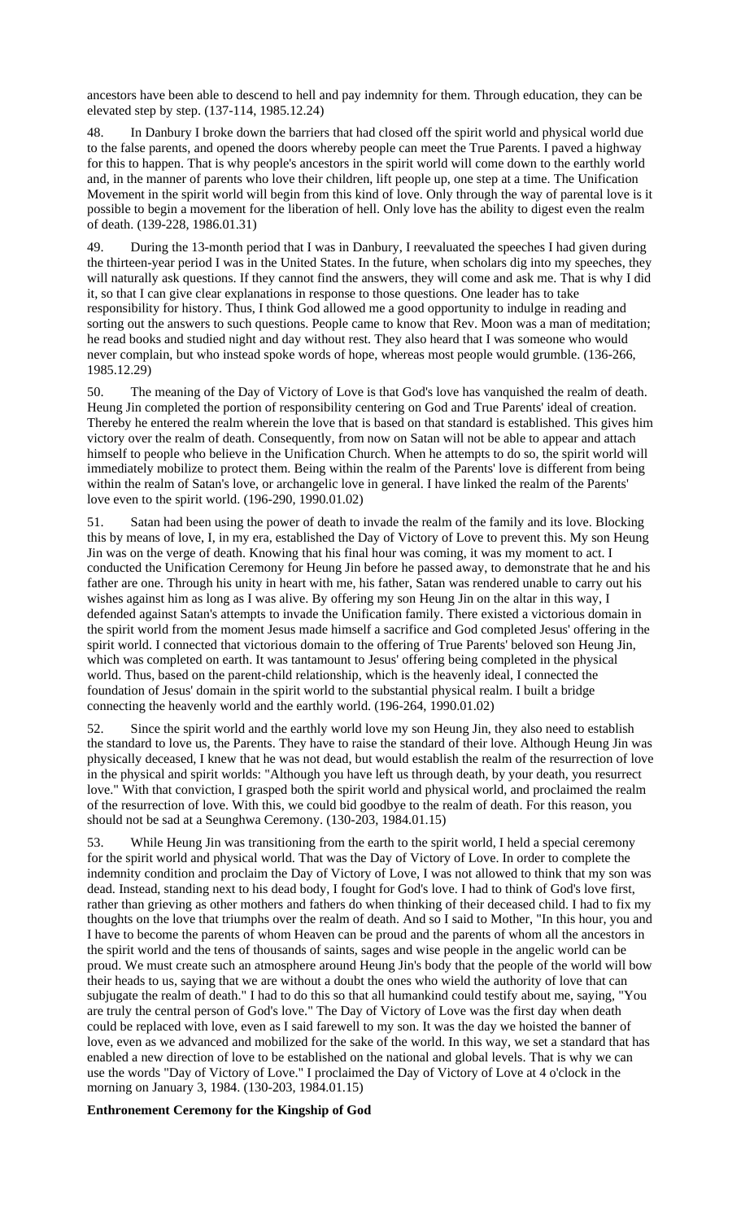ancestors have been able to descend to hell and pay indemnity for them. Through education, they can be elevated step by step. (137-114, 1985.12.24)

48. In Danbury I broke down the barriers that had closed off the spirit world and physical world due to the false parents, and opened the doors whereby people can meet the True Parents. I paved a highway for this to happen. That is why people's ancestors in the spirit world will come down to the earthly world and, in the manner of parents who love their children, lift people up, one step at a time. The Unification Movement in the spirit world will begin from this kind of love. Only through the way of parental love is it possible to begin a movement for the liberation of hell. Only love has the ability to digest even the realm of death. (139-228, 1986.01.31)

49. During the 13-month period that I was in Danbury, I reevaluated the speeches I had given during the thirteen-year period I was in the United States. In the future, when scholars dig into my speeches, they will naturally ask questions. If they cannot find the answers, they will come and ask me. That is why I did it, so that I can give clear explanations in response to those questions. One leader has to take responsibility for history. Thus, I think God allowed me a good opportunity to indulge in reading and sorting out the answers to such questions. People came to know that Rev. Moon was a man of meditation; he read books and studied night and day without rest. They also heard that I was someone who would never complain, but who instead spoke words of hope, whereas most people would grumble. (136-266, 1985.12.29)

50. The meaning of the Day of Victory of Love is that God's love has vanquished the realm of death. Heung Jin completed the portion of responsibility centering on God and True Parents' ideal of creation. Thereby he entered the realm wherein the love that is based on that standard is established. This gives him victory over the realm of death. Consequently, from now on Satan will not be able to appear and attach himself to people who believe in the Unification Church. When he attempts to do so, the spirit world will immediately mobilize to protect them. Being within the realm of the Parents' love is different from being within the realm of Satan's love, or archangelic love in general. I have linked the realm of the Parents' love even to the spirit world. (196-290, 1990.01.02)

51. Satan had been using the power of death to invade the realm of the family and its love. Blocking this by means of love, I, in my era, established the Day of Victory of Love to prevent this. My son Heung Jin was on the verge of death. Knowing that his final hour was coming, it was my moment to act. I conducted the Unification Ceremony for Heung Jin before he passed away, to demonstrate that he and his father are one. Through his unity in heart with me, his father, Satan was rendered unable to carry out his wishes against him as long as I was alive. By offering my son Heung Jin on the altar in this way, I defended against Satan's attempts to invade the Unification family. There existed a victorious domain in the spirit world from the moment Jesus made himself a sacrifice and God completed Jesus' offering in the spirit world. I connected that victorious domain to the offering of True Parents' beloved son Heung Jin, which was completed on earth. It was tantamount to Jesus' offering being completed in the physical world. Thus, based on the parent-child relationship, which is the heavenly ideal, I connected the foundation of Jesus' domain in the spirit world to the substantial physical realm. I built a bridge connecting the heavenly world and the earthly world. (196-264, 1990.01.02)

52. Since the spirit world and the earthly world love my son Heung Jin, they also need to establish the standard to love us, the Parents. They have to raise the standard of their love. Although Heung Jin was physically deceased, I knew that he was not dead, but would establish the realm of the resurrection of love in the physical and spirit worlds: "Although you have left us through death, by your death, you resurrect love." With that conviction, I grasped both the spirit world and physical world, and proclaimed the realm of the resurrection of love. With this, we could bid goodbye to the realm of death. For this reason, you should not be sad at a Seunghwa Ceremony. (130-203, 1984.01.15)

53. While Heung Jin was transitioning from the earth to the spirit world, I held a special ceremony for the spirit world and physical world. That was the Day of Victory of Love. In order to complete the indemnity condition and proclaim the Day of Victory of Love, I was not allowed to think that my son was dead. Instead, standing next to his dead body, I fought for God's love. I had to think of God's love first, rather than grieving as other mothers and fathers do when thinking of their deceased child. I had to fix my thoughts on the love that triumphs over the realm of death. And so I said to Mother, "In this hour, you and I have to become the parents of whom Heaven can be proud and the parents of whom all the ancestors in the spirit world and the tens of thousands of saints, sages and wise people in the angelic world can be proud. We must create such an atmosphere around Heung Jin's body that the people of the world will bow their heads to us, saying that we are without a doubt the ones who wield the authority of love that can subjugate the realm of death." I had to do this so that all humankind could testify about me, saying, "You are truly the central person of God's love." The Day of Victory of Love was the first day when death could be replaced with love, even as I said farewell to my son. It was the day we hoisted the banner of love, even as we advanced and mobilized for the sake of the world. In this way, we set a standard that has enabled a new direction of love to be established on the national and global levels. That is why we can use the words "Day of Victory of Love." I proclaimed the Day of Victory of Love at 4 o'clock in the morning on January 3, 1984. (130-203, 1984.01.15)

**Enthronement Ceremony for the Kingship of God**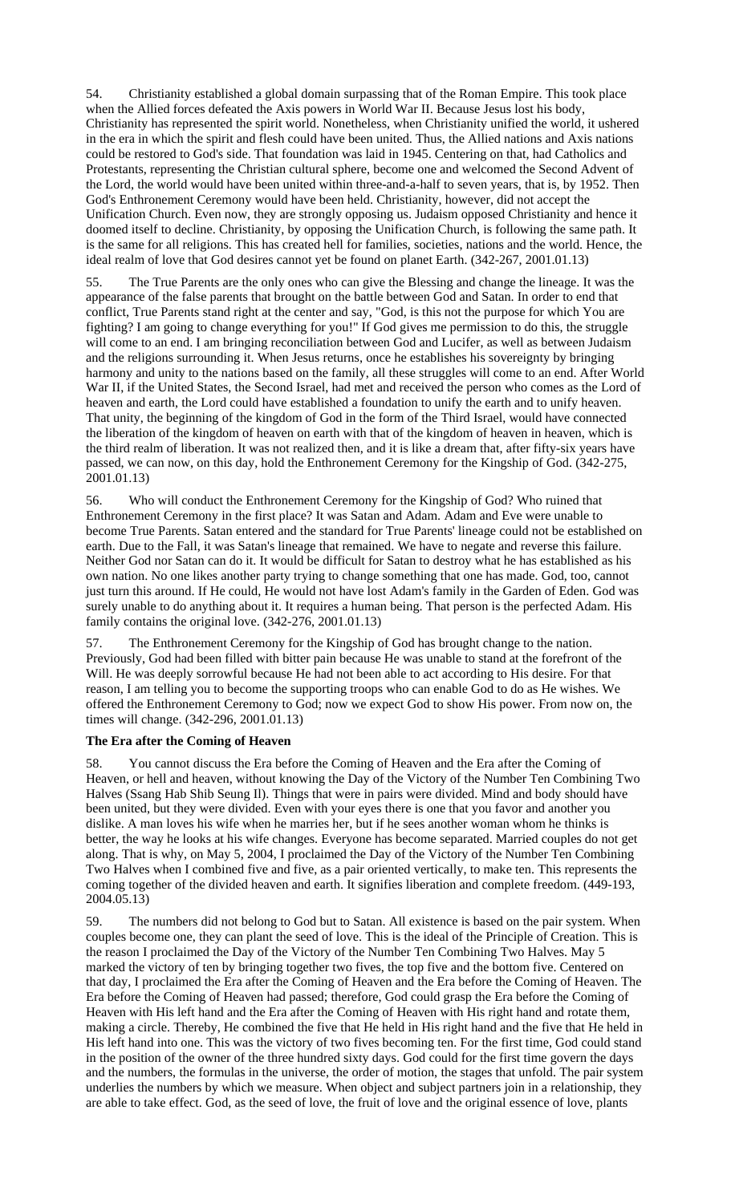54. Christianity established a global domain surpassing that of the Roman Empire. This took place when the Allied forces defeated the Axis powers in World War II. Because Jesus lost his body, Christianity has represented the spirit world. Nonetheless, when Christianity unified the world, it ushered in the era in which the spirit and flesh could have been united. Thus, the Allied nations and Axis nations could be restored to God's side. That foundation was laid in 1945. Centering on that, had Catholics and Protestants, representing the Christian cultural sphere, become one and welcomed the Second Advent of the Lord, the world would have been united within three-and-a-half to seven years, that is, by 1952. Then God's Enthronement Ceremony would have been held. Christianity, however, did not accept the Unification Church. Even now, they are strongly opposing us. Judaism opposed Christianity and hence it doomed itself to decline. Christianity, by opposing the Unification Church, is following the same path. It is the same for all religions. This has created hell for families, societies, nations and the world. Hence, the ideal realm of love that God desires cannot yet be found on planet Earth. (342-267, 2001.01.13)

55. The True Parents are the only ones who can give the Blessing and change the lineage. It was the appearance of the false parents that brought on the battle between God and Satan. In order to end that conflict, True Parents stand right at the center and say, "God, is this not the purpose for which You are fighting? I am going to change everything for you!" If God gives me permission to do this, the struggle will come to an end. I am bringing reconciliation between God and Lucifer, as well as between Judaism and the religions surrounding it. When Jesus returns, once he establishes his sovereignty by bringing harmony and unity to the nations based on the family, all these struggles will come to an end. After World War II, if the United States, the Second Israel, had met and received the person who comes as the Lord of heaven and earth, the Lord could have established a foundation to unify the earth and to unify heaven. That unity, the beginning of the kingdom of God in the form of the Third Israel, would have connected the liberation of the kingdom of heaven on earth with that of the kingdom of heaven in heaven, which is the third realm of liberation. It was not realized then, and it is like a dream that, after fifty-six years have passed, we can now, on this day, hold the Enthronement Ceremony for the Kingship of God. (342-275, 2001.01.13)

56. Who will conduct the Enthronement Ceremony for the Kingship of God? Who ruined that Enthronement Ceremony in the first place? It was Satan and Adam. Adam and Eve were unable to become True Parents. Satan entered and the standard for True Parents' lineage could not be established on earth. Due to the Fall, it was Satan's lineage that remained. We have to negate and reverse this failure. Neither God nor Satan can do it. It would be difficult for Satan to destroy what he has established as his own nation. No one likes another party trying to change something that one has made. God, too, cannot just turn this around. If He could, He would not have lost Adam's family in the Garden of Eden. God was surely unable to do anything about it. It requires a human being. That person is the perfected Adam. His family contains the original love. (342-276, 2001.01.13)

57. The Enthronement Ceremony for the Kingship of God has brought change to the nation. Previously, God had been filled with bitter pain because He was unable to stand at the forefront of the Will. He was deeply sorrowful because He had not been able to act according to His desire. For that reason, I am telling you to become the supporting troops who can enable God to do as He wishes. We offered the Enthronement Ceremony to God; now we expect God to show His power. From now on, the times will change. (342-296, 2001.01.13)

**The Era after the Coming of Heaven**

58. You cannot discuss the Era before the Coming of Heaven and the Era after the Coming of Heaven, or hell and heaven, without knowing the Day of the Victory of the Number Ten Combining Two Halves (Ssang Hab Shib Seung Il). Things that were in pairs were divided. Mind and body should have been united, but they were divided. Even with your eyes there is one that you favor and another you dislike. A man loves his wife when he marries her, but if he sees another woman whom he thinks is better, the way he looks at his wife changes. Everyone has become separated. Married couples do not get along. That is why, on May 5, 2004, I proclaimed the Day of the Victory of the Number Ten Combining Two Halves when I combined five and five, as a pair oriented vertically, to make ten. This represents the coming together of the divided heaven and earth. It signifies liberation and complete freedom. (449-193, 2004.05.13)

59. The numbers did not belong to God but to Satan. All existence is based on the pair system. When couples become one, they can plant the seed of love. This is the ideal of the Principle of Creation. This is the reason I proclaimed the Day of the Victory of the Number Ten Combining Two Halves. May 5 marked the victory of ten by bringing together two fives, the top five and the bottom five. Centered on that day, I proclaimed the Era after the Coming of Heaven and the Era before the Coming of Heaven. The Era before the Coming of Heaven had passed; therefore, God could grasp the Era before the Coming of Heaven with His left hand and the Era after the Coming of Heaven with His right hand and rotate them, making a circle. Thereby, He combined the five that He held in His right hand and the five that He held in His left hand into one. This was the victory of two fives becoming ten. For the first time, God could stand in the position of the owner of the three hundred sixty days. God could for the first time govern the days and the numbers, the formulas in the universe, the order of motion, the stages that unfold. The pair system underlies the numbers by which we measure. When object and subject partners join in a relationship, they are able to take effect. God, as the seed of love, the fruit of love and the original essence of love, plants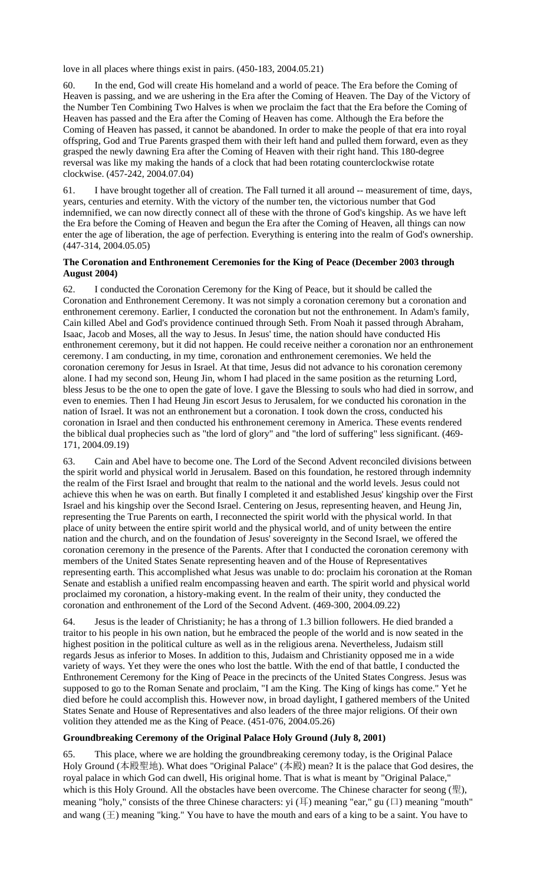love in all places where things exist in pairs. (450-183, 2004.05.21)

60. In the end, God will create His homeland and a world of peace. The Era before the Coming of Heaven is passing, and we are ushering in the Era after the Coming of Heaven. The Day of the Victory of the Number Ten Combining Two Halves is when we proclaim the fact that the Era before the Coming of Heaven has passed and the Era after the Coming of Heaven has come. Although the Era before the Coming of Heaven has passed, it cannot be abandoned. In order to make the people of that era into royal offspring, God and True Parents grasped them with their left hand and pulled them forward, even as they grasped the newly dawning Era after the Coming of Heaven with their right hand. This 180-degree reversal was like my making the hands of a clock that had been rotating counterclockwise rotate clockwise. (457-242, 2004.07.04)

61. I have brought together all of creation. The Fall turned it all around -- measurement of time, days, years, centuries and eternity. With the victory of the number ten, the victorious number that God indemnified, we can now directly connect all of these with the throne of God's kingship. As we have left the Era before the Coming of Heaven and begun the Era after the Coming of Heaven, all things can now enter the age of liberation, the age of perfection. Everything is entering into the realm of God's ownership. (447-314, 2004.05.05)

**The Coronation and Enthronement Ceremonies for the King of Peace (December 2003 through August 2004)**

62. I conducted the Coronation Ceremony for the King of Peace, but it should be called the Coronation and Enthronement Ceremony. It was not simply a coronation ceremony but a coronation and enthronement ceremony. Earlier, I conducted the coronation but not the enthronement. In Adam's family, Cain killed Abel and God's providence continued through Seth. From Noah it passed through Abraham, Isaac, Jacob and Moses, all the way to Jesus. In Jesus' time, the nation should have conducted His enthronement ceremony, but it did not happen. He could receive neither a coronation nor an enthronement ceremony. I am conducting, in my time, coronation and enthronement ceremonies. We held the coronation ceremony for Jesus in Israel. At that time, Jesus did not advance to his coronation ceremony alone. I had my second son, Heung Jin, whom I had placed in the same position as the returning Lord, bless Jesus to be the one to open the gate of love. I gave the Blessing to souls who had died in sorrow, and even to enemies. Then I had Heung Jin escort Jesus to Jerusalem, for we conducted his coronation in the nation of Israel. It was not an enthronement but a coronation. I took down the cross, conducted his coronation in Israel and then conducted his enthronement ceremony in America. These events rendered the biblical dual prophecies such as "the lord of glory" and "the lord of suffering" less significant. (469-171, 2004.09.19)

63. Cain and Abel have to become one. The Lord of the Second Advent reconciled divisions between the spirit world and physical world in Jerusalem. Based on this foundation, he restored through indemnity the realm of the First Israel and brought that realm to the national and the world levels. Jesus could not achieve this when he was on earth. But finally I completed it and established Jesus' kingship over the First Israel and his kingship over the Second Israel. Centering on Jesus, representing heaven, and Heung Jin, representing the True Parents on earth, I reconnected the spirit world with the physical world. In that place of unity between the entire spirit world and the physical world, and of unity between the entire nation and the church, and on the foundation of Jesus' sovereignty in the Second Israel, we offered the coronation ceremony in the presence of the Parents. After that I conducted the coronation ceremony with members of the United States Senate representing heaven and of the House of Representatives representing earth. This accomplished what Jesus was unable to do: proclaim his coronation at the Roman Senate and establish a unified realm encompassing heaven and earth. The spirit world and physical world proclaimed my coronation, a history-making event. In the realm of their unity, they conducted the coronation and enthronement of the Lord of the Second Advent. (469-300, 2004.09.22)

64. Jesus is the leader of Christianity; he has a throng of 1.3 billion followers. He died branded a traitor to his people in his own nation, but he embraced the people of the world and is now seated in the highest position in the political culture as well as in the religious arena. Nevertheless, Judaism still regards Jesus as inferior to Moses. In addition to this, Judaism and Christianity opposed me in a wide variety of ways. Yet they were the ones who lost the battle. With the end of that battle, I conducted the Enthronement Ceremony for the King of Peace in the precincts of the United States Congress. Jesus was supposed to go to the Roman Senate and proclaim, "I am the King. The King of kings has come." Yet he died before he could accomplish this. However now, in broad daylight, I gathered members of the United States Senate and House of Representatives and also leaders of the three major religions. Of their own volition they attended me as the King of Peace. (451-076, 2004.05.26)

**Groundbreaking Ceremony of the Original Palace Holy Ground (July 8, 2001)**

65. This place, where we are holding the groundbreaking ceremony today, is the Original Palace Holy Ground (本殿聖地). What does "Original Palace" (本殿) mean? It is the palace that God desires, the royal palace in which God can dwell, His original home. That is what is meant by "Original Palace," which is this Holy Ground. All the obstacles have been overcome. The Chinese character for seong (聖), meaning "holy," consists of the three Chinese characters: yi (耳) meaning "ear," gu (口) meaning "mouth" and wang (王) meaning "king." You have to have the mouth and ears of a king to be a saint. You have to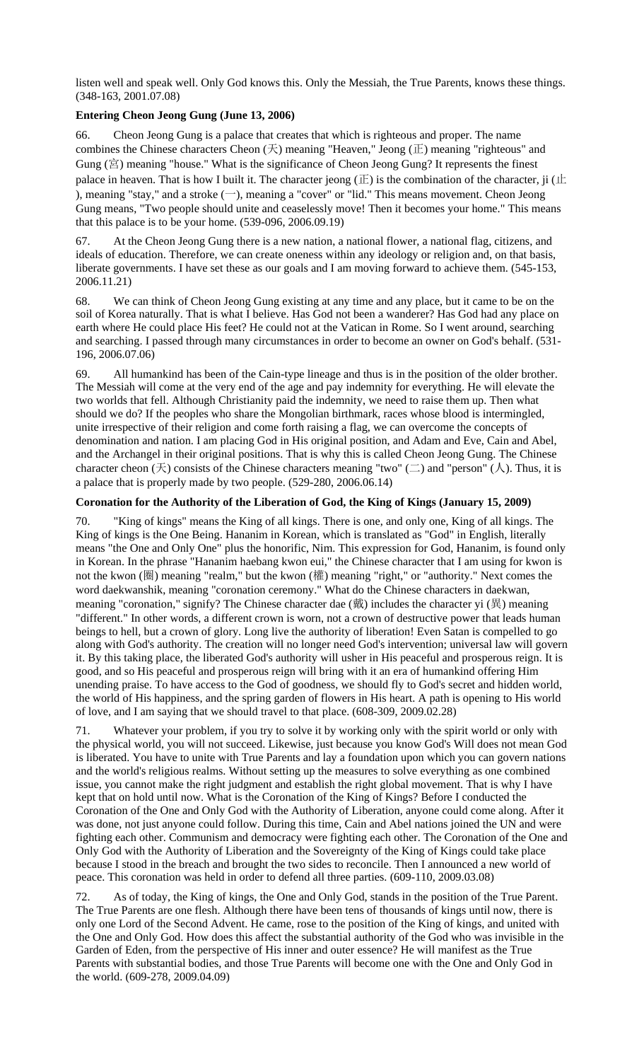listen well and speak well. Only God knows this. Only the Messiah, the True Parents, knows these things. (348-163, 2001.07.08)

**Entering Cheon Jeong Gung (June 13, 2006)**

66. Cheon Jeong Gung is a palace that creates that which is righteous and proper. The name combines the Chinese characters Cheon (天) meaning "Heaven," Jeong (正) meaning "righteous" and Gung (宮) meaning "house." What is the significance of Cheon Jeong Gung? It represents the finest palace in heaven. That is how I built it. The character jeong (正) is the combination of the character, ji (止), meaning "stay," and a stroke (一), meaning a "cover" or "lid." This means movement. Cheon Jeong Gung means, "Two people should unite and ceaselessly move! Then it becomes your home." This means that this palace is to be your home. (539-096, 2006.09.19)

67. At the Cheon Jeong Gung there is a new nation, a national flower, a national flag, citizens, and ideals of education. Therefore, we can create oneness within any ideology or religion and, on that basis, liberate governments. I have set these as our goals and I am moving forward to achieve them. (545-153, 2006.11.21)

68. We can think of Cheon Jeong Gung existing at any time and any place, but it came to be on the soil of Korea naturally. That is what I believe. Has God not been a wanderer? Has God had any place on earth where He could place His feet? He could not at the Vatican in Rome. So I went around, searching and searching. I passed through many circumstances in order to become an owner on God's behalf. (531-196, 2006.07.06)

69. All humankind has been of the Cain-type lineage and thus is in the position of the older brother. The Messiah will come at the very end of the age and pay indemnity for everything. He will elevate the two worlds that fell. Although Christianity paid the indemnity, we need to raise them up. Then what should we do? If the peoples who share the Mongolian birthmark, races whose blood is intermingled, unite irrespective of their religion and come forth raising a flag, we can overcome the concepts of denomination and nation. I am placing God in His original position, and Adam and Eve, Cain and Abel, and the Archangel in their original positions. That is why this is called Cheon Jeong Gung. The Chinese character cheon (天) consists of the Chinese characters meaning "two" (二) and "person" (人). Thus, it is a palace that is properly made by two people. (529-280, 2006.06.14)

**Coronation for the Authority of the Liberation of God, the King of Kings (January 15, 2009)**

70. "King of kings" means the King of all kings. There is one, and only one, King of all kings. The King of kings is the One Being. Hananim in Korean, which is translated as "God" in English, literally means "the One and Only One" plus the honorific, Nim. This expression for God, Hananim, is found only in Korean. In the phrase "Hananim haebang kwon eui," the Chinese character that I am using for kwon is not the kwon (圈) meaning "realm," but the kwon (權) meaning "right," or "authority." Next comes the word daekwanshik, meaning "coronation ceremony." What do the Chinese characters in daekwan, meaning "coronation," signify? The Chinese character dae (戴) includes the character yi (異) meaning "different." In other words, a different crown is worn, not a crown of destructive power that leads human beings to hell, but a crown of glory. Long live the authority of liberation! Even Satan is compelled to go along with God's authority. The creation will no longer need God's intervention; universal law will govern it. By this taking place, the liberated God's authority will usher in His peaceful and prosperous reign. It is good, and so His peaceful and prosperous reign will bring with it an era of humankind offering Him unending praise. To have access to the God of goodness, we should fly to God's secret and hidden world, the world of His happiness, and the spring garden of flowers in His heart. A path is opening to His world of love, and I am saying that we should travel to that place. (608-309, 2009.02.28)

71. Whatever your problem, if you try to solve it by working only with the spirit world or only with the physical world, you will not succeed. Likewise, just because you know God's Will does not mean God is liberated. You have to unite with True Parents and lay a foundation upon which you can govern nations and the world's religious realms. Without setting up the measures to solve everything as one combined issue, you cannot make the right judgment and establish the right global movement. That is why I have kept that on hold until now. What is the Coronation of the King of Kings? Before I conducted the Coronation of the One and Only God with the Authority of Liberation, anyone could come along. After it was done, not just anyone could follow. During this time, Cain and Abel nations joined the UN and were fighting each other. Communism and democracy were fighting each other. The Coronation of the One and Only God with the Authority of Liberation and the Sovereignty of the King of Kings could take place because I stood in the breach and brought the two sides to reconcile. Then I announced a new world of peace. This coronation was held in order to defend all three parties. (609-110, 2009.03.08)

72. As of today, the King of kings, the One and Only God, stands in the position of the True Parent. The True Parents are one flesh. Although there have been tens of thousands of kings until now, there is only one Lord of the Second Advent. He came, rose to the position of the King of kings, and united with the One and Only God. How does this affect the substantial authority of the God who was invisible in the Garden of Eden, from the perspective of His inner and outer essence? He will manifest as the True Parents with substantial bodies, and those True Parents will become one with the One and Only God in the world. (609-278, 2009.04.09)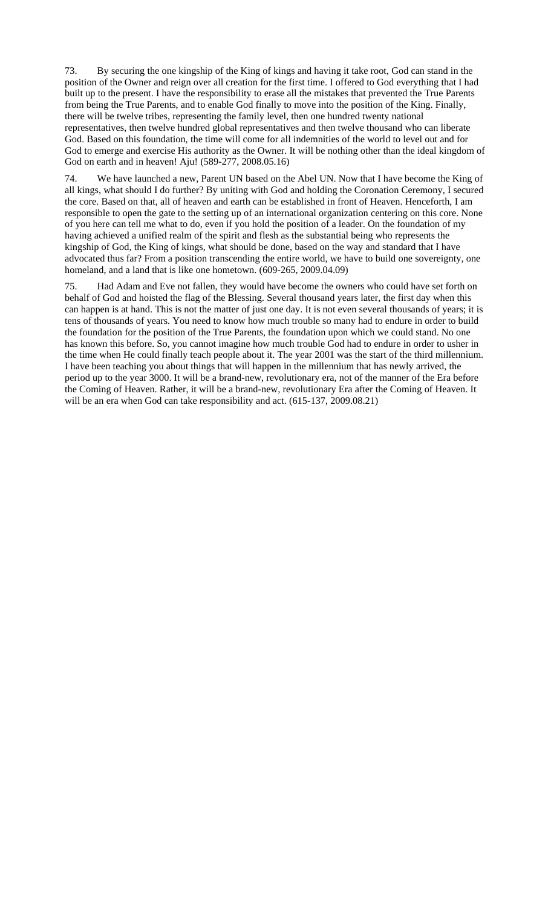73. By securing the one kingship of the King of kings and having it take root, God can stand in the position of the Owner and reign over all creation for the first time. I offered to God everything that I had built up to the present. I have the responsibility to erase all the mistakes that prevented the True Parents from being the True Parents, and to enable God finally to move into the position of the King. Finally, there will be twelve tribes, representing the family level, then one hundred twenty national representatives, then twelve hundred global representatives and then twelve thousand who can liberate God. Based on this foundation, the time will come for all indemnities of the world to level out and for God to emerge and exercise His authority as the Owner. It will be nothing other than the ideal kingdom of God on earth and in heaven! Aju! (589-277, 2008.05.16)

74. We have launched a new, Parent UN based on the Abel UN. Now that I have become the King of all kings, what should I do further? By uniting with God and holding the Coronation Ceremony, I secured the core. Based on that, all of heaven and earth can be established in front of Heaven. Henceforth, I am responsible to open the gate to the setting up of an international organization centering on this core. None of you here can tell me what to do, even if you hold the position of a leader. On the foundation of my having achieved a unified realm of the spirit and flesh as the substantial being who represents the kingship of God, the King of kings, what should be done, based on the way and standard that I have advocated thus far? From a position transcending the entire world, we have to build one sovereignty, one homeland, and a land that is like one hometown. (609-265, 2009.04.09)

75. Had Adam and Eve not fallen, they would have become the owners who could have set forth on behalf of God and hoisted the flag of the Blessing. Several thousand years later, the first day when this can happen is at hand. This is not the matter of just one day. It is not even several thousands of years; it is tens of thousands of years. You need to know how much trouble so many had to endure in order to build the foundation for the position of the True Parents, the foundation upon which we could stand. No one has known this before. So, you cannot imagine how much trouble God had to endure in order to usher in the time when He could finally teach people about it. The year 2001 was the start of the third millennium. I have been teaching you about things that will happen in the millennium that has newly arrived, the period up to the year 3000. It will be a brand-new, revolutionary era, not of the manner of the Era before the Coming of Heaven. Rather, it will be a brand-new, revolutionary Era after the Coming of Heaven. It will be an era when God can take responsibility and act. (615-137, 2009.08.21)